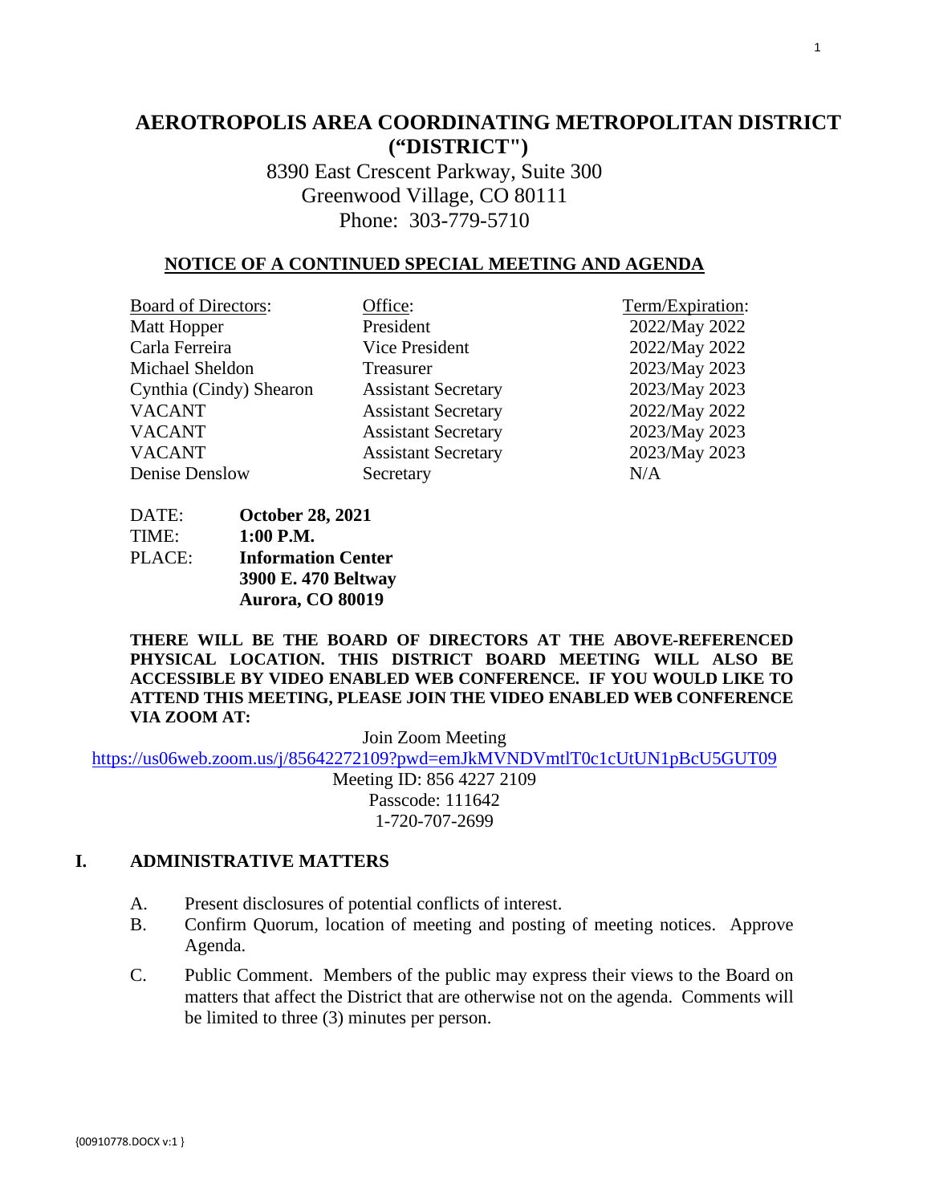# AEROTROPOLIS AREA COORDINATING METROPOLITAN DISTRICT ("DISTRICT")

8390 East Crescent Parkway, Suite 300
Greenwood Village, CO 80111
Phone: 303-779-5710

## NOTICE OF A CONTINUED SPECIAL MEETING AND AGENDA

| Board of Directors: | Office: | Term/Expiration: |
|---|---|---|
| Matt Hopper | President | 2022/May 2022 |
| Carla Ferreira | Vice President | 2022/May 2022 |
| Michael Sheldon | Treasurer | 2023/May 2023 |
| Cynthia (Cindy) Shearon | Assistant Secretary | 2023/May 2023 |
| VACANT | Assistant Secretary | 2022/May 2022 |
| VACANT | Assistant Secretary | 2023/May 2023 |
| VACANT | Assistant Secretary | 2023/May 2023 |
| Denise Denslow | Secretary | N/A |

DATE: **October 28, 2021**
TIME: **1:00 P.M.**
PLACE: **Information Center**
**3900 E. 470 Beltway**
**Aurora, CO 80019**

**THERE WILL BE THE BOARD OF DIRECTORS AT THE ABOVE-REFERENCED PHYSICAL LOCATION. THIS DISTRICT BOARD MEETING WILL ALSO BE ACCESSIBLE BY VIDEO ENABLED WEB CONFERENCE. IF YOU WOULD LIKE TO ATTEND THIS MEETING, PLEASE JOIN THE VIDEO ENABLED WEB CONFERENCE VIA ZOOM AT:**

Join Zoom Meeting
https://us06web.zoom.us/j/85642272109?pwd=emJkMVNDVmtlT0c1cUtUN1pBcU5GUT09
Meeting ID: 856 4227 2109
Passcode: 111642
1-720-707-2699

## I. ADMINISTRATIVE MATTERS

A. Present disclosures of potential conflicts of interest.

B. Confirm Quorum, location of meeting and posting of meeting notices. Approve Agenda.

C. Public Comment. Members of the public may express their views to the Board on matters that affect the District that are otherwise not on the agenda. Comments will be limited to three (3) minutes per person.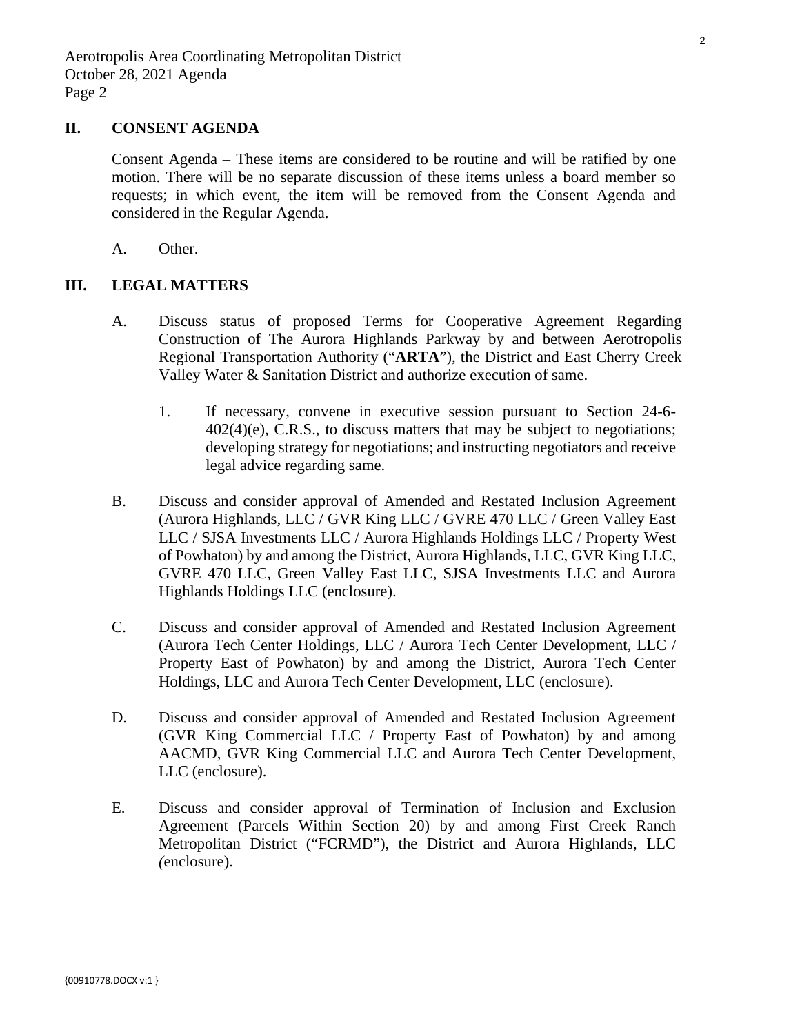## II. CONSENT AGENDA

Consent Agenda – These items are considered to be routine and will be ratified by one motion. There will be no separate discussion of these items unless a board member so requests; in which event, the item will be removed from the Consent Agenda and considered in the Regular Agenda.

A. Other.

## III. LEGAL MATTERS

A. Discuss status of proposed Terms for Cooperative Agreement Regarding Construction of The Aurora Highlands Parkway by and between Aerotropolis Regional Transportation Authority ("**ARTA**"), the District and East Cherry Creek Valley Water & Sanitation District and authorize execution of same.

   1. If necessary, convene in executive session pursuant to Section 24-6-402(4)(e), C.R.S., to discuss matters that may be subject to negotiations; developing strategy for negotiations; and instructing negotiators and receive legal advice regarding same.

B. Discuss and consider approval of Amended and Restated Inclusion Agreement (Aurora Highlands, LLC / GVR King LLC / GVRE 470 LLC / Green Valley East LLC / SJSA Investments LLC / Aurora Highlands Holdings LLC / Property West of Powhaton) by and among the District, Aurora Highlands, LLC, GVR King LLC, GVRE 470 LLC, Green Valley East LLC, SJSA Investments LLC and Aurora Highlands Holdings LLC (enclosure).

C. Discuss and consider approval of Amended and Restated Inclusion Agreement (Aurora Tech Center Holdings, LLC / Aurora Tech Center Development, LLC / Property East of Powhaton) by and among the District, Aurora Tech Center Holdings, LLC and Aurora Tech Center Development, LLC (enclosure).

D. Discuss and consider approval of Amended and Restated Inclusion Agreement (GVR King Commercial LLC / Property East of Powhaton) by and among AACMD, GVR King Commercial LLC and Aurora Tech Center Development, LLC (enclosure).

E. Discuss and consider approval of Termination of Inclusion and Exclusion Agreement (Parcels Within Section 20) by and among First Creek Ranch Metropolitan District ("FCRMD"), the District and Aurora Highlands, LLC (enclosure).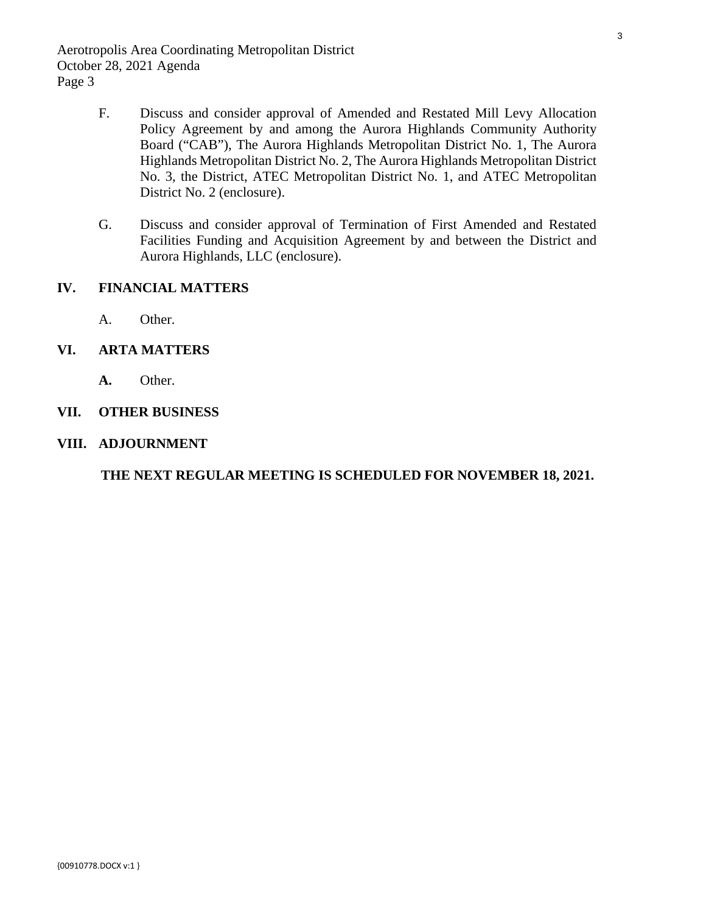F. Discuss and consider approval of Amended and Restated Mill Levy Allocation Policy Agreement by and among the Aurora Highlands Community Authority Board ("CAB"), The Aurora Highlands Metropolitan District No. 1, The Aurora Highlands Metropolitan District No. 2, The Aurora Highlands Metropolitan District No. 3, the District, ATEC Metropolitan District No. 1, and ATEC Metropolitan District No. 2 (enclosure).

G. Discuss and consider approval of Termination of First Amended and Restated Facilities Funding and Acquisition Agreement by and between the District and Aurora Highlands, LLC (enclosure).

**IV. FINANCIAL MATTERS**

A. Other.

**VI. ARTA MATTERS**

**A.** Other.

**VII. OTHER BUSINESS**

**VIII. ADJOURNMENT**

**THE NEXT REGULAR MEETING IS SCHEDULED FOR NOVEMBER 18, 2021.**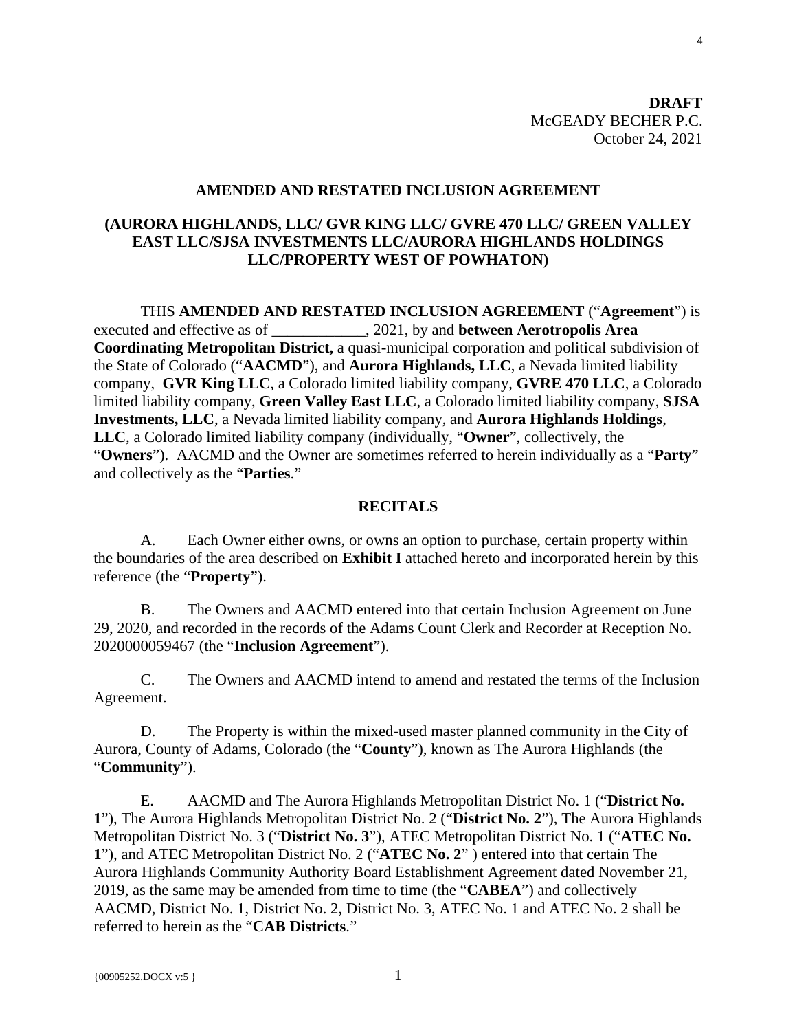**DRAFT**
McGEADY BECHER P.C.
October 24, 2021

## AMENDED AND RESTATED INCLUSION AGREEMENT

## (AURORA HIGHLANDS, LLC/ GVR KING LLC/ GVRE 470 LLC/ GREEN VALLEY EAST LLC/SJSA INVESTMENTS LLC/AURORA HIGHLANDS HOLDINGS LLC/PROPERTY WEST OF POWHATON)

THIS **AMENDED AND RESTATED INCLUSION AGREEMENT** ("**Agreement**") is executed and effective as of ____________, 2021, by and **between Aerotropolis Area Coordinating Metropolitan District,** a quasi-municipal corporation and political subdivision of the State of Colorado ("**AACMD**"), and **Aurora Highlands, LLC**, a Nevada limited liability company, **GVR King LLC**, a Colorado limited liability company, **GVRE 470 LLC**, a Colorado limited liability company, **Green Valley East LLC**, a Colorado limited liability company, **SJSA Investments, LLC**, a Nevada limited liability company, and **Aurora Highlands Holdings**, **LLC**, a Colorado limited liability company (individually, "**Owner**", collectively, the "**Owners**"). AACMD and the Owner are sometimes referred to herein individually as a "**Party**" and collectively as the "**Parties**."

## RECITALS

A. Each Owner either owns, or owns an option to purchase, certain property within the boundaries of the area described on **Exhibit I** attached hereto and incorporated herein by this reference (the "**Property**").

B. The Owners and AACMD entered into that certain Inclusion Agreement on June 29, 2020, and recorded in the records of the Adams Count Clerk and Recorder at Reception No. 2020000059467 (the "**Inclusion Agreement**").

C. The Owners and AACMD intend to amend and restated the terms of the Inclusion Agreement.

D. The Property is within the mixed-used master planned community in the City of Aurora, County of Adams, Colorado (the "**County**"), known as The Aurora Highlands (the "**Community**").

E. AACMD and The Aurora Highlands Metropolitan District No. 1 ("**District No. 1**"), The Aurora Highlands Metropolitan District No. 2 ("**District No. 2**"), The Aurora Highlands Metropolitan District No. 3 ("**District No. 3**"), ATEC Metropolitan District No. 1 ("**ATEC No. 1**"), and ATEC Metropolitan District No. 2 ("**ATEC No. 2**" ) entered into that certain The Aurora Highlands Community Authority Board Establishment Agreement dated November 21, 2019, as the same may be amended from time to time (the "**CABEA**") and collectively AACMD, District No. 1, District No. 2, District No. 3, ATEC No. 1 and ATEC No. 2 shall be referred to herein as the "**CAB Districts**."

{00905252.DOCX v:5 }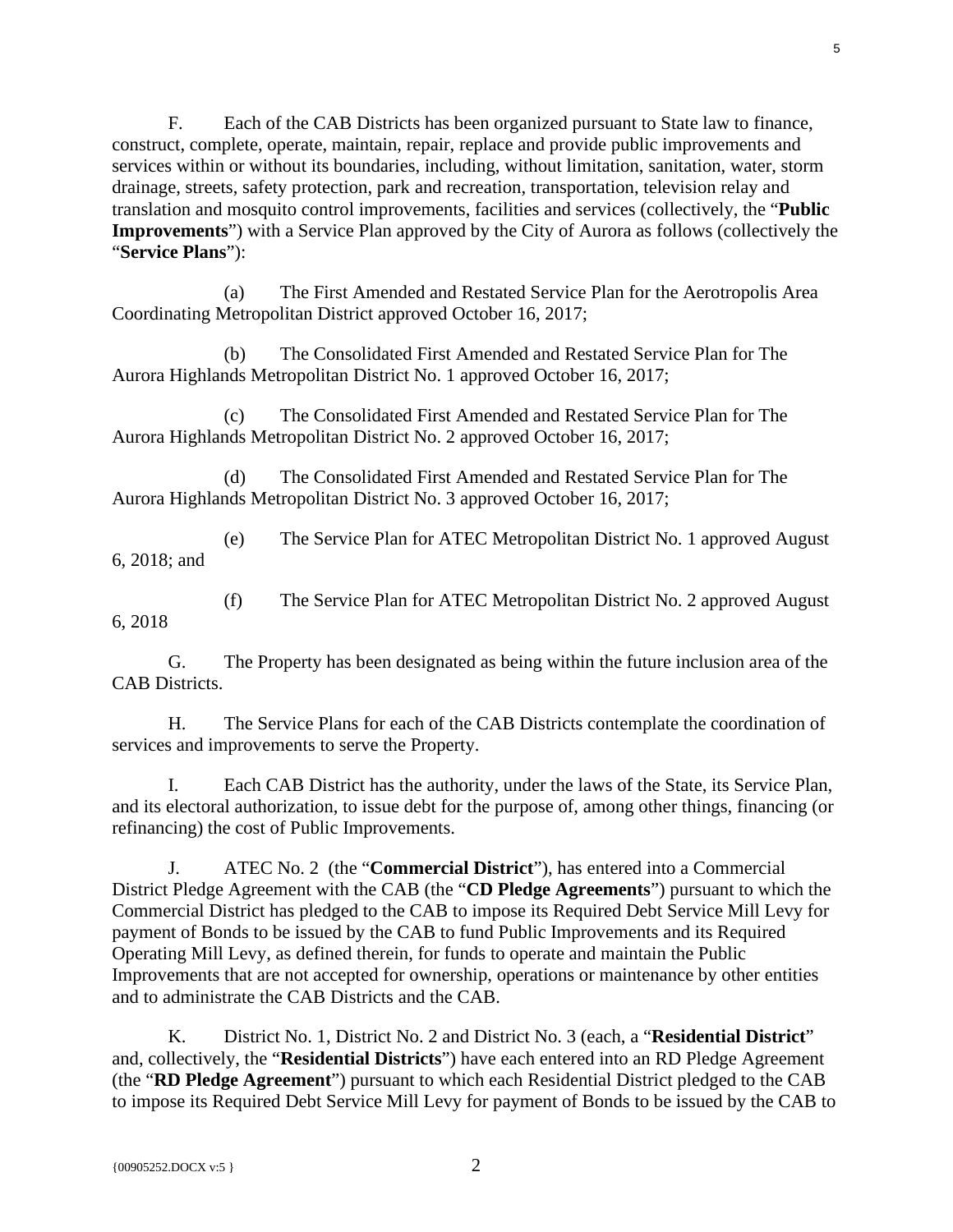F. Each of the CAB Districts has been organized pursuant to State law to finance, construct, complete, operate, maintain, repair, replace and provide public improvements and services within or without its boundaries, including, without limitation, sanitation, water, storm drainage, streets, safety protection, park and recreation, transportation, television relay and translation and mosquito control improvements, facilities and services (collectively, the "**Public Improvements**") with a Service Plan approved by the City of Aurora as follows (collectively the "**Service Plans**"):

(a) The First Amended and Restated Service Plan for the Aerotropolis Area Coordinating Metropolitan District approved October 16, 2017;

(b) The Consolidated First Amended and Restated Service Plan for The Aurora Highlands Metropolitan District No. 1 approved October 16, 2017;

(c) The Consolidated First Amended and Restated Service Plan for The Aurora Highlands Metropolitan District No. 2 approved October 16, 2017;

(d) The Consolidated First Amended and Restated Service Plan for The Aurora Highlands Metropolitan District No. 3 approved October 16, 2017;

(e) The Service Plan for ATEC Metropolitan District No. 1 approved August 6, 2018; and

(f) The Service Plan for ATEC Metropolitan District No. 2 approved August 6, 2018

G. The Property has been designated as being within the future inclusion area of the CAB Districts.

H. The Service Plans for each of the CAB Districts contemplate the coordination of services and improvements to serve the Property.

I. Each CAB District has the authority, under the laws of the State, its Service Plan, and its electoral authorization, to issue debt for the purpose of, among other things, financing (or refinancing) the cost of Public Improvements.

J. ATEC No. 2 (the "**Commercial District**"), has entered into a Commercial District Pledge Agreement with the CAB (the "**CD Pledge Agreements**") pursuant to which the Commercial District has pledged to the CAB to impose its Required Debt Service Mill Levy for payment of Bonds to be issued by the CAB to fund Public Improvements and its Required Operating Mill Levy, as defined therein, for funds to operate and maintain the Public Improvements that are not accepted for ownership, operations or maintenance by other entities and to administrate the CAB Districts and the CAB.

K. District No. 1, District No. 2 and District No. 3 (each, a "**Residential District**" and, collectively, the "**Residential Districts**") have each entered into an RD Pledge Agreement (the "**RD Pledge Agreement**") pursuant to which each Residential District pledged to the CAB to impose its Required Debt Service Mill Levy for payment of Bonds to be issued by the CAB to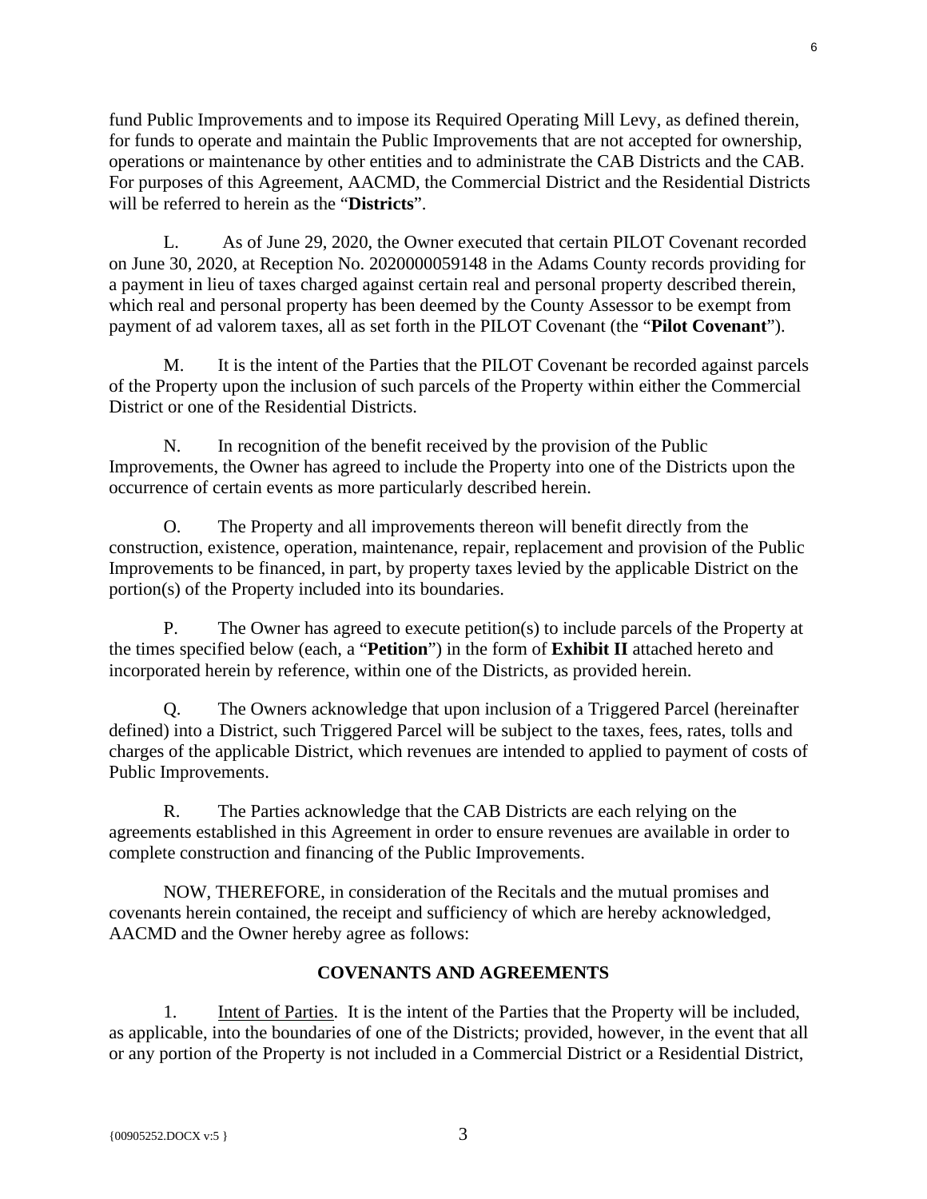fund Public Improvements and to impose its Required Operating Mill Levy, as defined therein, for funds to operate and maintain the Public Improvements that are not accepted for ownership, operations or maintenance by other entities and to administrate the CAB Districts and the CAB. For purposes of this Agreement, AACMD, the Commercial District and the Residential Districts will be referred to herein as the "**Districts**".

L. As of June 29, 2020, the Owner executed that certain PILOT Covenant recorded on June 30, 2020, at Reception No. 2020000059148 in the Adams County records providing for a payment in lieu of taxes charged against certain real and personal property described therein, which real and personal property has been deemed by the County Assessor to be exempt from payment of ad valorem taxes, all as set forth in the PILOT Covenant (the "**Pilot Covenant**").

M. It is the intent of the Parties that the PILOT Covenant be recorded against parcels of the Property upon the inclusion of such parcels of the Property within either the Commercial District or one of the Residential Districts.

N. In recognition of the benefit received by the provision of the Public Improvements, the Owner has agreed to include the Property into one of the Districts upon the occurrence of certain events as more particularly described herein.

O. The Property and all improvements thereon will benefit directly from the construction, existence, operation, maintenance, repair, replacement and provision of the Public Improvements to be financed, in part, by property taxes levied by the applicable District on the portion(s) of the Property included into its boundaries.

P. The Owner has agreed to execute petition(s) to include parcels of the Property at the times specified below (each, a "**Petition**") in the form of **Exhibit II** attached hereto and incorporated herein by reference, within one of the Districts, as provided herein.

Q. The Owners acknowledge that upon inclusion of a Triggered Parcel (hereinafter defined) into a District, such Triggered Parcel will be subject to the taxes, fees, rates, tolls and charges of the applicable District, which revenues are intended to applied to payment of costs of Public Improvements.

R. The Parties acknowledge that the CAB Districts are each relying on the agreements established in this Agreement in order to ensure revenues are available in order to complete construction and financing of the Public Improvements.

NOW, THEREFORE, in consideration of the Recitals and the mutual promises and covenants herein contained, the receipt and sufficiency of which are hereby acknowledged, AACMD and the Owner hereby agree as follows:

## COVENANTS AND AGREEMENTS

1. Intent of Parties. It is the intent of the Parties that the Property will be included, as applicable, into the boundaries of one of the Districts; provided, however, in the event that all or any portion of the Property is not included in a Commercial District or a Residential District,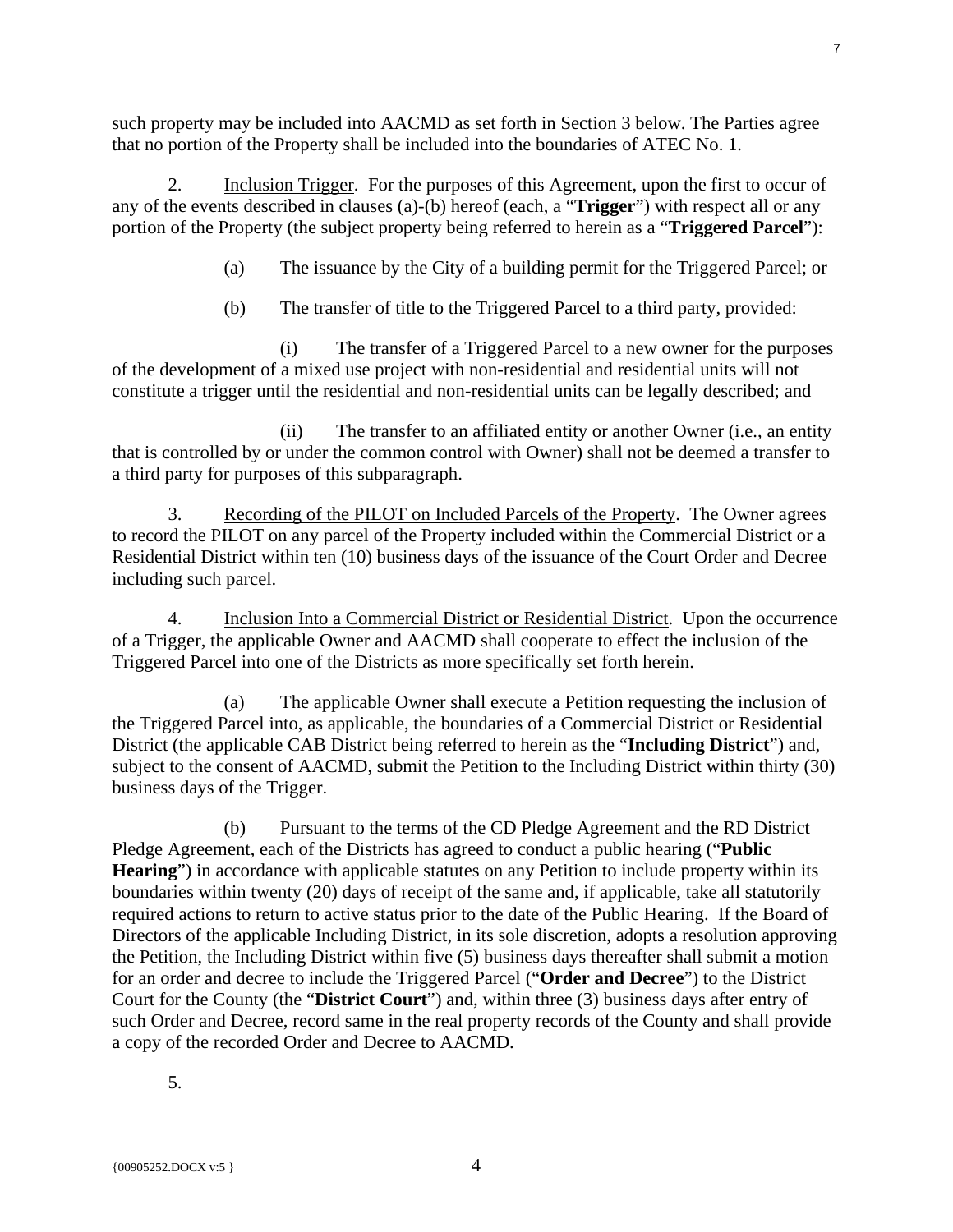such property may be included into AACMD as set forth in Section 3 below. The Parties agree that no portion of the Property shall be included into the boundaries of ATEC No. 1.

2. Inclusion Trigger. For the purposes of this Agreement, upon the first to occur of any of the events described in clauses (a)-(b) hereof (each, a "**Trigger**") with respect all or any portion of the Property (the subject property being referred to herein as a "**Triggered Parcel**"):

(a) The issuance by the City of a building permit for the Triggered Parcel; or

(b) The transfer of title to the Triggered Parcel to a third party, provided:

(i) The transfer of a Triggered Parcel to a new owner for the purposes of the development of a mixed use project with non-residential and residential units will not constitute a trigger until the residential and non-residential units can be legally described; and

(ii) The transfer to an affiliated entity or another Owner (i.e., an entity that is controlled by or under the common control with Owner) shall not be deemed a transfer to a third party for purposes of this subparagraph.

3. Recording of the PILOT on Included Parcels of the Property. The Owner agrees to record the PILOT on any parcel of the Property included within the Commercial District or a Residential District within ten (10) business days of the issuance of the Court Order and Decree including such parcel.

4. Inclusion Into a Commercial District or Residential District. Upon the occurrence of a Trigger, the applicable Owner and AACMD shall cooperate to effect the inclusion of the Triggered Parcel into one of the Districts as more specifically set forth herein.

(a) The applicable Owner shall execute a Petition requesting the inclusion of the Triggered Parcel into, as applicable, the boundaries of a Commercial District or Residential District (the applicable CAB District being referred to herein as the "**Including District**") and, subject to the consent of AACMD, submit the Petition to the Including District within thirty (30) business days of the Trigger.

(b) Pursuant to the terms of the CD Pledge Agreement and the RD District Pledge Agreement, each of the Districts has agreed to conduct a public hearing ("**Public Hearing**") in accordance with applicable statutes on any Petition to include property within its boundaries within twenty (20) days of receipt of the same and, if applicable, take all statutorily required actions to return to active status prior to the date of the Public Hearing. If the Board of Directors of the applicable Including District, in its sole discretion, adopts a resolution approving the Petition, the Including District within five (5) business days thereafter shall submit a motion for an order and decree to include the Triggered Parcel ("**Order and Decree**") to the District Court for the County (the "**District Court**") and, within three (3) business days after entry of such Order and Decree, record same in the real property records of the County and shall provide a copy of the recorded Order and Decree to AACMD.

5.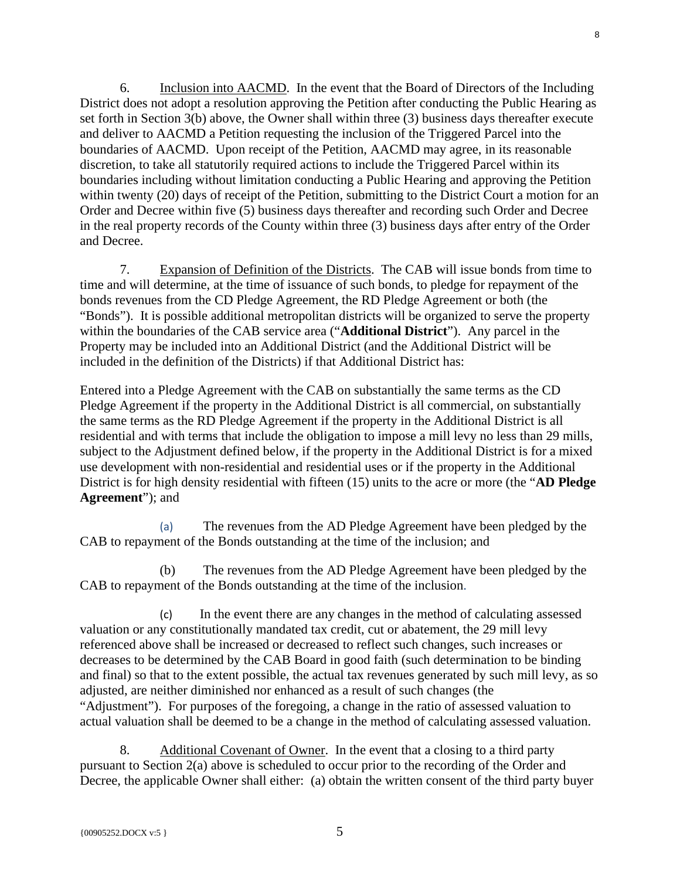6. Inclusion into AACMD. In the event that the Board of Directors of the Including District does not adopt a resolution approving the Petition after conducting the Public Hearing as set forth in Section 3(b) above, the Owner shall within three (3) business days thereafter execute and deliver to AACMD a Petition requesting the inclusion of the Triggered Parcel into the boundaries of AACMD. Upon receipt of the Petition, AACMD may agree, in its reasonable discretion, to take all statutorily required actions to include the Triggered Parcel within its boundaries including without limitation conducting a Public Hearing and approving the Petition within twenty (20) days of receipt of the Petition, submitting to the District Court a motion for an Order and Decree within five (5) business days thereafter and recording such Order and Decree in the real property records of the County within three (3) business days after entry of the Order and Decree.

7. Expansion of Definition of the Districts. The CAB will issue bonds from time to time and will determine, at the time of issuance of such bonds, to pledge for repayment of the bonds revenues from the CD Pledge Agreement, the RD Pledge Agreement or both (the "Bonds"). It is possible additional metropolitan districts will be organized to serve the property within the boundaries of the CAB service area ("**Additional District**"). Any parcel in the Property may be included into an Additional District (and the Additional District will be included in the definition of the Districts) if that Additional District has:

Entered into a Pledge Agreement with the CAB on substantially the same terms as the CD Pledge Agreement if the property in the Additional District is all commercial, on substantially the same terms as the RD Pledge Agreement if the property in the Additional District is all residential and with terms that include the obligation to impose a mill levy no less than 29 mills, subject to the Adjustment defined below, if the property in the Additional District is for a mixed use development with non-residential and residential uses or if the property in the Additional District is for high density residential with fifteen (15) units to the acre or more (the "**AD Pledge Agreement**"); and

(a) The revenues from the AD Pledge Agreement have been pledged by the CAB to repayment of the Bonds outstanding at the time of the inclusion; and

(b) The revenues from the AD Pledge Agreement have been pledged by the CAB to repayment of the Bonds outstanding at the time of the inclusion.

(c) In the event there are any changes in the method of calculating assessed valuation or any constitutionally mandated tax credit, cut or abatement, the 29 mill levy referenced above shall be increased or decreased to reflect such changes, such increases or decreases to be determined by the CAB Board in good faith (such determination to be binding and final) so that to the extent possible, the actual tax revenues generated by such mill levy, as so adjusted, are neither diminished nor enhanced as a result of such changes (the "Adjustment"). For purposes of the foregoing, a change in the ratio of assessed valuation to actual valuation shall be deemed to be a change in the method of calculating assessed valuation.

8. Additional Covenant of Owner. In the event that a closing to a third party pursuant to Section 2(a) above is scheduled to occur prior to the recording of the Order and Decree, the applicable Owner shall either: (a) obtain the written consent of the third party buyer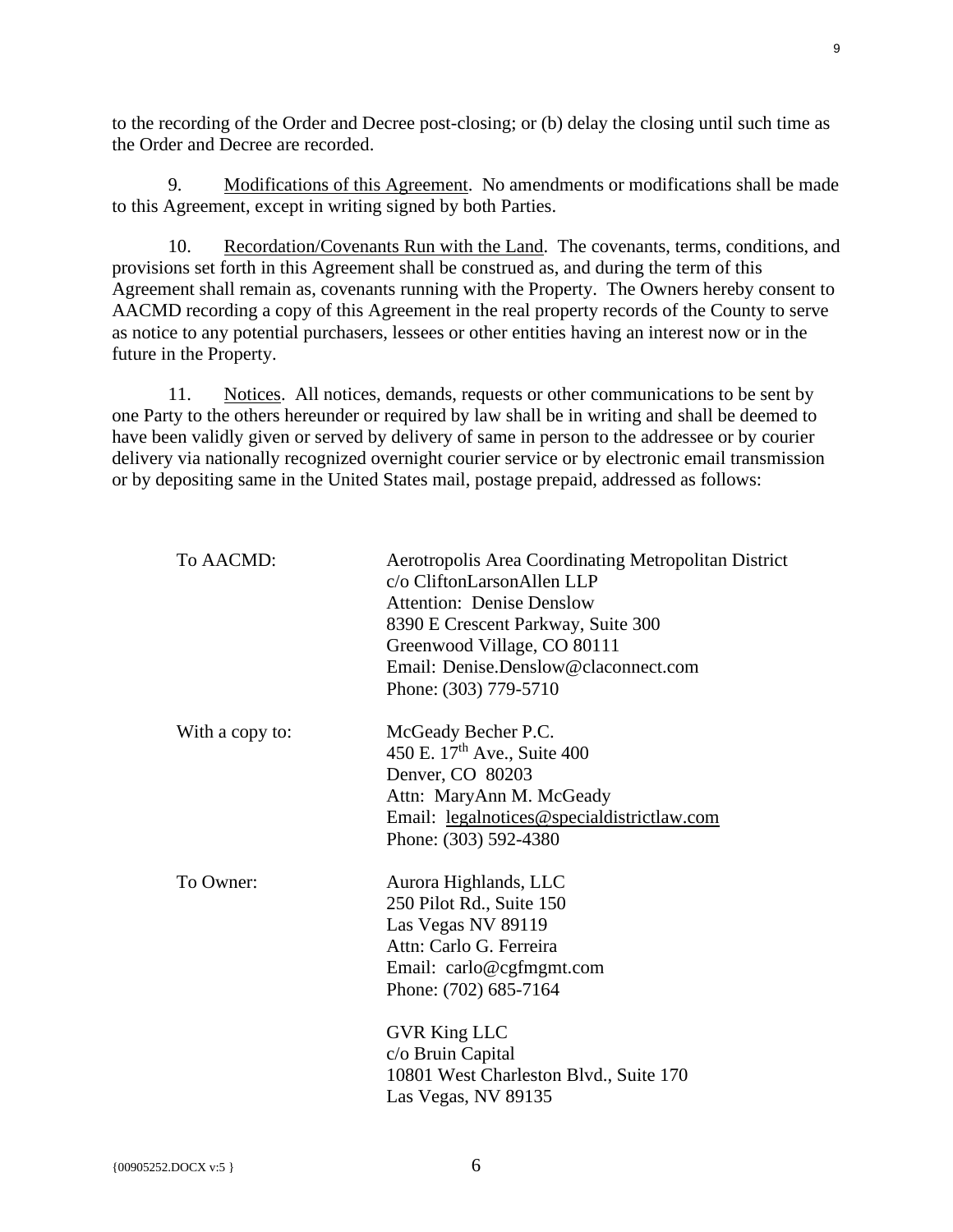to the recording of the Order and Decree post-closing; or (b) delay the closing until such time as the Order and Decree are recorded.

9. Modifications of this Agreement. No amendments or modifications shall be made to this Agreement, except in writing signed by both Parties.

10. Recordation/Covenants Run with the Land. The covenants, terms, conditions, and provisions set forth in this Agreement shall be construed as, and during the term of this Agreement shall remain as, covenants running with the Property. The Owners hereby consent to AACMD recording a copy of this Agreement in the real property records of the County to serve as notice to any potential purchasers, lessees or other entities having an interest now or in the future in the Property.

11. Notices. All notices, demands, requests or other communications to be sent by one Party to the others hereunder or required by law shall be in writing and shall be deemed to have been validly given or served by delivery of same in person to the addressee or by courier delivery via nationally recognized overnight courier service or by electronic email transmission or by depositing same in the United States mail, postage prepaid, addressed as follows:

To AACMD:

Aerotropolis Area Coordinating Metropolitan District
c/o CliftonLarsonAllen LLP
Attention: Denise Denslow
8390 E Crescent Parkway, Suite 300
Greenwood Village, CO 80111
Email: Denise.Denslow@claconnect.com
Phone: (303) 779-5710

With a copy to:

McGeady Becher P.C.
450 E. 17th Ave., Suite 400
Denver, CO 80203
Attn: MaryAnn M. McGeady
Email: legalnotices@specialdistrictlaw.com
Phone: (303) 592-4380

To Owner:

Aurora Highlands, LLC
250 Pilot Rd., Suite 150
Las Vegas NV 89119
Attn: Carlo G. Ferreira
Email: carlo@cgfmgmt.com
Phone: (702) 685-7164

GVR King LLC
c/o Bruin Capital
10801 West Charleston Blvd., Suite 170
Las Vegas, NV 89135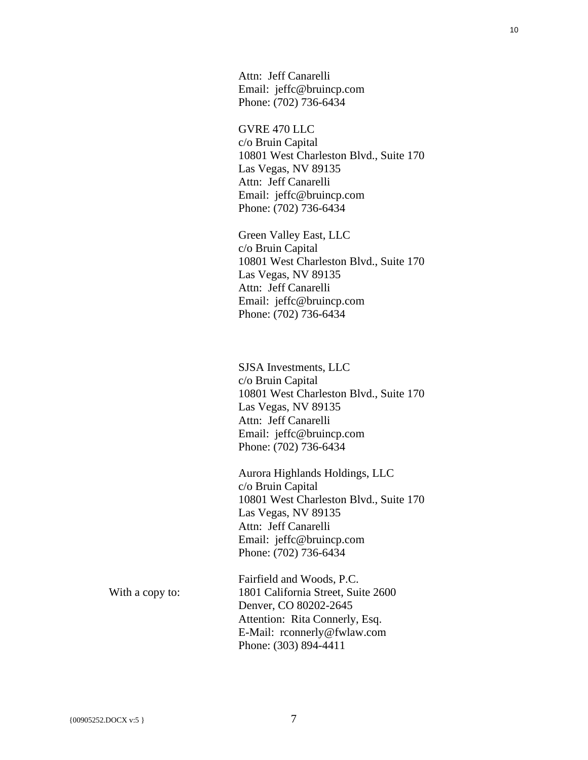Attn: Jeff Canarelli
Email: jeffc@bruincp.com
Phone: (702) 736-6434

GVRE 470 LLC
c/o Bruin Capital
10801 West Charleston Blvd., Suite 170
Las Vegas, NV 89135
Attn: Jeff Canarelli
Email: jeffc@bruincp.com
Phone: (702) 736-6434

Green Valley East, LLC
c/o Bruin Capital
10801 West Charleston Blvd., Suite 170
Las Vegas, NV 89135
Attn: Jeff Canarelli
Email: jeffc@bruincp.com
Phone: (702) 736-6434

SJSA Investments, LLC
c/o Bruin Capital
10801 West Charleston Blvd., Suite 170
Las Vegas, NV 89135
Attn: Jeff Canarelli
Email: jeffc@bruincp.com
Phone: (702) 736-6434

Aurora Highlands Holdings, LLC
c/o Bruin Capital
10801 West Charleston Blvd., Suite 170
Las Vegas, NV 89135
Attn: Jeff Canarelli
Email: jeffc@bruincp.com
Phone: (702) 736-6434

With a copy to:

Fairfield and Woods, P.C.
1801 California Street, Suite 2600
Denver, CO 80202-2645
Attention: Rita Connerly, Esq.
E-Mail: rconnerly@fwlaw.com
Phone: (303) 894-4411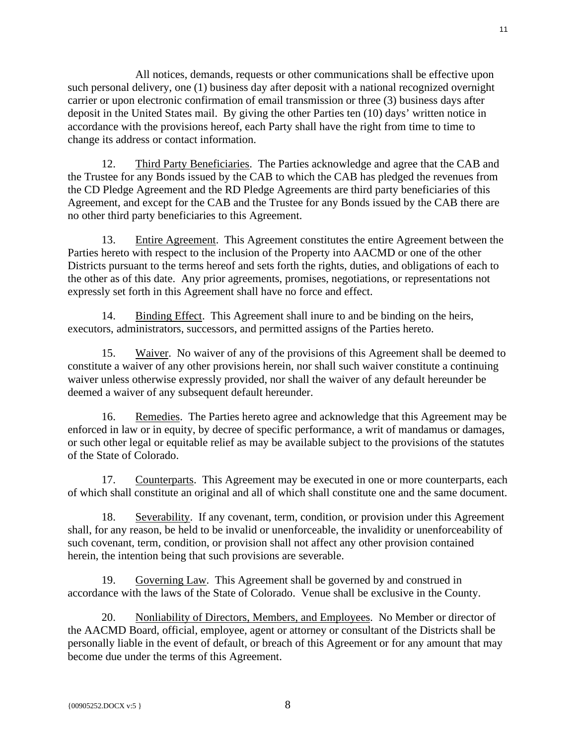All notices, demands, requests or other communications shall be effective upon such personal delivery, one (1) business day after deposit with a national recognized overnight carrier or upon electronic confirmation of email transmission or three (3) business days after deposit in the United States mail. By giving the other Parties ten (10) days' written notice in accordance with the provisions hereof, each Party shall have the right from time to time to change its address or contact information.

12. Third Party Beneficiaries. The Parties acknowledge and agree that the CAB and the Trustee for any Bonds issued by the CAB to which the CAB has pledged the revenues from the CD Pledge Agreement and the RD Pledge Agreements are third party beneficiaries of this Agreement, and except for the CAB and the Trustee for any Bonds issued by the CAB there are no other third party beneficiaries to this Agreement.

13. Entire Agreement. This Agreement constitutes the entire Agreement between the Parties hereto with respect to the inclusion of the Property into AACMD or one of the other Districts pursuant to the terms hereof and sets forth the rights, duties, and obligations of each to the other as of this date. Any prior agreements, promises, negotiations, or representations not expressly set forth in this Agreement shall have no force and effect.

14. Binding Effect. This Agreement shall inure to and be binding on the heirs, executors, administrators, successors, and permitted assigns of the Parties hereto.

15. Waiver. No waiver of any of the provisions of this Agreement shall be deemed to constitute a waiver of any other provisions herein, nor shall such waiver constitute a continuing waiver unless otherwise expressly provided, nor shall the waiver of any default hereunder be deemed a waiver of any subsequent default hereunder.

16. Remedies. The Parties hereto agree and acknowledge that this Agreement may be enforced in law or in equity, by decree of specific performance, a writ of mandamus or damages, or such other legal or equitable relief as may be available subject to the provisions of the statutes of the State of Colorado.

17. Counterparts. This Agreement may be executed in one or more counterparts, each of which shall constitute an original and all of which shall constitute one and the same document.

18. Severability. If any covenant, term, condition, or provision under this Agreement shall, for any reason, be held to be invalid or unenforceable, the invalidity or unenforceability of such covenant, term, condition, or provision shall not affect any other provision contained herein, the intention being that such provisions are severable.

19. Governing Law. This Agreement shall be governed by and construed in accordance with the laws of the State of Colorado. Venue shall be exclusive in the County.

20. Nonliability of Directors, Members, and Employees. No Member or director of the AACMD Board, official, employee, agent or attorney or consultant of the Districts shall be personally liable in the event of default, or breach of this Agreement or for any amount that may become due under the terms of this Agreement.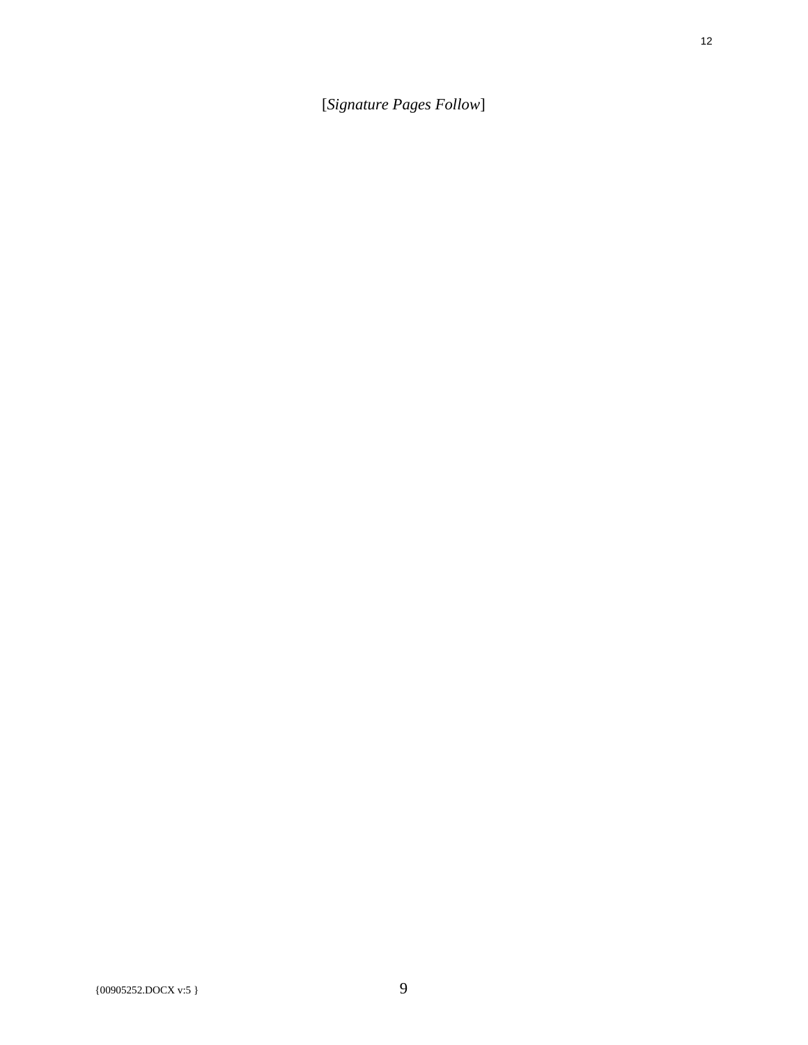[*Signature Pages Follow*]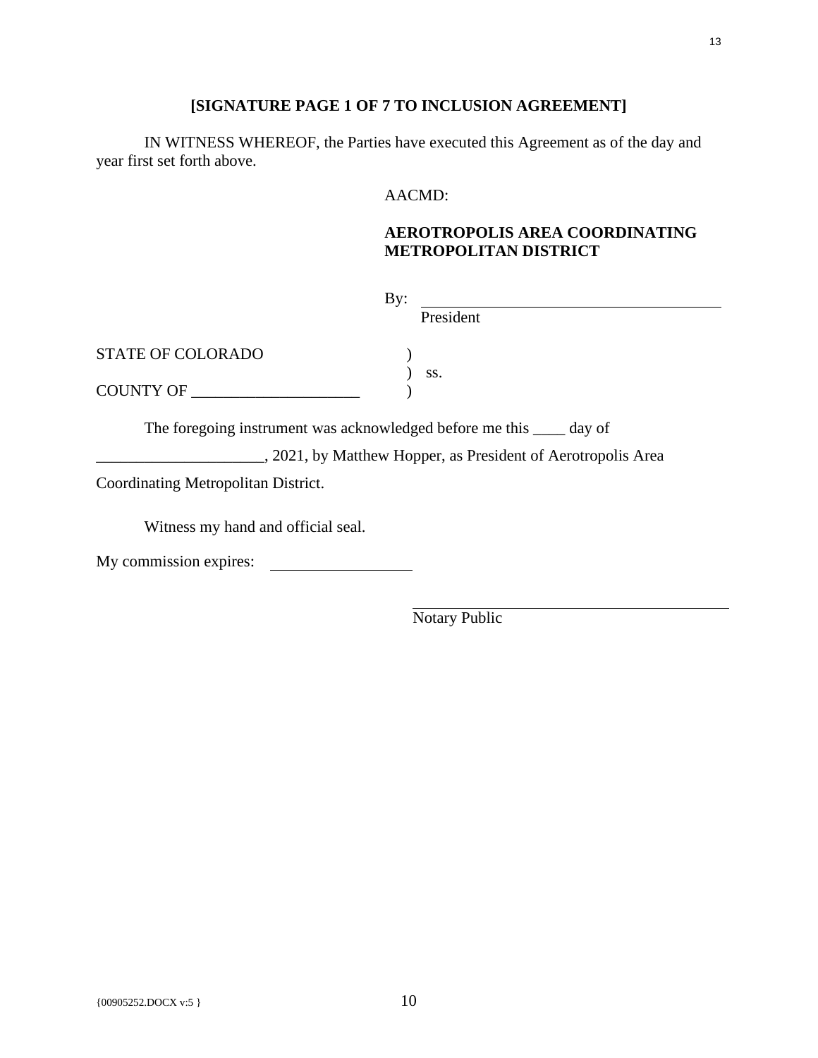**[SIGNATURE PAGE 1 OF 7 TO INCLUSION AGREEMENT]**

IN WITNESS WHEREOF, the Parties have executed this Agreement as of the day and year first set forth above.

AACMD:

**AEROTROPOLIS AREA COORDINATING METROPOLITAN DISTRICT**

By: ______________________________________
President

STATE OF COLORADO )
) ss.
COUNTY OF ____________________ )

The foregoing instrument was acknowledged before me this ____ day of ____________________, 2021, by Matthew Hopper, as President of Aerotropolis Area Coordinating Metropolitan District.

Witness my hand and official seal.

My commission expires: ________________

______________________________________
Notary Public

{00905252.DOCX v:5 }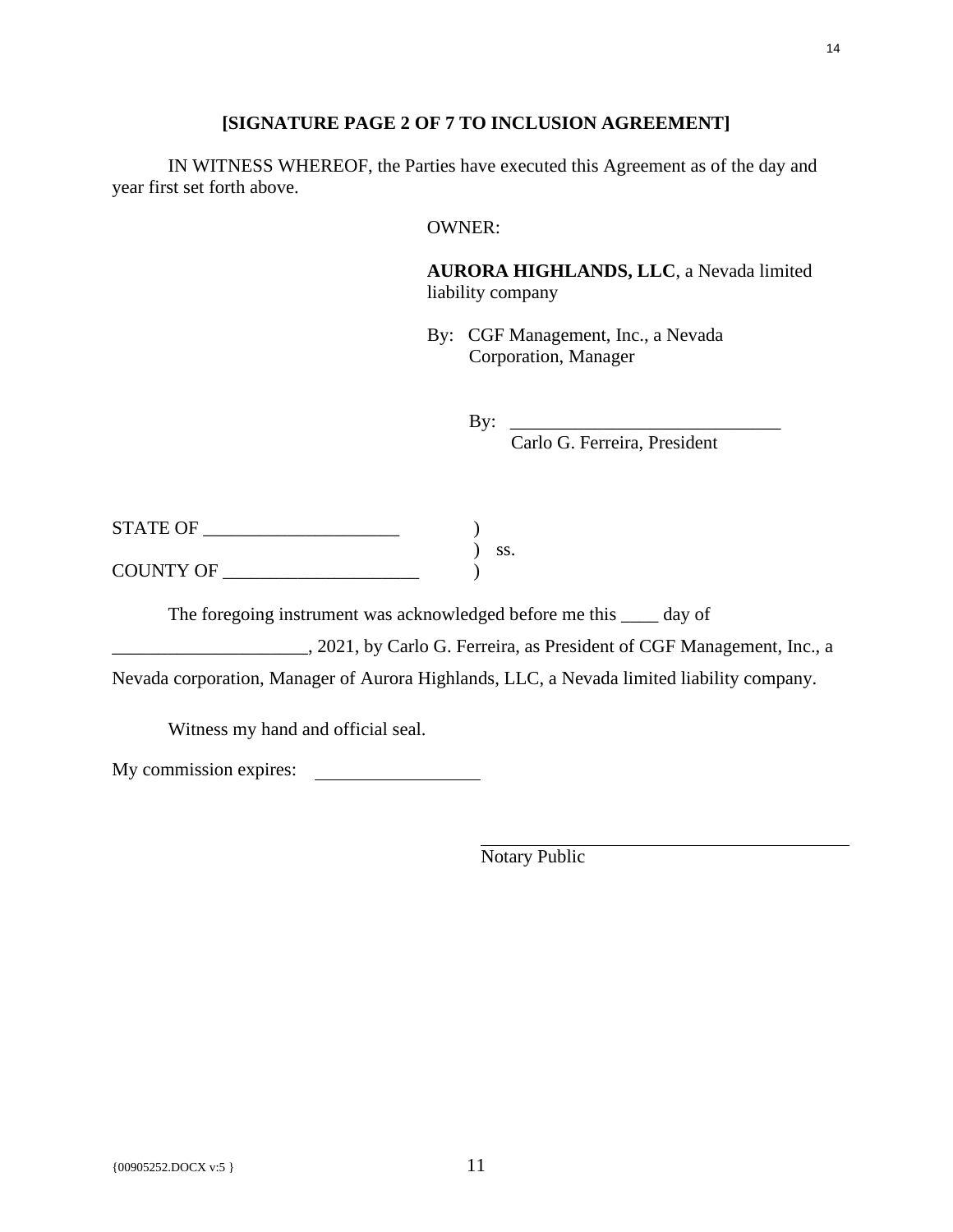**[SIGNATURE PAGE 2 OF 7 TO INCLUSION AGREEMENT]**

IN WITNESS WHEREOF, the Parties have executed this Agreement as of the day and year first set forth above.

OWNER:

**AURORA HIGHLANDS, LLC**, a Nevada limited liability company

By: CGF Management, Inc., a Nevada Corporation, Manager

By: ______________________________
Carlo G. Ferreira, President

STATE OF _____________________ )
) ss.
COUNTY OF _____________________ )

The foregoing instrument was acknowledged before me this ____ day of _____________________, 2021, by Carlo G. Ferreira, as President of CGF Management, Inc., a Nevada corporation, Manager of Aurora Highlands, LLC, a Nevada limited liability company.

Witness my hand and official seal.

My commission expires: __________________

_________________________________________
Notary Public

{00905252.DOCX v:5 }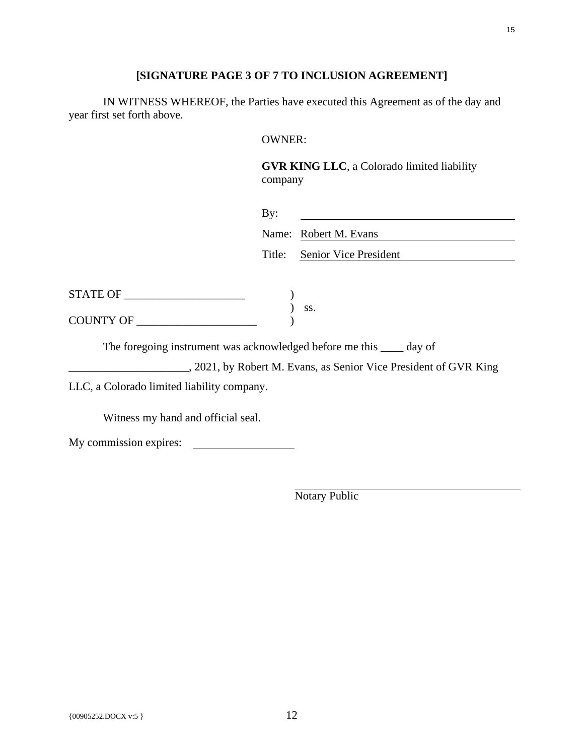**[SIGNATURE PAGE 3 OF 7 TO INCLUSION AGREEMENT]**

IN WITNESS WHEREOF, the Parties have executed this Agreement as of the day and year first set forth above.

OWNER:

**GVR KING LLC**, a Colorado limited liability company

By: ______________________________

Name: Robert M. Evans

Title: Senior Vice President

STATE OF ____________________ )
) ss.
COUNTY OF ____________________ )

The foregoing instrument was acknowledged before me this ____ day of ____________________, 2021, by Robert M. Evans, as Senior Vice President of GVR King LLC, a Colorado limited liability company.

Witness my hand and official seal.

My commission expires: ________________

______________________________
Notary Public

{00905252.DOCX v:5 }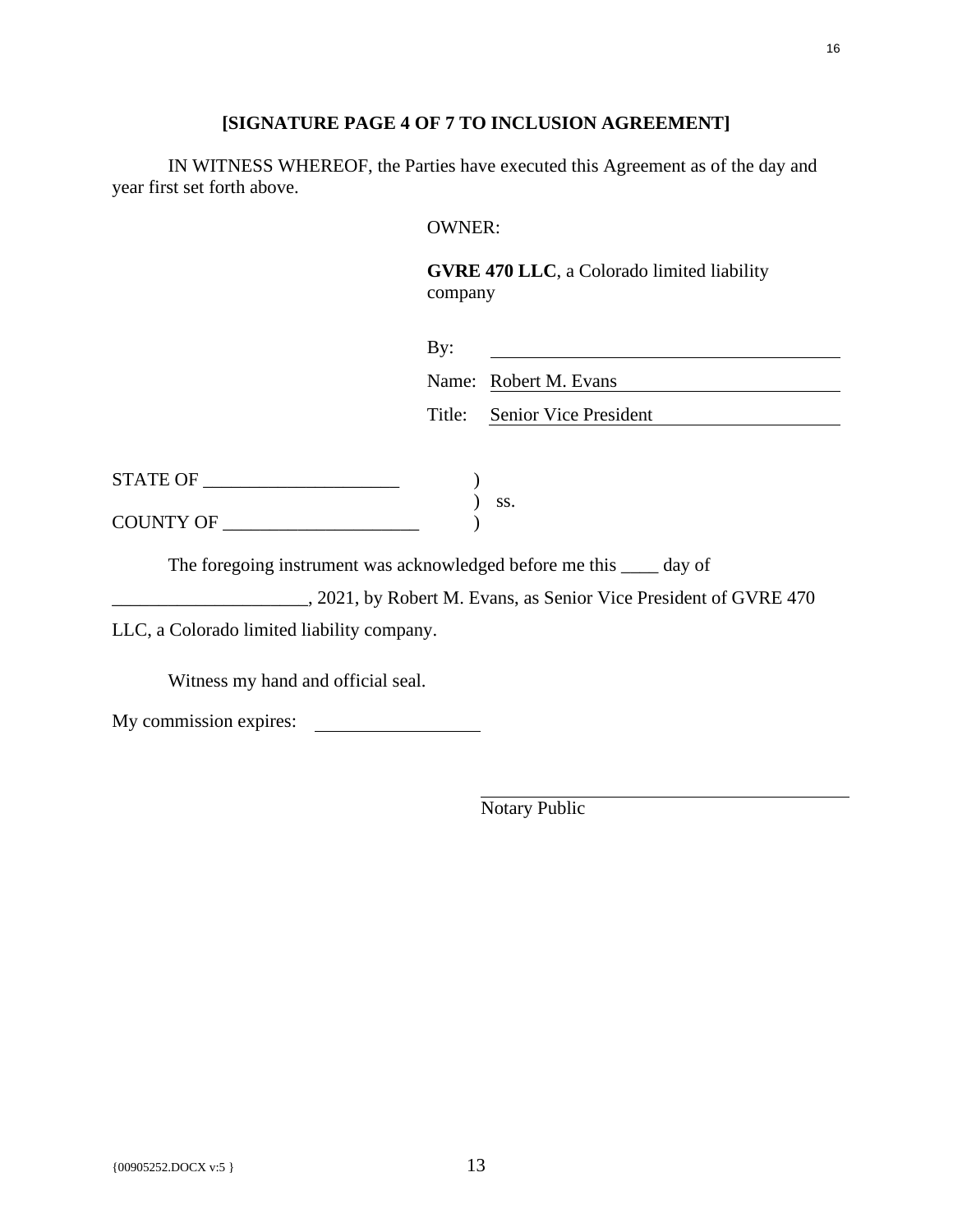**[SIGNATURE PAGE 4 OF 7 TO INCLUSION AGREEMENT]**

IN WITNESS WHEREOF, the Parties have executed this Agreement as of the day and year first set forth above.

OWNER:

**GVRE 470 LLC**, a Colorado limited liability company

By: ______________________________

Name: Robert M. Evans

Title: Senior Vice President

STATE OF ____________________ )
) ss.
COUNTY OF ____________________ )

The foregoing instrument was acknowledged before me this ____ day of ____________________, 2021, by Robert M. Evans, as Senior Vice President of GVRE 470 LLC, a Colorado limited liability company.

Witness my hand and official seal.

My commission expires: ________________

______________________________
Notary Public

{00905252.DOCX v:5 }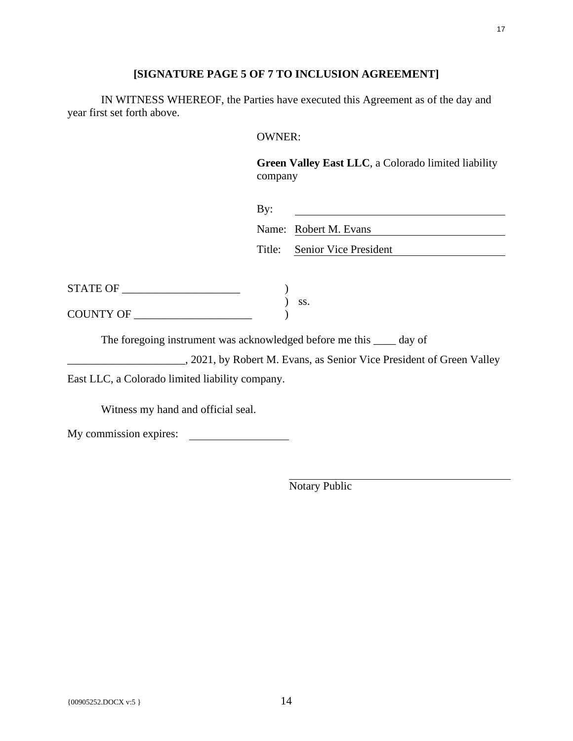**[SIGNATURE PAGE 5 OF 7 TO INCLUSION AGREEMENT]**

IN WITNESS WHEREOF, the Parties have executed this Agreement as of the day and year first set forth above.

OWNER:

**Green Valley East LLC**, a Colorado limited liability company

By: ______________________________

Name: Robert M. Evans

Title: Senior Vice President

STATE OF ____________________ )
) ss.
COUNTY OF ____________________ )

The foregoing instrument was acknowledged before me this ____ day of ____________________, 2021, by Robert M. Evans, as Senior Vice President of Green Valley East LLC, a Colorado limited liability company.

Witness my hand and official seal.

My commission expires: ________________

______________________________
Notary Public

{00905252.DOCX v:5 }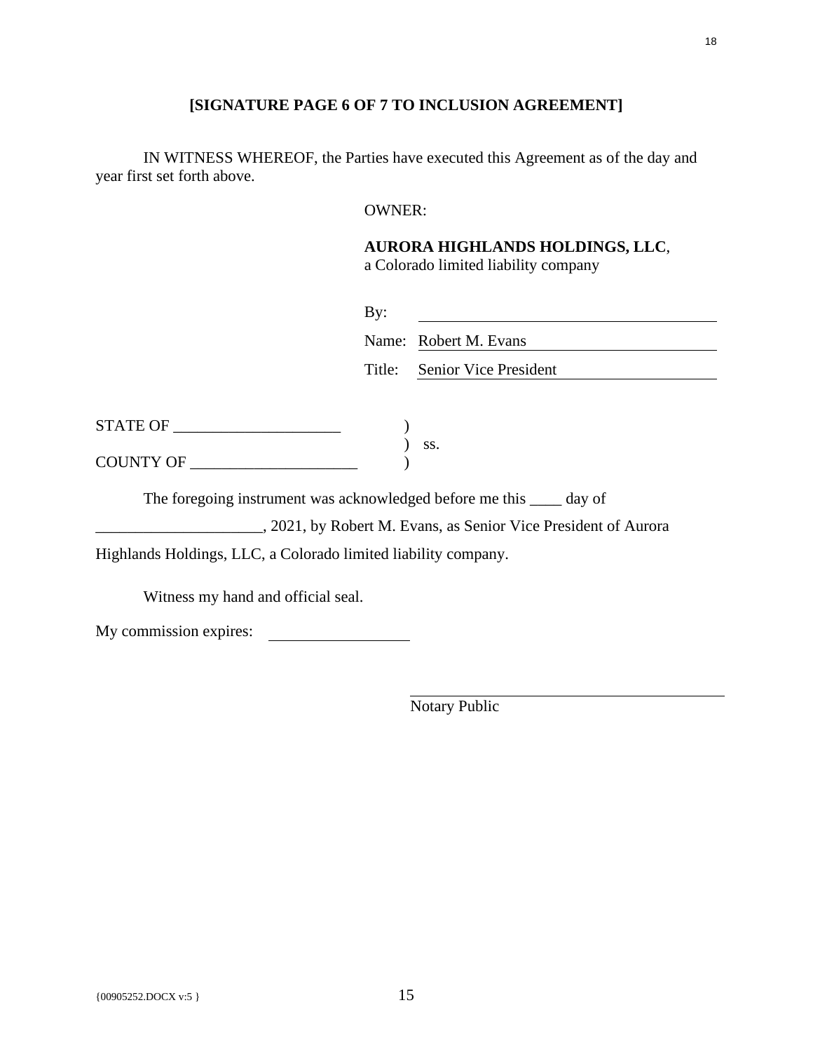**[SIGNATURE PAGE 6 OF 7 TO INCLUSION AGREEMENT]**

IN WITNESS WHEREOF, the Parties have executed this Agreement as of the day and year first set forth above.

OWNER:

**AURORA HIGHLANDS HOLDINGS, LLC**,
a Colorado limited liability company

By: ______________________________

Name: Robert M. Evans

Title: Senior Vice President

STATE OF ____________________ )
) ss.
COUNTY OF ____________________ )

The foregoing instrument was acknowledged before me this ____ day of ____________________, 2021, by Robert M. Evans, as Senior Vice President of Aurora Highlands Holdings, LLC, a Colorado limited liability company.

Witness my hand and official seal.

My commission expires: ________________

______________________________
Notary Public

{00905252.DOCX v:5 }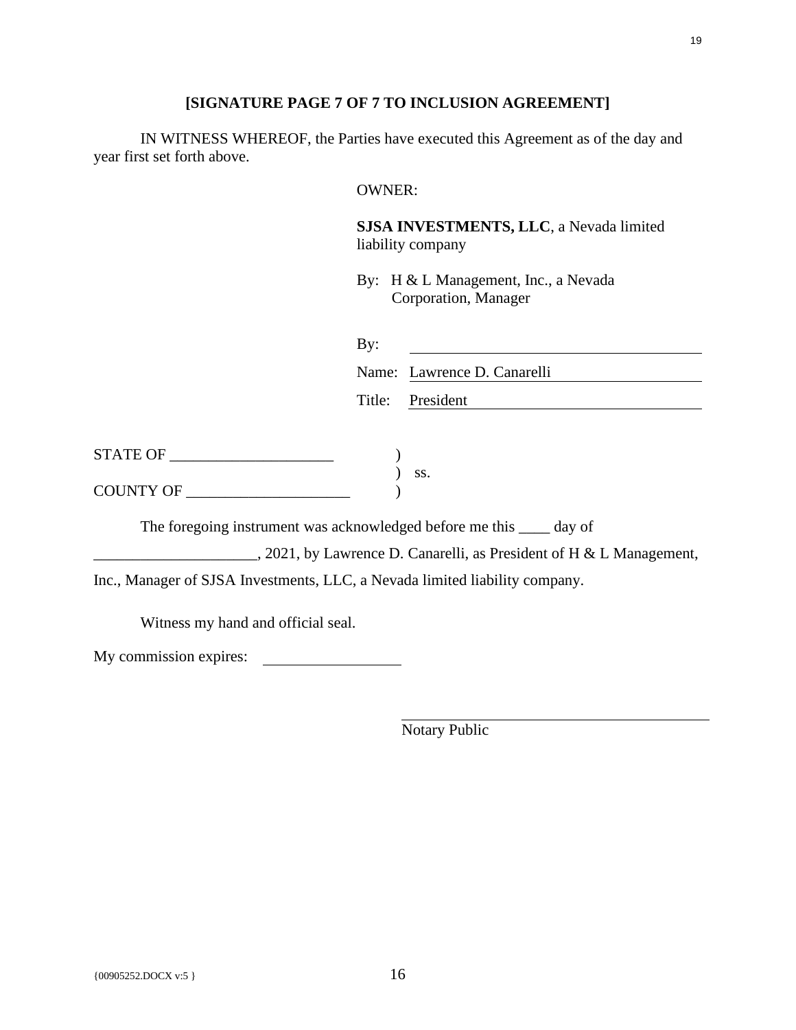**[SIGNATURE PAGE 7 OF 7 TO INCLUSION AGREEMENT]**

IN WITNESS WHEREOF, the Parties have executed this Agreement as of the day and year first set forth above.

OWNER:

**SJSA INVESTMENTS, LLC**, a Nevada limited liability company

By: H & L Management, Inc., a Nevada Corporation, Manager

By: ______________________________

Name: Lawrence D. Canarelli

Title: President

STATE OF ____________________ )
) ss.
COUNTY OF ____________________ )

The foregoing instrument was acknowledged before me this ____ day of ____________________, 2021, by Lawrence D. Canarelli, as President of H & L Management, Inc., Manager of SJSA Investments, LLC, a Nevada limited liability company.

Witness my hand and official seal.

My commission expires: ________________

______________________________
Notary Public

{00905252.DOCX v:5 }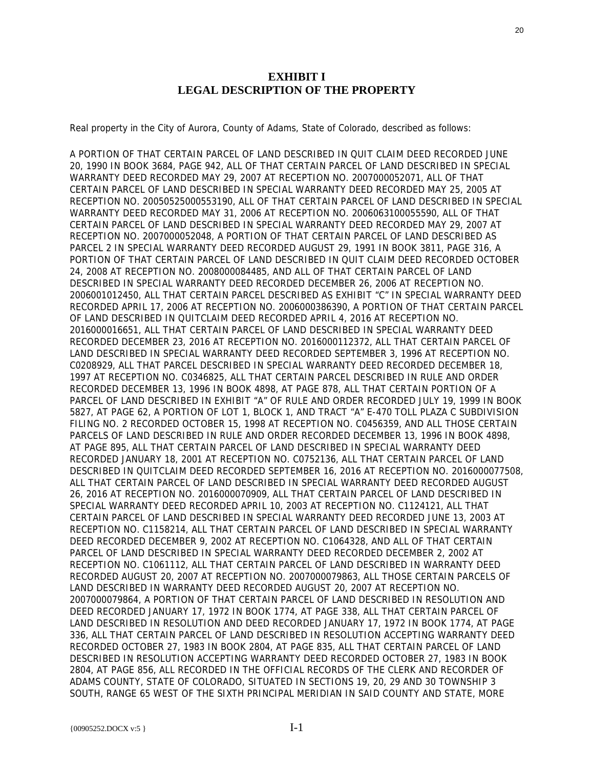# EXHIBIT I
# LEGAL DESCRIPTION OF THE PROPERTY

Real property in the City of Aurora, County of Adams, State of Colorado, described as follows:

A PORTION OF THAT CERTAIN PARCEL OF LAND DESCRIBED IN QUIT CLAIM DEED RECORDED JUNE 20, 1990 IN BOOK 3684, PAGE 942, ALL OF THAT CERTAIN PARCEL OF LAND DESCRIBED IN SPECIAL WARRANTY DEED RECORDED MAY 29, 2007 AT RECEPTION NO. 2007000052071, ALL OF THAT CERTAIN PARCEL OF LAND DESCRIBED IN SPECIAL WARRANTY DEED RECORDED MAY 25, 2005 AT RECEPTION NO. 20050525000553190, ALL OF THAT CERTAIN PARCEL OF LAND DESCRIBED IN SPECIAL WARRANTY DEED RECORDED MAY 31, 2006 AT RECEPTION NO. 2006063100055590, ALL OF THAT CERTAIN PARCEL OF LAND DESCRIBED IN SPECIAL WARRANTY DEED RECORDED MAY 29, 2007 AT RECEPTION NO. 2007000052048, A PORTION OF THAT CERTAIN PARCEL OF LAND DESCRIBED AS PARCEL 2 IN SPECIAL WARRANTY DEED RECORDED AUGUST 29, 1991 IN BOOK 3811, PAGE 316, A PORTION OF THAT CERTAIN PARCEL OF LAND DESCRIBED IN QUIT CLAIM DEED RECORDED OCTOBER 24, 2008 AT RECEPTION NO. 2008000084485, AND ALL OF THAT CERTAIN PARCEL OF LAND DESCRIBED IN SPECIAL WARRANTY DEED RECORDED DECEMBER 26, 2006 AT RECEPTION NO. 2006001012450, ALL THAT CERTAIN PARCEL DESCRIBED AS EXHIBIT "C" IN SPECIAL WARRANTY DEED RECORDED APRIL 17, 2006 AT RECEPTION NO. 2006000386390, A PORTION OF THAT CERTAIN PARCEL OF LAND DESCRIBED IN QUITCLAIM DEED RECORDED APRIL 4, 2016 AT RECEPTION NO. 2016000016651, ALL THAT CERTAIN PARCEL OF LAND DESCRIBED IN SPECIAL WARRANTY DEED RECORDED DECEMBER 23, 2016 AT RECEPTION NO. 2016000112372, ALL THAT CERTAIN PARCEL OF LAND DESCRIBED IN SPECIAL WARRANTY DEED RECORDED SEPTEMBER 3, 1996 AT RECEPTION NO. C0208929, ALL THAT PARCEL DESCRIBED IN SPECIAL WARRANTY DEED RECORDED DECEMBER 18, 1997 AT RECEPTION NO. C0346825, ALL THAT CERTAIN PARCEL DESCRIBED IN RULE AND ORDER RECORDED DECEMBER 13, 1996 IN BOOK 4898, AT PAGE 878, ALL THAT CERTAIN PORTION OF A PARCEL OF LAND DESCRIBED IN EXHIBIT "A" OF RULE AND ORDER RECORDED JULY 19, 1999 IN BOOK 5827, AT PAGE 62, A PORTION OF LOT 1, BLOCK 1, AND TRACT "A" E-470 TOLL PLAZA C SUBDIVISION FILING NO. 2 RECORDED OCTOBER 15, 1998 AT RECEPTION NO. C0456359, AND ALL THOSE CERTAIN PARCELS OF LAND DESCRIBED IN RULE AND ORDER RECORDED DECEMBER 13, 1996 IN BOOK 4898, AT PAGE 895, ALL THAT CERTAIN PARCEL OF LAND DESCRIBED IN SPECIAL WARRANTY DEED RECORDED JANUARY 18, 2001 AT RECEPTION NO. C0752136, ALL THAT CERTAIN PARCEL OF LAND DESCRIBED IN QUITCLAIM DEED RECORDED SEPTEMBER 16, 2016 AT RECEPTION NO. 2016000077508, ALL THAT CERTAIN PARCEL OF LAND DESCRIBED IN SPECIAL WARRANTY DEED RECORDED AUGUST 26, 2016 AT RECEPTION NO. 2016000070909, ALL THAT CERTAIN PARCEL OF LAND DESCRIBED IN SPECIAL WARRANTY DEED RECORDED APRIL 10, 2003 AT RECEPTION NO. C1124121, ALL THAT CERTAIN PARCEL OF LAND DESCRIBED IN SPECIAL WARRANTY DEED RECORDED JUNE 13, 2003 AT RECEPTION NO. C1158214, ALL THAT CERTAIN PARCEL OF LAND DESCRIBED IN SPECIAL WARRANTY DEED RECORDED DECEMBER 9, 2002 AT RECEPTION NO. C1064328, AND ALL OF THAT CERTAIN PARCEL OF LAND DESCRIBED IN SPECIAL WARRANTY DEED RECORDED DECEMBER 2, 2002 AT RECEPTION NO. C1061112, ALL THAT CERTAIN PARCEL OF LAND DESCRIBED IN WARRANTY DEED RECORDED AUGUST 20, 2007 AT RECEPTION NO. 2007000079863, ALL THOSE CERTAIN PARCELS OF LAND DESCRIBED IN WARRANTY DEED RECORDED AUGUST 20, 2007 AT RECEPTION NO. 2007000079864, A PORTION OF THAT CERTAIN PARCEL OF LAND DESCRIBED IN RESOLUTION AND DEED RECORDED JANUARY 17, 1972 IN BOOK 1774, AT PAGE 338, ALL THAT CERTAIN PARCEL OF LAND DESCRIBED IN RESOLUTION AND DEED RECORDED JANUARY 17, 1972 IN BOOK 1774, AT PAGE 336, ALL THAT CERTAIN PARCEL OF LAND DESCRIBED IN RESOLUTION ACCEPTING WARRANTY DEED RECORDED OCTOBER 27, 1983 IN BOOK 2804, AT PAGE 835, ALL THAT CERTAIN PARCEL OF LAND DESCRIBED IN RESOLUTION ACCEPTING WARRANTY DEED RECORDED OCTOBER 27, 1983 IN BOOK 2804, AT PAGE 856, ALL RECORDED IN THE OFFICIAL RECORDS OF THE CLERK AND RECORDER OF ADAMS COUNTY, STATE OF COLORADO, SITUATED IN SECTIONS 19, 20, 29 AND 30 TOWNSHIP 3 SOUTH, RANGE 65 WEST OF THE SIXTH PRINCIPAL MERIDIAN IN SAID COUNTY AND STATE, MORE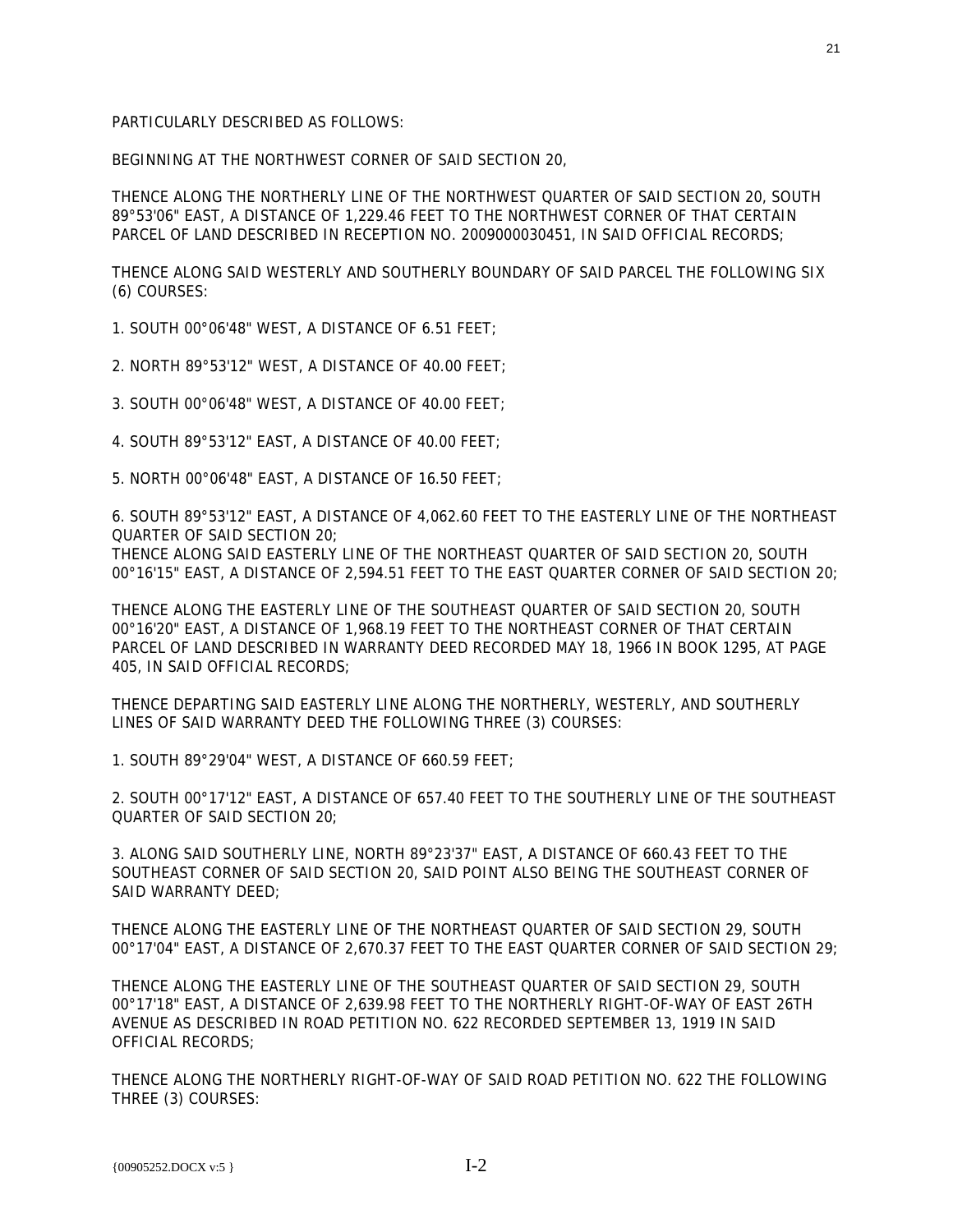PARTICULARLY DESCRIBED AS FOLLOWS:

BEGINNING AT THE NORTHWEST CORNER OF SAID SECTION 20,

THENCE ALONG THE NORTHERLY LINE OF THE NORTHWEST QUARTER OF SAID SECTION 20, SOUTH 89°53'06" EAST, A DISTANCE OF 1,229.46 FEET TO THE NORTHWEST CORNER OF THAT CERTAIN PARCEL OF LAND DESCRIBED IN RECEPTION NO. 2009000030451, IN SAID OFFICIAL RECORDS;

THENCE ALONG SAID WESTERLY AND SOUTHERLY BOUNDARY OF SAID PARCEL THE FOLLOWING SIX (6) COURSES:

1. SOUTH 00°06'48" WEST, A DISTANCE OF 6.51 FEET;

2. NORTH 89°53'12" WEST, A DISTANCE OF 40.00 FEET;

3. SOUTH 00°06'48" WEST, A DISTANCE OF 40.00 FEET;

4. SOUTH 89°53'12" EAST, A DISTANCE OF 40.00 FEET;

5. NORTH 00°06'48" EAST, A DISTANCE OF 16.50 FEET;

6. SOUTH 89°53'12" EAST, A DISTANCE OF 4,062.60 FEET TO THE EASTERLY LINE OF THE NORTHEAST QUARTER OF SAID SECTION 20;

THENCE ALONG SAID EASTERLY LINE OF THE NORTHEAST QUARTER OF SAID SECTION 20, SOUTH 00°16'15" EAST, A DISTANCE OF 2,594.51 FEET TO THE EAST QUARTER CORNER OF SAID SECTION 20;

THENCE ALONG THE EASTERLY LINE OF THE SOUTHEAST QUARTER OF SAID SECTION 20, SOUTH 00°16'20" EAST, A DISTANCE OF 1,968.19 FEET TO THE NORTHEAST CORNER OF THAT CERTAIN PARCEL OF LAND DESCRIBED IN WARRANTY DEED RECORDED MAY 18, 1966 IN BOOK 1295, AT PAGE 405, IN SAID OFFICIAL RECORDS;

THENCE DEPARTING SAID EASTERLY LINE ALONG THE NORTHERLY, WESTERLY, AND SOUTHERLY LINES OF SAID WARRANTY DEED THE FOLLOWING THREE (3) COURSES:

1. SOUTH 89°29'04" WEST, A DISTANCE OF 660.59 FEET;

2. SOUTH 00°17'12" EAST, A DISTANCE OF 657.40 FEET TO THE SOUTHERLY LINE OF THE SOUTHEAST QUARTER OF SAID SECTION 20;

3. ALONG SAID SOUTHERLY LINE, NORTH 89°23'37" EAST, A DISTANCE OF 660.43 FEET TO THE SOUTHEAST CORNER OF SAID SECTION 20, SAID POINT ALSO BEING THE SOUTHEAST CORNER OF SAID WARRANTY DEED;

THENCE ALONG THE EASTERLY LINE OF THE NORTHEAST QUARTER OF SAID SECTION 29, SOUTH 00°17'04" EAST, A DISTANCE OF 2,670.37 FEET TO THE EAST QUARTER CORNER OF SAID SECTION 29;

THENCE ALONG THE EASTERLY LINE OF THE SOUTHEAST QUARTER OF SAID SECTION 29, SOUTH 00°17'18" EAST, A DISTANCE OF 2,639.98 FEET TO THE NORTHERLY RIGHT-OF-WAY OF EAST 26TH AVENUE AS DESCRIBED IN ROAD PETITION NO. 622 RECORDED SEPTEMBER 13, 1919 IN SAID OFFICIAL RECORDS;

THENCE ALONG THE NORTHERLY RIGHT-OF-WAY OF SAID ROAD PETITION NO. 622 THE FOLLOWING THREE (3) COURSES: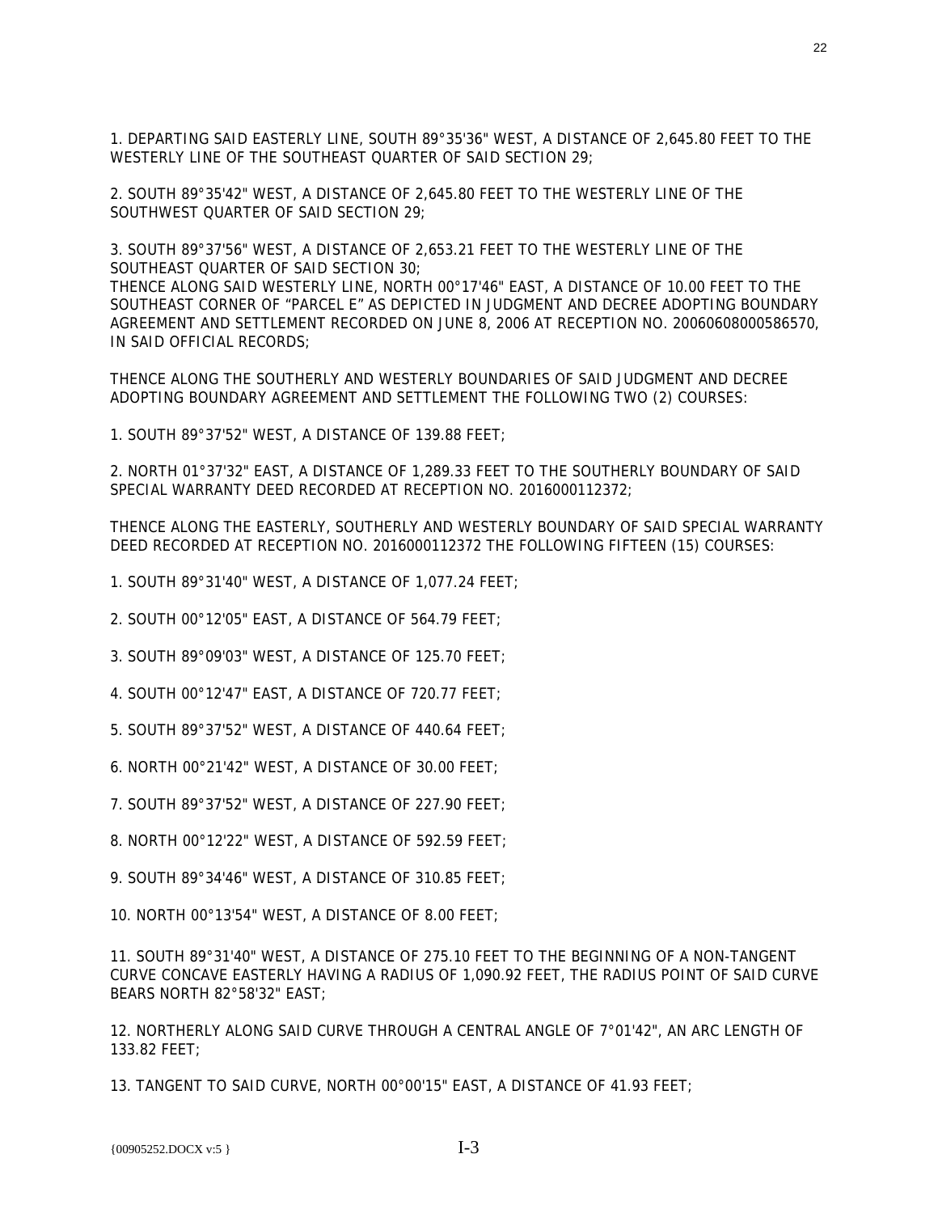1. DEPARTING SAID EASTERLY LINE, SOUTH 89°35'36" WEST, A DISTANCE OF 2,645.80 FEET TO THE WESTERLY LINE OF THE SOUTHEAST QUARTER OF SAID SECTION 29;

2. SOUTH 89°35'42" WEST, A DISTANCE OF 2,645.80 FEET TO THE WESTERLY LINE OF THE SOUTHWEST QUARTER OF SAID SECTION 29;

3. SOUTH 89°37'56" WEST, A DISTANCE OF 2,653.21 FEET TO THE WESTERLY LINE OF THE SOUTHEAST QUARTER OF SAID SECTION 30;

THENCE ALONG SAID WESTERLY LINE, NORTH 00°17'46" EAST, A DISTANCE OF 10.00 FEET TO THE SOUTHEAST CORNER OF "PARCEL E" AS DEPICTED IN JUDGMENT AND DECREE ADOPTING BOUNDARY AGREEMENT AND SETTLEMENT RECORDED ON JUNE 8, 2006 AT RECEPTION NO. 20060608000586570, IN SAID OFFICIAL RECORDS;

THENCE ALONG THE SOUTHERLY AND WESTERLY BOUNDARIES OF SAID JUDGMENT AND DECREE ADOPTING BOUNDARY AGREEMENT AND SETTLEMENT THE FOLLOWING TWO (2) COURSES:

1. SOUTH 89°37'52" WEST, A DISTANCE OF 139.88 FEET;

2. NORTH 01°37'32" EAST, A DISTANCE OF 1,289.33 FEET TO THE SOUTHERLY BOUNDARY OF SAID SPECIAL WARRANTY DEED RECORDED AT RECEPTION NO. 2016000112372;

THENCE ALONG THE EASTERLY, SOUTHERLY AND WESTERLY BOUNDARY OF SAID SPECIAL WARRANTY DEED RECORDED AT RECEPTION NO. 2016000112372 THE FOLLOWING FIFTEEN (15) COURSES:

1. SOUTH 89°31'40" WEST, A DISTANCE OF 1,077.24 FEET;

2. SOUTH 00°12'05" EAST, A DISTANCE OF 564.79 FEET;

3. SOUTH 89°09'03" WEST, A DISTANCE OF 125.70 FEET;

4. SOUTH 00°12'47" EAST, A DISTANCE OF 720.77 FEET;

5. SOUTH 89°37'52" WEST, A DISTANCE OF 440.64 FEET;

6. NORTH 00°21'42" WEST, A DISTANCE OF 30.00 FEET;

7. SOUTH 89°37'52" WEST, A DISTANCE OF 227.90 FEET;

8. NORTH 00°12'22" WEST, A DISTANCE OF 592.59 FEET;

9. SOUTH 89°34'46" WEST, A DISTANCE OF 310.85 FEET;

10. NORTH 00°13'54" WEST, A DISTANCE OF 8.00 FEET;

11. SOUTH 89°31'40" WEST, A DISTANCE OF 275.10 FEET TO THE BEGINNING OF A NON-TANGENT CURVE CONCAVE EASTERLY HAVING A RADIUS OF 1,090.92 FEET, THE RADIUS POINT OF SAID CURVE BEARS NORTH 82°58'32" EAST;

12. NORTHERLY ALONG SAID CURVE THROUGH A CENTRAL ANGLE OF 7°01'42", AN ARC LENGTH OF 133.82 FEET;

13. TANGENT TO SAID CURVE, NORTH 00°00'15" EAST, A DISTANCE OF 41.93 FEET;

{00905252.DOCX v:5 } I-3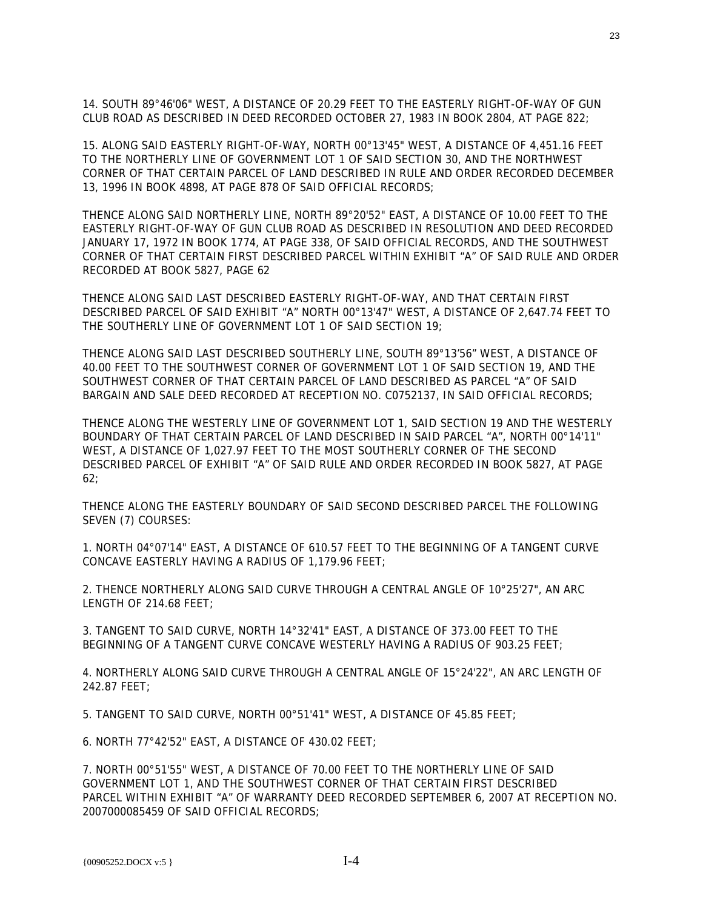14. SOUTH 89°46'06" WEST, A DISTANCE OF 20.29 FEET TO THE EASTERLY RIGHT-OF-WAY OF GUN CLUB ROAD AS DESCRIBED IN DEED RECORDED OCTOBER 27, 1983 IN BOOK 2804, AT PAGE 822;

15. ALONG SAID EASTERLY RIGHT-OF-WAY, NORTH 00°13'45" WEST, A DISTANCE OF 4,451.16 FEET TO THE NORTHERLY LINE OF GOVERNMENT LOT 1 OF SAID SECTION 30, AND THE NORTHWEST CORNER OF THAT CERTAIN PARCEL OF LAND DESCRIBED IN RULE AND ORDER RECORDED DECEMBER 13, 1996 IN BOOK 4898, AT PAGE 878 OF SAID OFFICIAL RECORDS;

THENCE ALONG SAID NORTHERLY LINE, NORTH 89°20'52" EAST, A DISTANCE OF 10.00 FEET TO THE EASTERLY RIGHT-OF-WAY OF GUN CLUB ROAD AS DESCRIBED IN RESOLUTION AND DEED RECORDED JANUARY 17, 1972 IN BOOK 1774, AT PAGE 338, OF SAID OFFICIAL RECORDS, AND THE SOUTHWEST CORNER OF THAT CERTAIN FIRST DESCRIBED PARCEL WITHIN EXHIBIT "A" OF SAID RULE AND ORDER RECORDED AT BOOK 5827, PAGE 62

THENCE ALONG SAID LAST DESCRIBED EASTERLY RIGHT-OF-WAY, AND THAT CERTAIN FIRST DESCRIBED PARCEL OF SAID EXHIBIT "A" NORTH 00°13'47" WEST, A DISTANCE OF 2,647.74 FEET TO THE SOUTHERLY LINE OF GOVERNMENT LOT 1 OF SAID SECTION 19;

THENCE ALONG SAID LAST DESCRIBED SOUTHERLY LINE, SOUTH 89°13'56" WEST, A DISTANCE OF 40.00 FEET TO THE SOUTHWEST CORNER OF GOVERNMENT LOT 1 OF SAID SECTION 19, AND THE SOUTHWEST CORNER OF THAT CERTAIN PARCEL OF LAND DESCRIBED AS PARCEL "A" OF SAID BARGAIN AND SALE DEED RECORDED AT RECEPTION NO. C0752137, IN SAID OFFICIAL RECORDS;

THENCE ALONG THE WESTERLY LINE OF GOVERNMENT LOT 1, SAID SECTION 19 AND THE WESTERLY BOUNDARY OF THAT CERTAIN PARCEL OF LAND DESCRIBED IN SAID PARCEL "A", NORTH 00°14'11" WEST, A DISTANCE OF 1,027.97 FEET TO THE MOST SOUTHERLY CORNER OF THE SECOND DESCRIBED PARCEL OF EXHIBIT "A" OF SAID RULE AND ORDER RECORDED IN BOOK 5827, AT PAGE 62;

THENCE ALONG THE EASTERLY BOUNDARY OF SAID SECOND DESCRIBED PARCEL THE FOLLOWING SEVEN (7) COURSES:

1. NORTH 04°07'14" EAST, A DISTANCE OF 610.57 FEET TO THE BEGINNING OF A TANGENT CURVE CONCAVE EASTERLY HAVING A RADIUS OF 1,179.96 FEET;

2. THENCE NORTHERLY ALONG SAID CURVE THROUGH A CENTRAL ANGLE OF 10°25'27", AN ARC LENGTH OF 214.68 FEET;

3. TANGENT TO SAID CURVE, NORTH 14°32'41" EAST, A DISTANCE OF 373.00 FEET TO THE BEGINNING OF A TANGENT CURVE CONCAVE WESTERLY HAVING A RADIUS OF 903.25 FEET;

4. NORTHERLY ALONG SAID CURVE THROUGH A CENTRAL ANGLE OF 15°24'22", AN ARC LENGTH OF 242.87 FEET;

5. TANGENT TO SAID CURVE, NORTH 00°51'41" WEST, A DISTANCE OF 45.85 FEET;

6. NORTH 77°42'52" EAST, A DISTANCE OF 430.02 FEET;

7. NORTH 00°51'55" WEST, A DISTANCE OF 70.00 FEET TO THE NORTHERLY LINE OF SAID GOVERNMENT LOT 1, AND THE SOUTHWEST CORNER OF THAT CERTAIN FIRST DESCRIBED PARCEL WITHIN EXHIBIT "A" OF WARRANTY DEED RECORDED SEPTEMBER 6, 2007 AT RECEPTION NO. 2007000085459 OF SAID OFFICIAL RECORDS;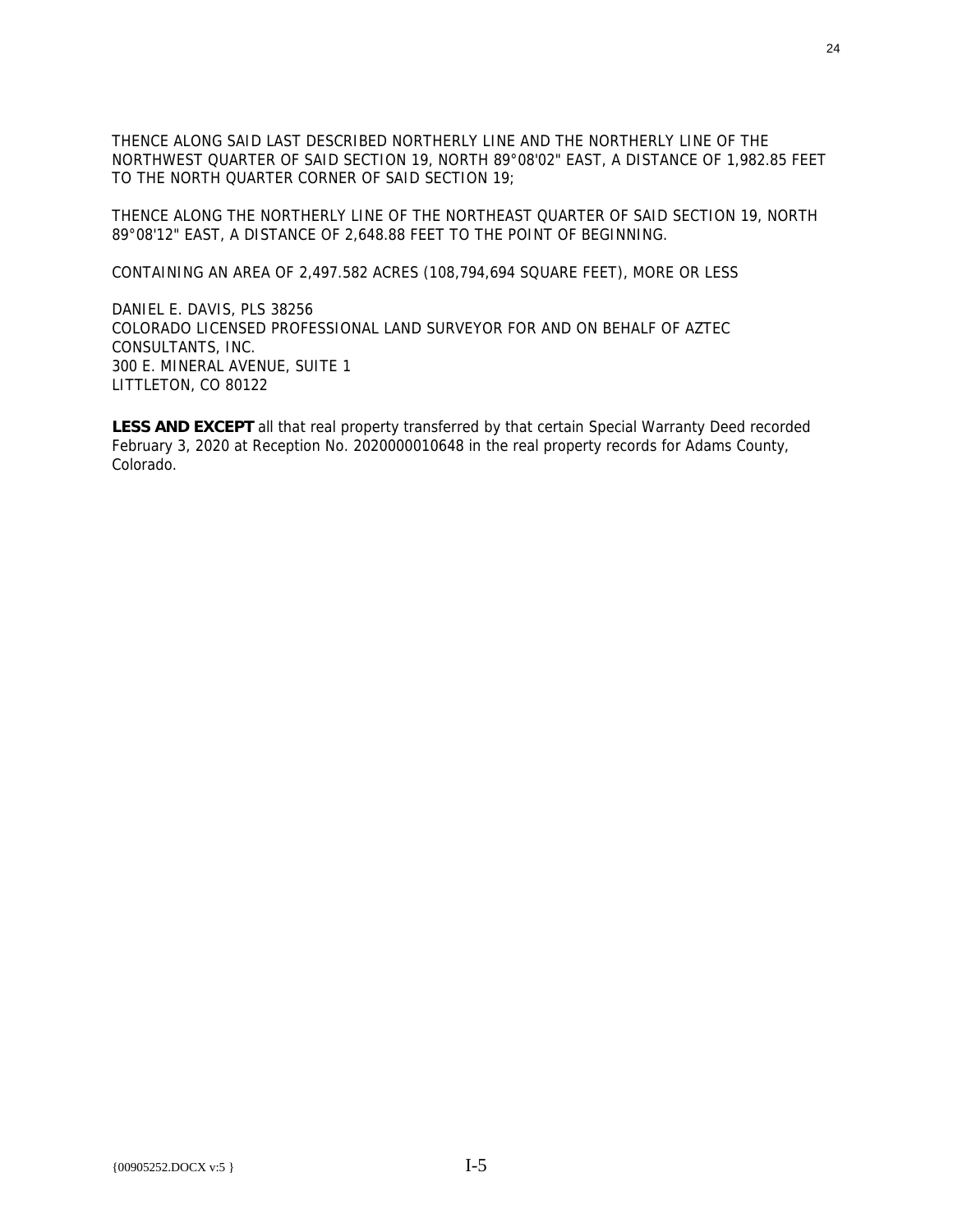THENCE ALONG SAID LAST DESCRIBED NORTHERLY LINE AND THE NORTHERLY LINE OF THE NORTHWEST QUARTER OF SAID SECTION 19, NORTH 89°08'02" EAST, A DISTANCE OF 1,982.85 FEET TO THE NORTH QUARTER CORNER OF SAID SECTION 19;

THENCE ALONG THE NORTHERLY LINE OF THE NORTHEAST QUARTER OF SAID SECTION 19, NORTH 89°08'12" EAST, A DISTANCE OF 2,648.88 FEET TO THE POINT OF BEGINNING.

CONTAINING AN AREA OF 2,497.582 ACRES (108,794,694 SQUARE FEET), MORE OR LESS

DANIEL E. DAVIS, PLS 38256
COLORADO LICENSED PROFESSIONAL LAND SURVEYOR FOR AND ON BEHALF OF AZTEC CONSULTANTS, INC.
300 E. MINERAL AVENUE, SUITE 1
LITTLETON, CO 80122

**LESS AND EXCEPT** all that real property transferred by that certain Special Warranty Deed recorded February 3, 2020 at Reception No. 2020000010648 in the real property records for Adams County, Colorado.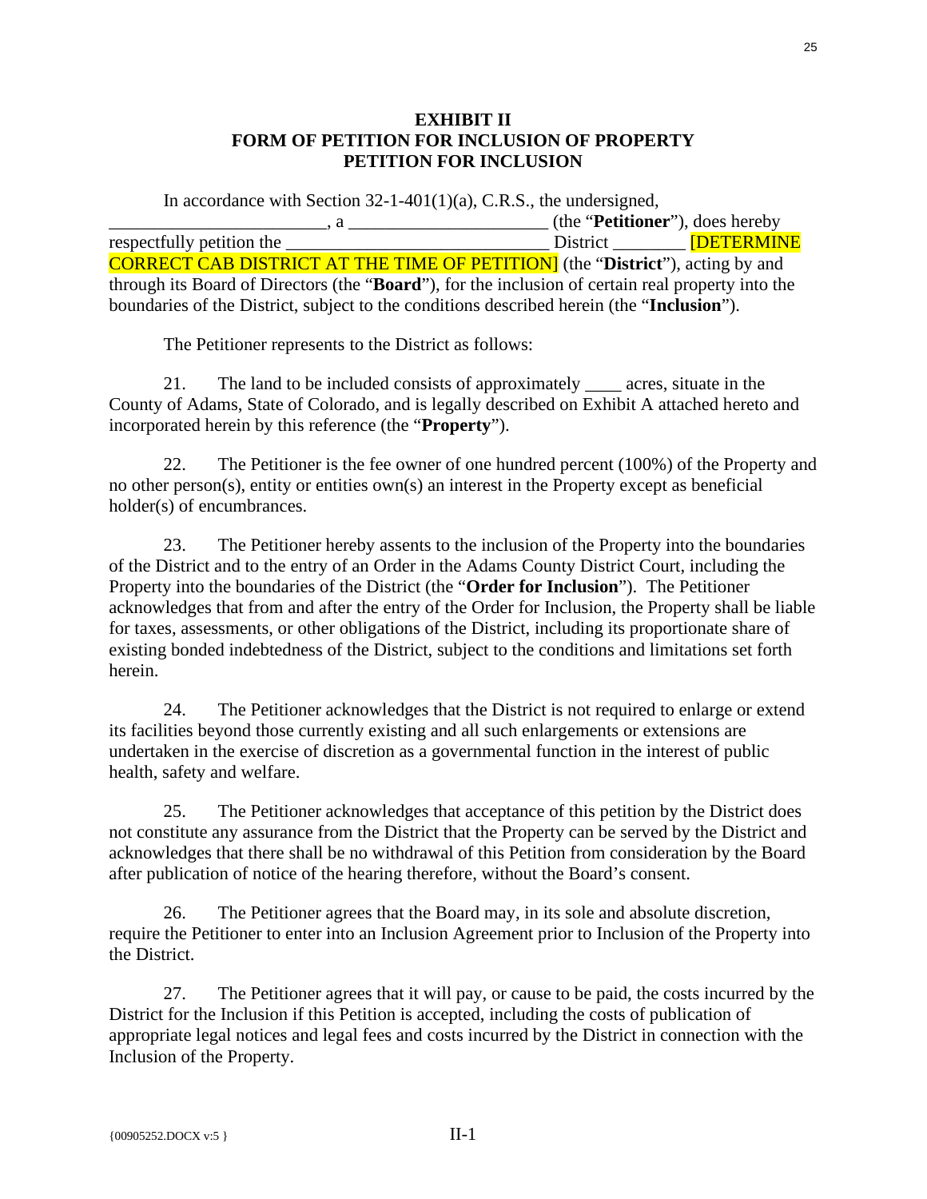**EXHIBIT II**
**FORM OF PETITION FOR INCLUSION OF PROPERTY**
**PETITION FOR INCLUSION**

In accordance with Section 32-1-401(1)(a), C.R.S., the undersigned, ________________________, a ______________________ (the "**Petitioner**"), does hereby respectfully petition the ___________________________ District ________ [DETERMINE CORRECT CAB DISTRICT AT THE TIME OF PETITION] (the "**District**"), acting by and through its Board of Directors (the "**Board**"), for the inclusion of certain real property into the boundaries of the District, subject to the conditions described herein (the "**Inclusion**").

The Petitioner represents to the District as follows:

21. The land to be included consists of approximately ____ acres, situate in the County of Adams, State of Colorado, and is legally described on Exhibit A attached hereto and incorporated herein by this reference (the "**Property**").

22. The Petitioner is the fee owner of one hundred percent (100%) of the Property and no other person(s), entity or entities own(s) an interest in the Property except as beneficial holder(s) of encumbrances.

23. The Petitioner hereby assents to the inclusion of the Property into the boundaries of the District and to the entry of an Order in the Adams County District Court, including the Property into the boundaries of the District (the "**Order for Inclusion**"). The Petitioner acknowledges that from and after the entry of the Order for Inclusion, the Property shall be liable for taxes, assessments, or other obligations of the District, including its proportionate share of existing bonded indebtedness of the District, subject to the conditions and limitations set forth herein.

24. The Petitioner acknowledges that the District is not required to enlarge or extend its facilities beyond those currently existing and all such enlargements or extensions are undertaken in the exercise of discretion as a governmental function in the interest of public health, safety and welfare.

25. The Petitioner acknowledges that acceptance of this petition by the District does not constitute any assurance from the District that the Property can be served by the District and acknowledges that there shall be no withdrawal of this Petition from consideration by the Board after publication of notice of the hearing therefore, without the Board's consent.

26. The Petitioner agrees that the Board may, in its sole and absolute discretion, require the Petitioner to enter into an Inclusion Agreement prior to Inclusion of the Property into the District.

27. The Petitioner agrees that it will pay, or cause to be paid, the costs incurred by the District for the Inclusion if this Petition is accepted, including the costs of publication of appropriate legal notices and legal fees and costs incurred by the District in connection with the Inclusion of the Property.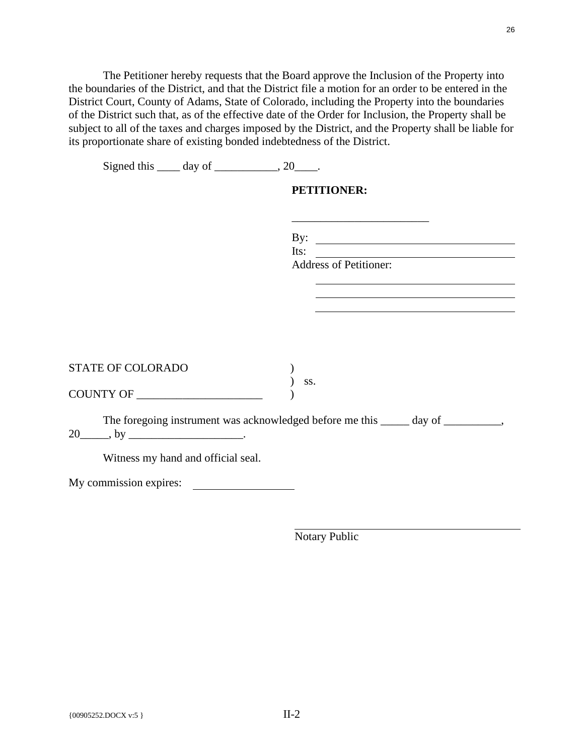The Petitioner hereby requests that the Board approve the Inclusion of the Property into the boundaries of the District, and that the District file a motion for an order to be entered in the District Court, County of Adams, State of Colorado, including the Property into the boundaries of the District such that, as of the effective date of the Order for Inclusion, the Property shall be subject to all of the taxes and charges imposed by the District, and the Property shall be liable for its proportionate share of existing bonded indebtedness of the District.

Signed this ____ day of ___________, 20____.

**PETITIONER:**

________________________

By: ____________________________________

Its: ____________________________________

Address of Petitioner:

____________________________________

____________________________________

____________________________________

STATE OF COLORADO )
) ss.
COUNTY OF ______________________ )

The foregoing instrument was acknowledged before me this _____ day of __________, 20_____, by ____________________.

Witness my hand and official seal.

My commission expires: __________________

____________________________________

Notary Public

{00905252.DOCX v:5 }

II-2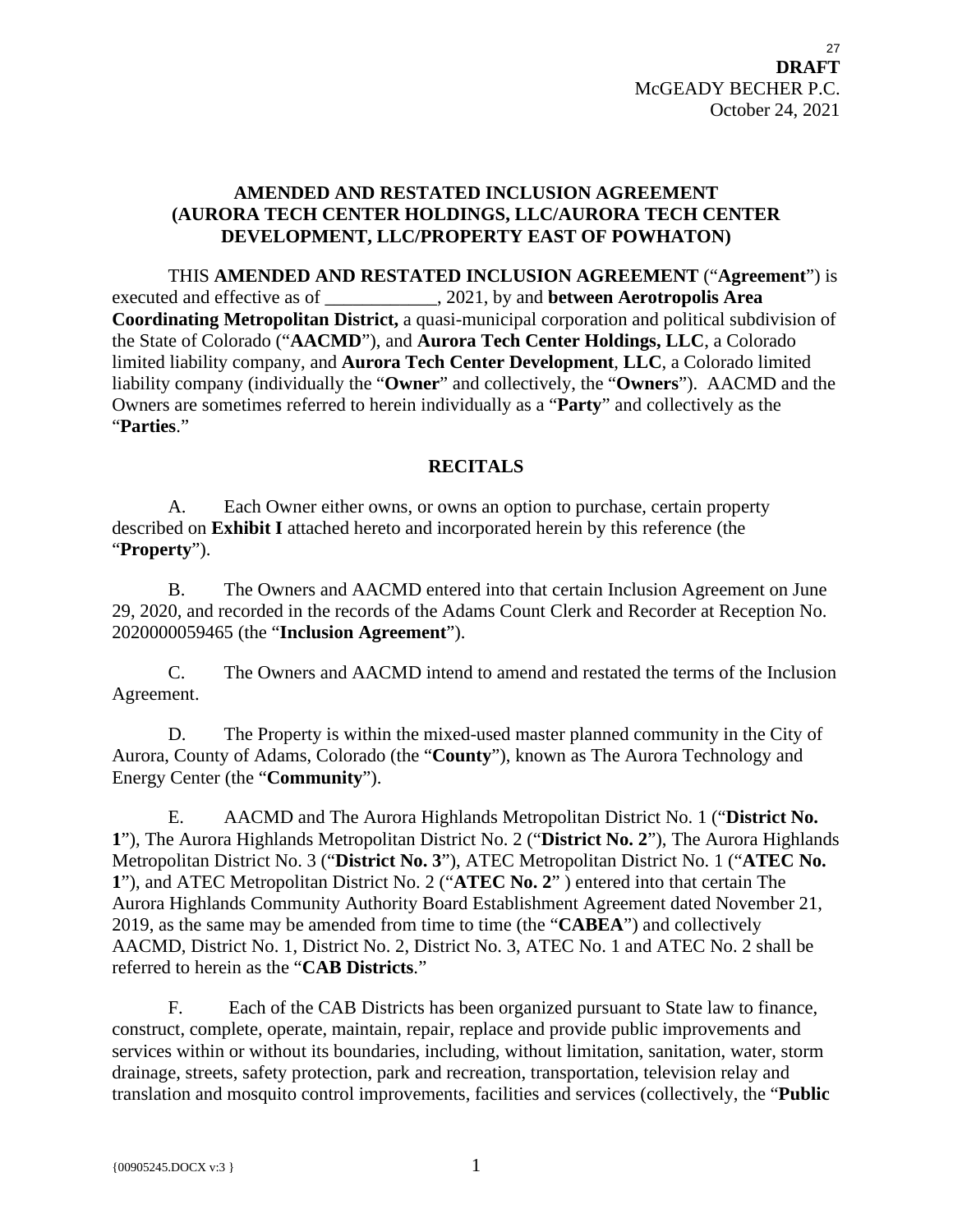**DRAFT**
McGEADY BECHER P.C.
October 24, 2021

**AMENDED AND RESTATED INCLUSION AGREEMENT (AURORA TECH CENTER HOLDINGS, LLC/AURORA TECH CENTER DEVELOPMENT, LLC/PROPERTY EAST OF POWHATON)**

THIS **AMENDED AND RESTATED INCLUSION AGREEMENT** ("**Agreement**") is executed and effective as of ____________, 2021, by and **between Aerotropolis Area Coordinating Metropolitan District,** a quasi-municipal corporation and political subdivision of the State of Colorado ("**AACMD**"), and **Aurora Tech Center Holdings, LLC**, a Colorado limited liability company, and **Aurora Tech Center Development**, **LLC**, a Colorado limited liability company (individually the "**Owner**" and collectively, the "**Owners**"). AACMD and the Owners are sometimes referred to herein individually as a "**Party**" and collectively as the "**Parties**."

**RECITALS**

A. Each Owner either owns, or owns an option to purchase, certain property described on **Exhibit I** attached hereto and incorporated herein by this reference (the "**Property**").

B. The Owners and AACMD entered into that certain Inclusion Agreement on June 29, 2020, and recorded in the records of the Adams Count Clerk and Recorder at Reception No. 2020000059465 (the "**Inclusion Agreement**").

C. The Owners and AACMD intend to amend and restated the terms of the Inclusion Agreement.

D. The Property is within the mixed-used master planned community in the City of Aurora, County of Adams, Colorado (the "**County**"), known as The Aurora Technology and Energy Center (the "**Community**").

E. AACMD and The Aurora Highlands Metropolitan District No. 1 ("**District No. 1**"), The Aurora Highlands Metropolitan District No. 2 ("**District No. 2**"), The Aurora Highlands Metropolitan District No. 3 ("**District No. 3**"), ATEC Metropolitan District No. 1 ("**ATEC No. 1**"), and ATEC Metropolitan District No. 2 ("**ATEC No. 2**" ) entered into that certain The Aurora Highlands Community Authority Board Establishment Agreement dated November 21, 2019, as the same may be amended from time to time (the "**CABEA**") and collectively AACMD, District No. 1, District No. 2, District No. 3, ATEC No. 1 and ATEC No. 2 shall be referred to herein as the "**CAB Districts**."

F. Each of the CAB Districts has been organized pursuant to State law to finance, construct, complete, operate, maintain, repair, replace and provide public improvements and services within or without its boundaries, including, without limitation, sanitation, water, storm drainage, streets, safety protection, park and recreation, transportation, television relay and translation and mosquito control improvements, facilities and services (collectively, the "**Public**

{00905245.DOCX v:3 }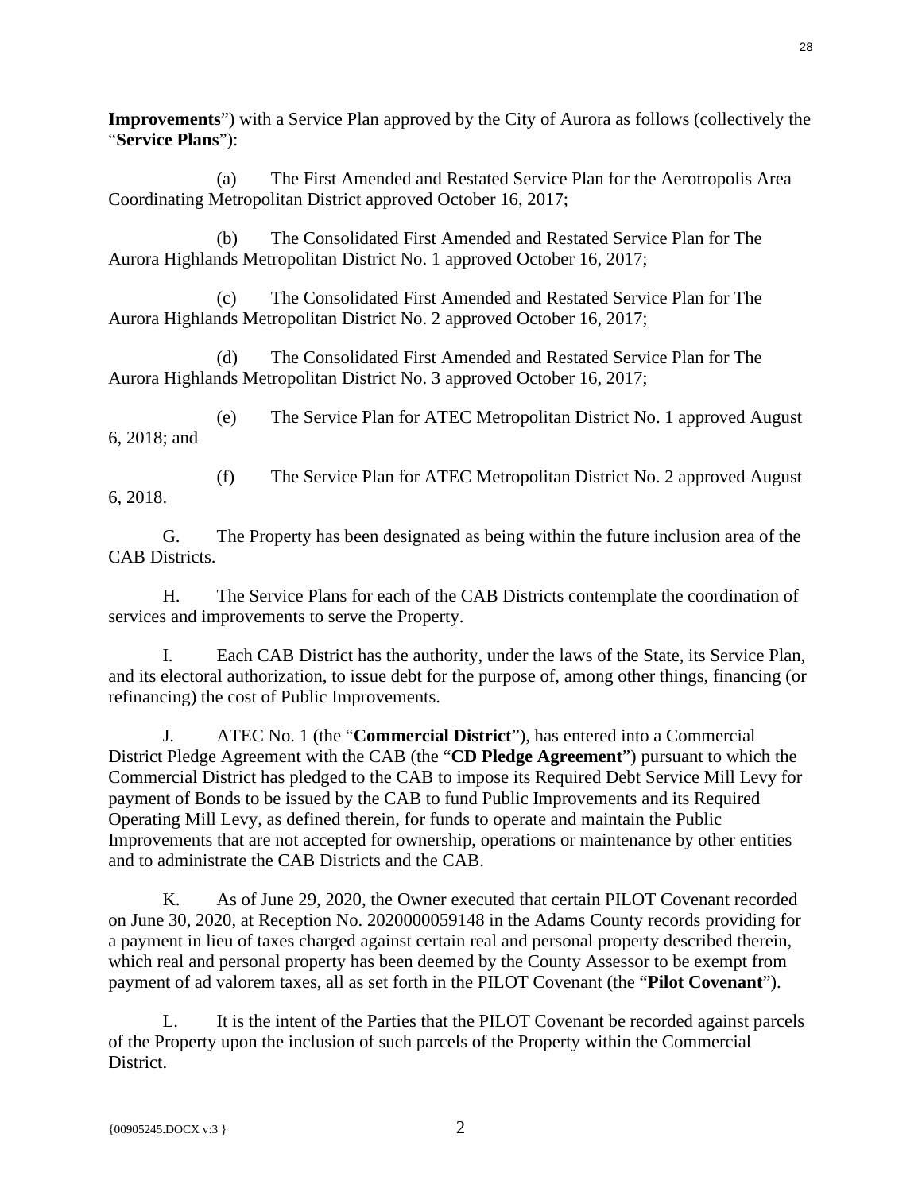**Improvements**") with a Service Plan approved by the City of Aurora as follows (collectively the "**Service Plans**"):

(a) The First Amended and Restated Service Plan for the Aerotropolis Area Coordinating Metropolitan District approved October 16, 2017;

(b) The Consolidated First Amended and Restated Service Plan for The Aurora Highlands Metropolitan District No. 1 approved October 16, 2017;

(c) The Consolidated First Amended and Restated Service Plan for The Aurora Highlands Metropolitan District No. 2 approved October 16, 2017;

(d) The Consolidated First Amended and Restated Service Plan for The Aurora Highlands Metropolitan District No. 3 approved October 16, 2017;

(e) The Service Plan for ATEC Metropolitan District No. 1 approved August 6, 2018; and

(f) The Service Plan for ATEC Metropolitan District No. 2 approved August 6, 2018.

G. The Property has been designated as being within the future inclusion area of the CAB Districts.

H. The Service Plans for each of the CAB Districts contemplate the coordination of services and improvements to serve the Property.

I. Each CAB District has the authority, under the laws of the State, its Service Plan, and its electoral authorization, to issue debt for the purpose of, among other things, financing (or refinancing) the cost of Public Improvements.

J. ATEC No. 1 (the "**Commercial District**"), has entered into a Commercial District Pledge Agreement with the CAB (the "**CD Pledge Agreement**") pursuant to which the Commercial District has pledged to the CAB to impose its Required Debt Service Mill Levy for payment of Bonds to be issued by the CAB to fund Public Improvements and its Required Operating Mill Levy, as defined therein, for funds to operate and maintain the Public Improvements that are not accepted for ownership, operations or maintenance by other entities and to administrate the CAB Districts and the CAB.

K. As of June 29, 2020, the Owner executed that certain PILOT Covenant recorded on June 30, 2020, at Reception No. 2020000059148 in the Adams County records providing for a payment in lieu of taxes charged against certain real and personal property described therein, which real and personal property has been deemed by the County Assessor to be exempt from payment of ad valorem taxes, all as set forth in the PILOT Covenant (the "**Pilot Covenant**").

L. It is the intent of the Parties that the PILOT Covenant be recorded against parcels of the Property upon the inclusion of such parcels of the Property within the Commercial District.

{00905245.DOCX v:3 }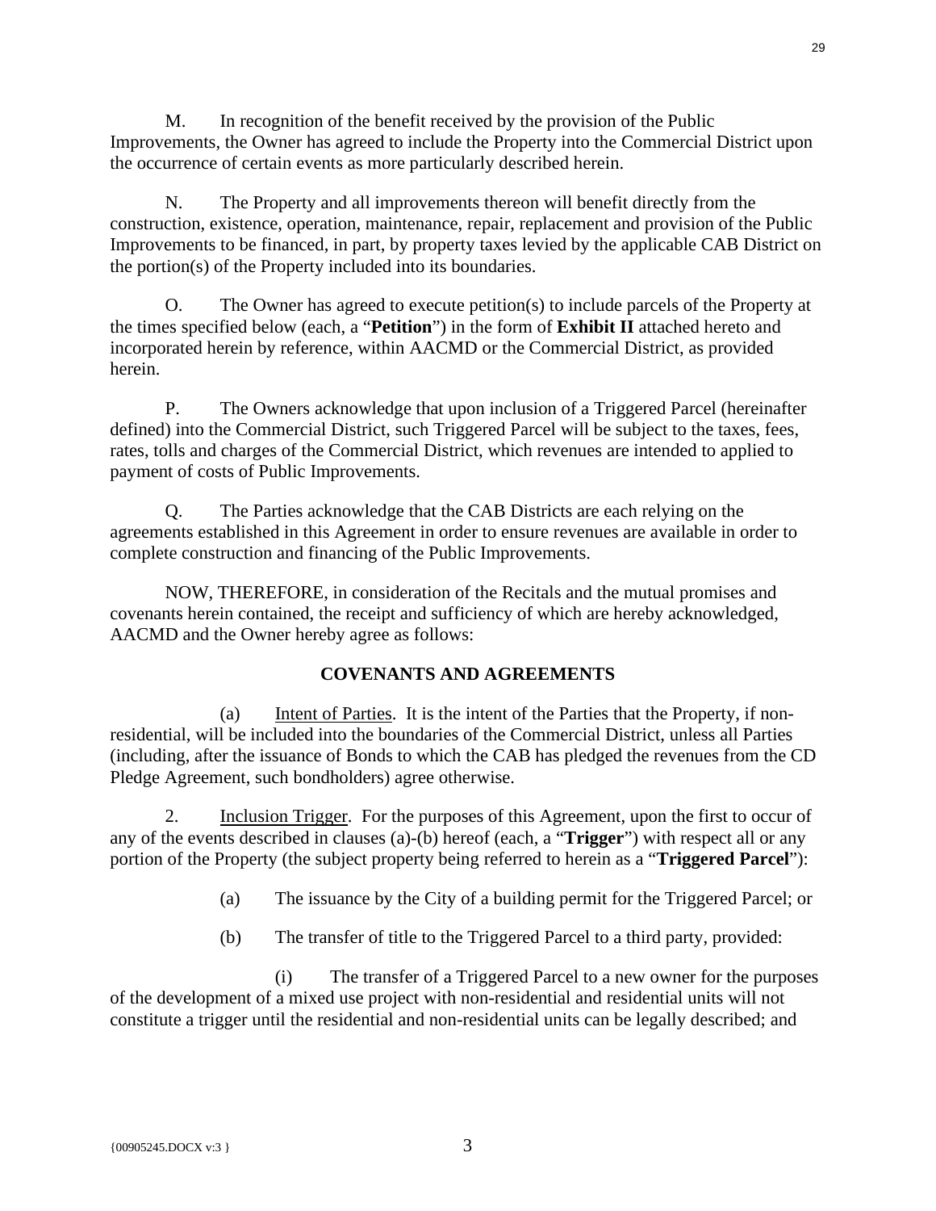M. In recognition of the benefit received by the provision of the Public Improvements, the Owner has agreed to include the Property into the Commercial District upon the occurrence of certain events as more particularly described herein.

N. The Property and all improvements thereon will benefit directly from the construction, existence, operation, maintenance, repair, replacement and provision of the Public Improvements to be financed, in part, by property taxes levied by the applicable CAB District on the portion(s) of the Property included into its boundaries.

O. The Owner has agreed to execute petition(s) to include parcels of the Property at the times specified below (each, a "**Petition**") in the form of **Exhibit II** attached hereto and incorporated herein by reference, within AACMD or the Commercial District, as provided herein.

P. The Owners acknowledge that upon inclusion of a Triggered Parcel (hereinafter defined) into the Commercial District, such Triggered Parcel will be subject to the taxes, fees, rates, tolls and charges of the Commercial District, which revenues are intended to applied to payment of costs of Public Improvements.

Q. The Parties acknowledge that the CAB Districts are each relying on the agreements established in this Agreement in order to ensure revenues are available in order to complete construction and financing of the Public Improvements.

NOW, THEREFORE, in consideration of the Recitals and the mutual promises and covenants herein contained, the receipt and sufficiency of which are hereby acknowledged, AACMD and the Owner hereby agree as follows:

## COVENANTS AND AGREEMENTS

(a) Intent of Parties. It is the intent of the Parties that the Property, if non-residential, will be included into the boundaries of the Commercial District, unless all Parties (including, after the issuance of Bonds to which the CAB has pledged the revenues from the CD Pledge Agreement, such bondholders) agree otherwise.

2. Inclusion Trigger. For the purposes of this Agreement, upon the first to occur of any of the events described in clauses (a)-(b) hereof (each, a "**Trigger**") with respect all or any portion of the Property (the subject property being referred to herein as a "**Triggered Parcel**"):

(a) The issuance by the City of a building permit for the Triggered Parcel; or

(b) The transfer of title to the Triggered Parcel to a third party, provided:

(i) The transfer of a Triggered Parcel to a new owner for the purposes of the development of a mixed use project with non-residential and residential units will not constitute a trigger until the residential and non-residential units can be legally described; and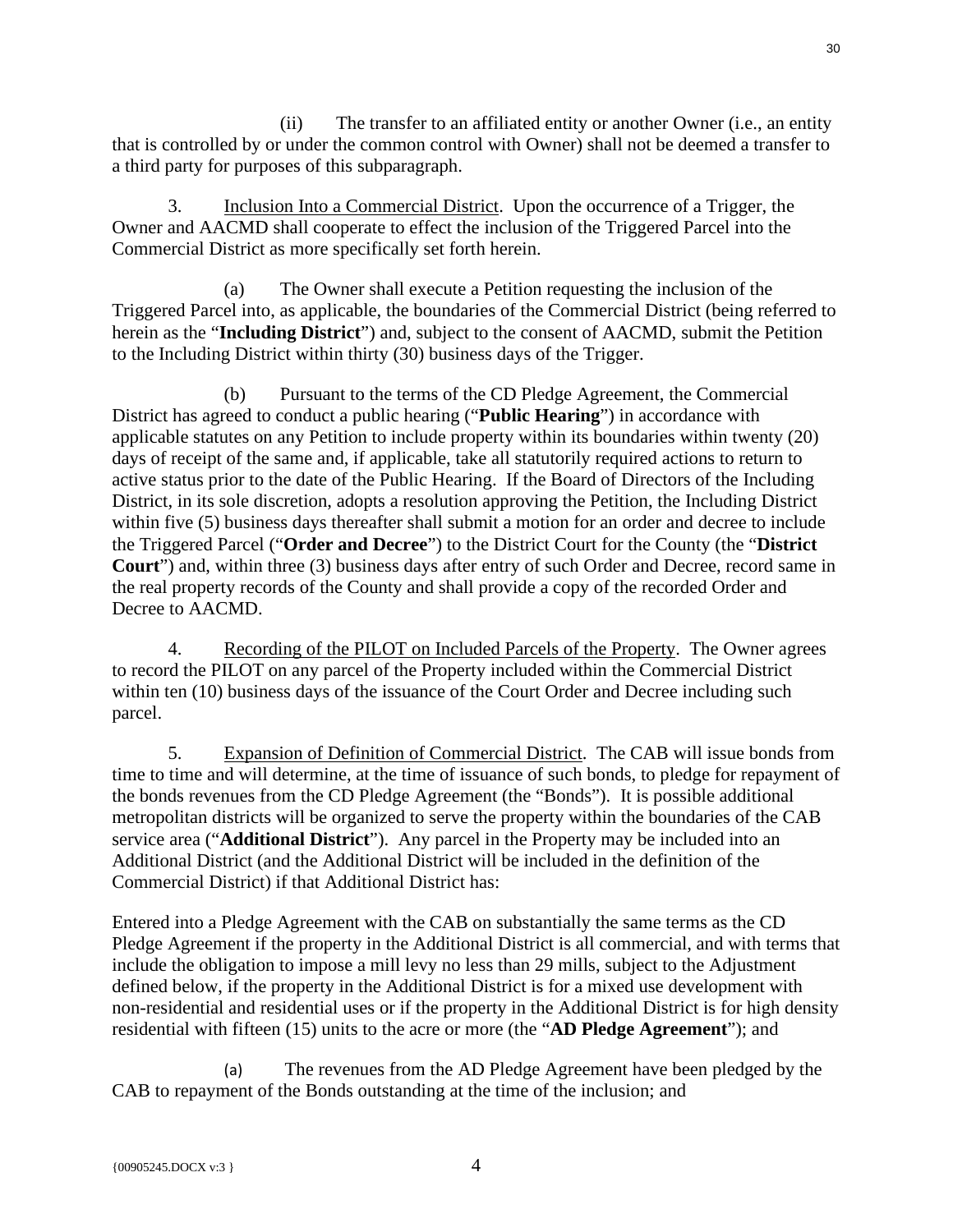(ii) The transfer to an affiliated entity or another Owner (i.e., an entity that is controlled by or under the common control with Owner) shall not be deemed a transfer to a third party for purposes of this subparagraph.

3. Inclusion Into a Commercial District. Upon the occurrence of a Trigger, the Owner and AACMD shall cooperate to effect the inclusion of the Triggered Parcel into the Commercial District as more specifically set forth herein.

(a) The Owner shall execute a Petition requesting the inclusion of the Triggered Parcel into, as applicable, the boundaries of the Commercial District (being referred to herein as the "**Including District**") and, subject to the consent of AACMD, submit the Petition to the Including District within thirty (30) business days of the Trigger.

(b) Pursuant to the terms of the CD Pledge Agreement, the Commercial District has agreed to conduct a public hearing ("**Public Hearing**") in accordance with applicable statutes on any Petition to include property within its boundaries within twenty (20) days of receipt of the same and, if applicable, take all statutorily required actions to return to active status prior to the date of the Public Hearing. If the Board of Directors of the Including District, in its sole discretion, adopts a resolution approving the Petition, the Including District within five (5) business days thereafter shall submit a motion for an order and decree to include the Triggered Parcel ("**Order and Decree**") to the District Court for the County (the "**District Court**") and, within three (3) business days after entry of such Order and Decree, record same in the real property records of the County and shall provide a copy of the recorded Order and Decree to AACMD.

4. Recording of the PILOT on Included Parcels of the Property. The Owner agrees to record the PILOT on any parcel of the Property included within the Commercial District within ten (10) business days of the issuance of the Court Order and Decree including such parcel.

5. Expansion of Definition of Commercial District. The CAB will issue bonds from time to time and will determine, at the time of issuance of such bonds, to pledge for repayment of the bonds revenues from the CD Pledge Agreement (the "Bonds"). It is possible additional metropolitan districts will be organized to serve the property within the boundaries of the CAB service area ("**Additional District**"). Any parcel in the Property may be included into an Additional District (and the Additional District will be included in the definition of the Commercial District) if that Additional District has:

Entered into a Pledge Agreement with the CAB on substantially the same terms as the CD Pledge Agreement if the property in the Additional District is all commercial, and with terms that include the obligation to impose a mill levy no less than 29 mills, subject to the Adjustment defined below, if the property in the Additional District is for a mixed use development with non-residential and residential uses or if the property in the Additional District is for high density residential with fifteen (15) units to the acre or more (the "**AD Pledge Agreement**"); and

(a) The revenues from the AD Pledge Agreement have been pledged by the CAB to repayment of the Bonds outstanding at the time of the inclusion; and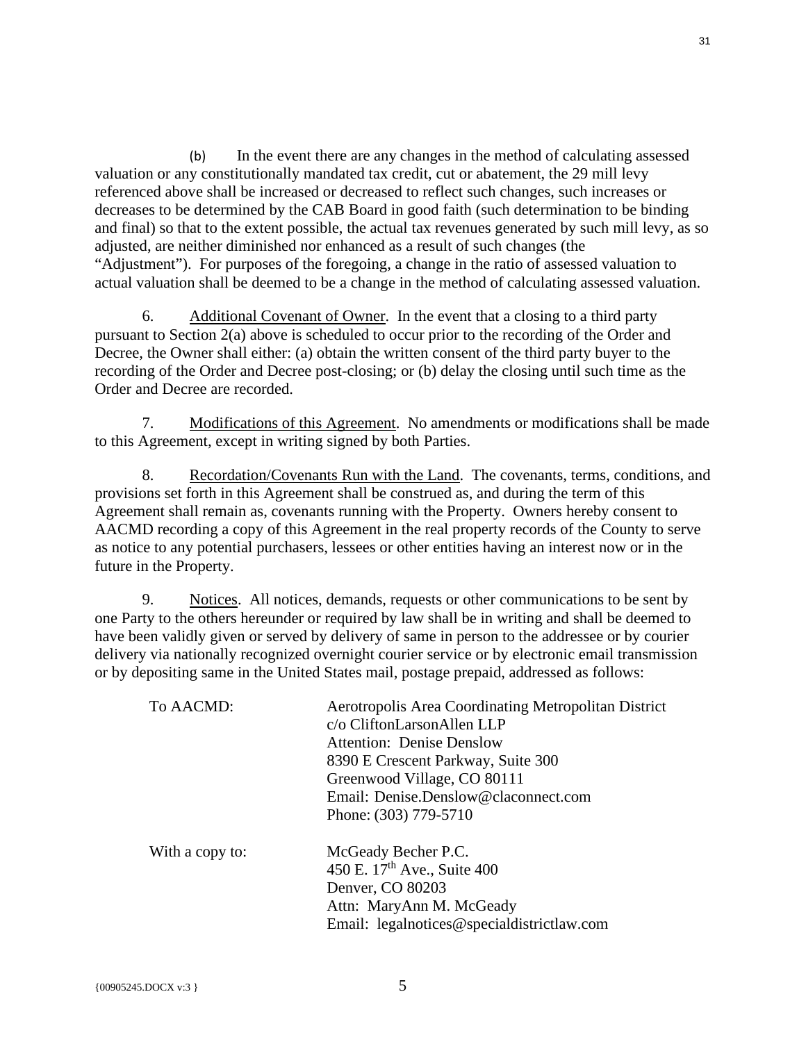(b) In the event there are any changes in the method of calculating assessed valuation or any constitutionally mandated tax credit, cut or abatement, the 29 mill levy referenced above shall be increased or decreased to reflect such changes, such increases or decreases to be determined by the CAB Board in good faith (such determination to be binding and final) so that to the extent possible, the actual tax revenues generated by such mill levy, as so adjusted, are neither diminished nor enhanced as a result of such changes (the "Adjustment"). For purposes of the foregoing, a change in the ratio of assessed valuation to actual valuation shall be deemed to be a change in the method of calculating assessed valuation.

6. Additional Covenant of Owner. In the event that a closing to a third party pursuant to Section 2(a) above is scheduled to occur prior to the recording of the Order and Decree, the Owner shall either: (a) obtain the written consent of the third party buyer to the recording of the Order and Decree post-closing; or (b) delay the closing until such time as the Order and Decree are recorded.

7. Modifications of this Agreement. No amendments or modifications shall be made to this Agreement, except in writing signed by both Parties.

8. Recordation/Covenants Run with the Land. The covenants, terms, conditions, and provisions set forth in this Agreement shall be construed as, and during the term of this Agreement shall remain as, covenants running with the Property. Owners hereby consent to AACMD recording a copy of this Agreement in the real property records of the County to serve as notice to any potential purchasers, lessees or other entities having an interest now or in the future in the Property.

9. Notices. All notices, demands, requests or other communications to be sent by one Party to the others hereunder or required by law shall be in writing and shall be deemed to have been validly given or served by delivery of same in person to the addressee or by courier delivery via nationally recognized overnight courier service or by electronic email transmission or by depositing same in the United States mail, postage prepaid, addressed as follows:

To AACMD:

Aerotropolis Area Coordinating Metropolitan District
c/o CliftonLarsonAllen LLP
Attention: Denise Denslow
8390 E Crescent Parkway, Suite 300
Greenwood Village, CO 80111
Email: Denise.Denslow@claconnect.com
Phone: (303) 779-5710

With a copy to:

McGeady Becher P.C.
450 E. 17th Ave., Suite 400
Denver, CO 80203
Attn: MaryAnn M. McGeady
Email: legalnotices@specialdistrictlaw.com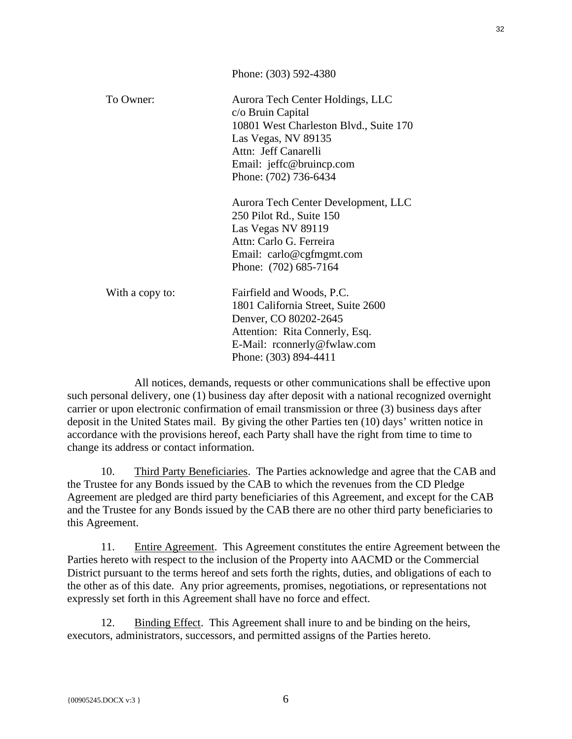Phone: (303) 592-4380

| | |
|---|---|
| To Owner: | Aurora Tech Center Holdings, LLC<br>c/o Bruin Capital<br>10801 West Charleston Blvd., Suite 170<br>Las Vegas, NV 89135<br>Attn: Jeff Canarelli<br>Email: jeffc@bruincp.com<br>Phone: (702) 736-6434 |
| | Aurora Tech Center Development, LLC<br>250 Pilot Rd., Suite 150<br>Las Vegas NV 89119<br>Attn: Carlo G. Ferreira<br>Email: carlo@cgfmgmt.com<br>Phone: (702) 685-7164 |
| With a copy to: | Fairfield and Woods, P.C.<br>1801 California Street, Suite 2600<br>Denver, CO 80202-2645<br>Attention: Rita Connerly, Esq.<br>E-Mail: rconnerly@fwlaw.com<br>Phone: (303) 894-4411 |

All notices, demands, requests or other communications shall be effective upon such personal delivery, one (1) business day after deposit with a national recognized overnight carrier or upon electronic confirmation of email transmission or three (3) business days after deposit in the United States mail. By giving the other Parties ten (10) days' written notice in accordance with the provisions hereof, each Party shall have the right from time to time to change its address or contact information.

10. Third Party Beneficiaries. The Parties acknowledge and agree that the CAB and the Trustee for any Bonds issued by the CAB to which the revenues from the CD Pledge Agreement are pledged are third party beneficiaries of this Agreement, and except for the CAB and the Trustee for any Bonds issued by the CAB there are no other third party beneficiaries to this Agreement.

11. Entire Agreement. This Agreement constitutes the entire Agreement between the Parties hereto with respect to the inclusion of the Property into AACMD or the Commercial District pursuant to the terms hereof and sets forth the rights, duties, and obligations of each to the other as of this date. Any prior agreements, promises, negotiations, or representations not expressly set forth in this Agreement shall have no force and effect.

12. Binding Effect. This Agreement shall inure to and be binding on the heirs, executors, administrators, successors, and permitted assigns of the Parties hereto.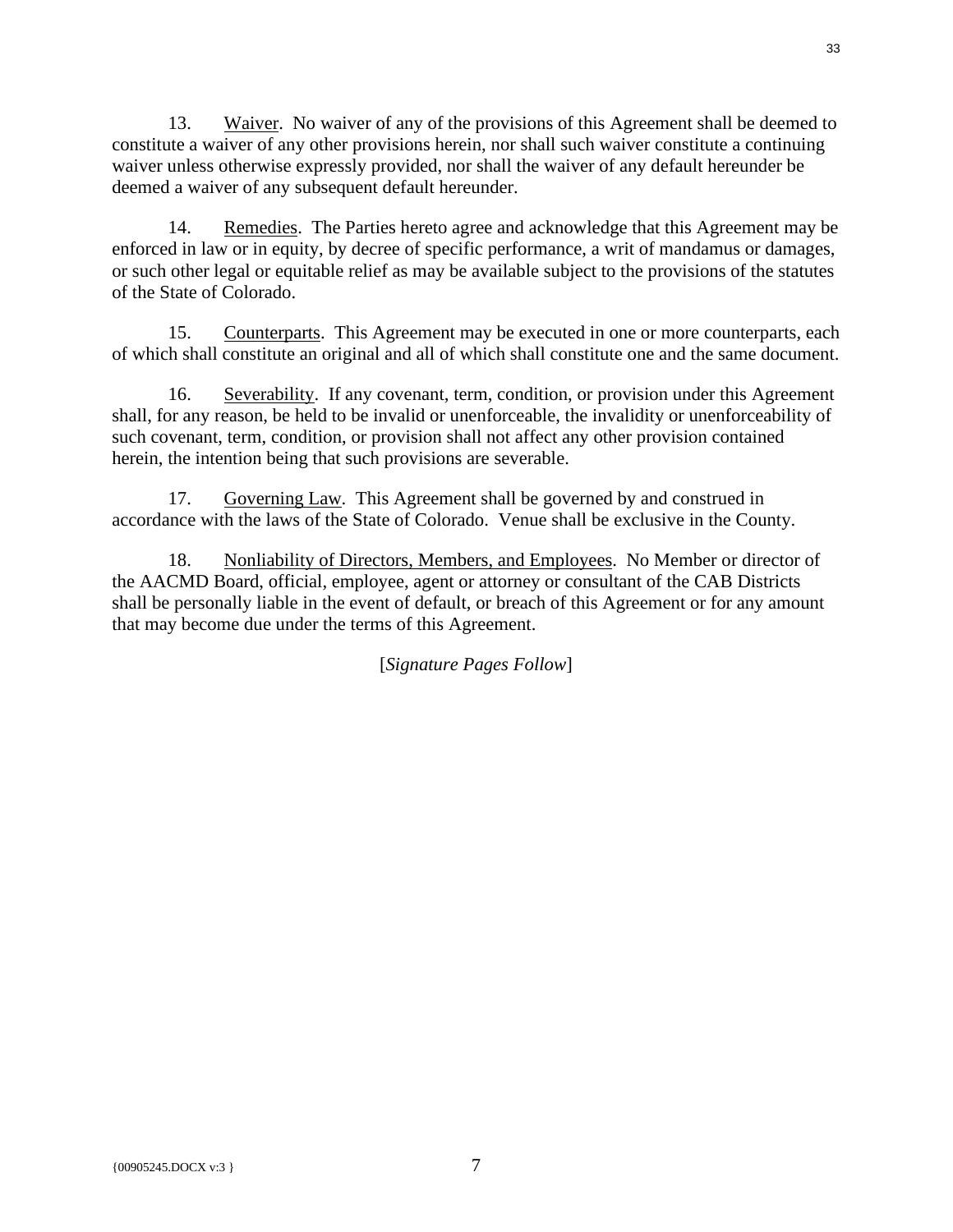13. Waiver. No waiver of any of the provisions of this Agreement shall be deemed to constitute a waiver of any other provisions herein, nor shall such waiver constitute a continuing waiver unless otherwise expressly provided, nor shall the waiver of any default hereunder be deemed a waiver of any subsequent default hereunder.

14. Remedies. The Parties hereto agree and acknowledge that this Agreement may be enforced in law or in equity, by decree of specific performance, a writ of mandamus or damages, or such other legal or equitable relief as may be available subject to the provisions of the statutes of the State of Colorado.

15. Counterparts. This Agreement may be executed in one or more counterparts, each of which shall constitute an original and all of which shall constitute one and the same document.

16. Severability. If any covenant, term, condition, or provision under this Agreement shall, for any reason, be held to be invalid or unenforceable, the invalidity or unenforceability of such covenant, term, condition, or provision shall not affect any other provision contained herein, the intention being that such provisions are severable.

17. Governing Law. This Agreement shall be governed by and construed in accordance with the laws of the State of Colorado. Venue shall be exclusive in the County.

18. Nonliability of Directors, Members, and Employees. No Member or director of the AACMD Board, official, employee, agent or attorney or consultant of the CAB Districts shall be personally liable in the event of default, or breach of this Agreement or for any amount that may become due under the terms of this Agreement.

[*Signature Pages Follow*]

{00905245.DOCX v:3 }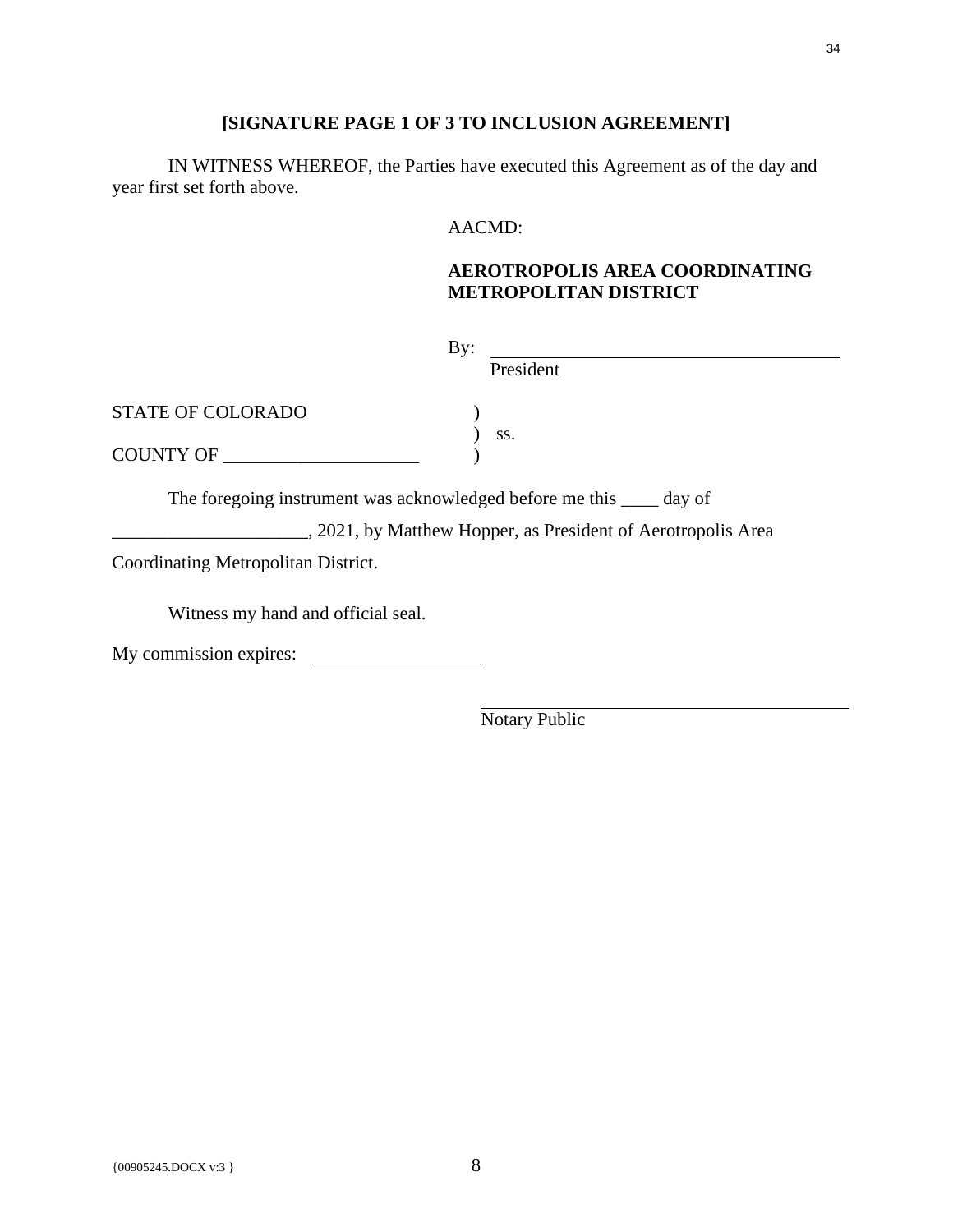**[SIGNATURE PAGE 1 OF 3 TO INCLUSION AGREEMENT]**

IN WITNESS WHEREOF, the Parties have executed this Agreement as of the day and year first set forth above.

AACMD:

**AEROTROPOLIS AREA COORDINATING METROPOLITAN DISTRICT**

By: ______________________________________
President

STATE OF COLORADO )
) ss.
COUNTY OF ____________________ )

The foregoing instrument was acknowledged before me this ____ day of ____________________, 2021, by Matthew Hopper, as President of Aerotropolis Area Coordinating Metropolitan District.

Witness my hand and official seal.

My commission expires: ________________

______________________________________
Notary Public

{00905245.DOCX v:3 }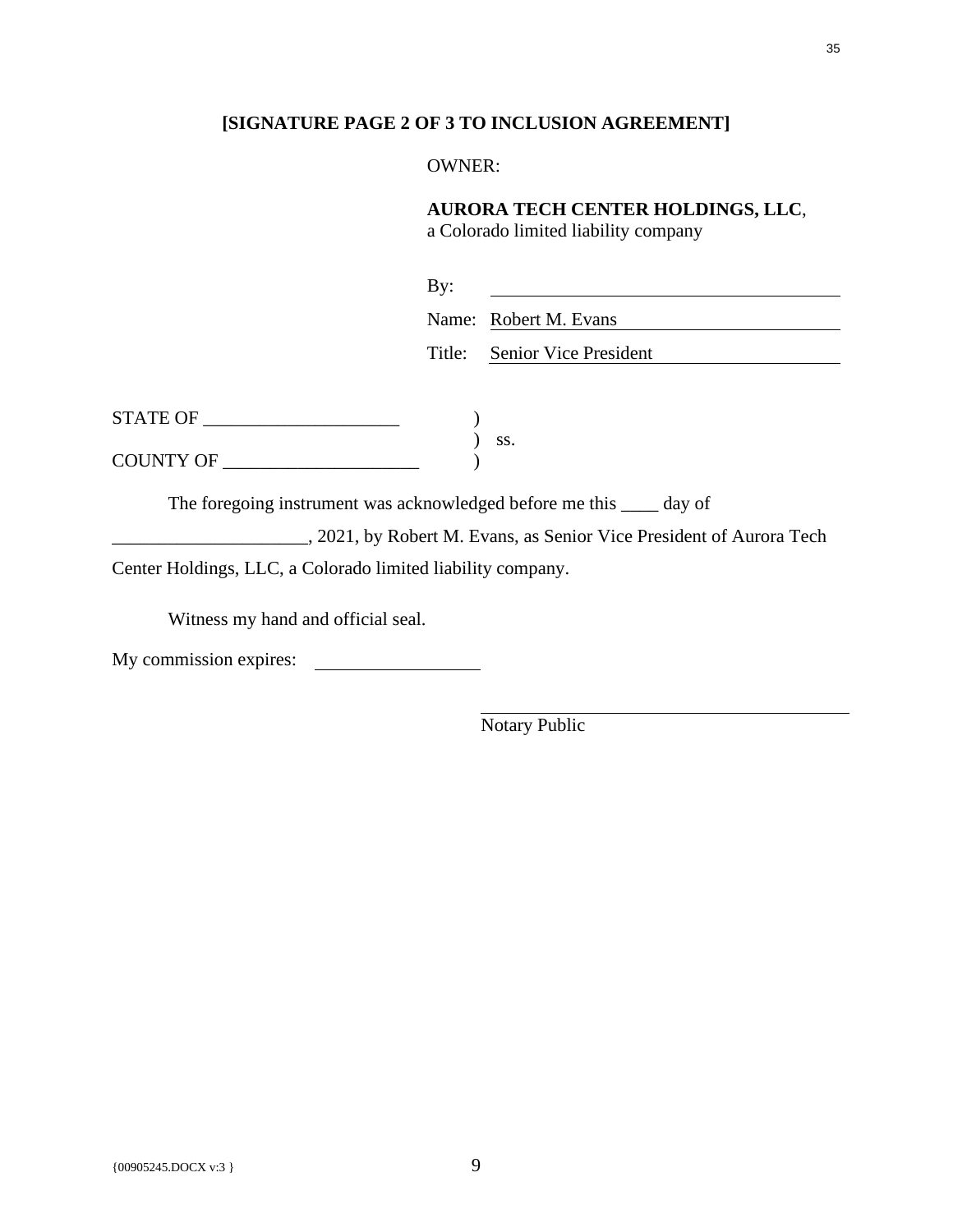**[SIGNATURE PAGE 2 OF 3 TO INCLUSION AGREEMENT]**

OWNER:

**AURORA TECH CENTER HOLDINGS, LLC**,
a Colorado limited liability company

By: \_\_\_\_\_\_\_\_\_\_\_\_\_\_\_\_\_\_\_\_\_\_\_\_\_\_\_\_\_\_\_\_\_\_\_\_

Name: Robert M. Evans

Title: Senior Vice President

STATE OF \_\_\_\_\_\_\_\_\_\_\_\_\_\_\_\_\_\_\_\_\_\_ )
) ss.
COUNTY OF \_\_\_\_\_\_\_\_\_\_\_\_\_\_\_\_\_\_\_\_\_\_ )

The foregoing instrument was acknowledged before me this \_\_\_\_ day of \_\_\_\_\_\_\_\_\_\_\_\_\_\_\_\_\_\_\_\_\_\_, 2021, by Robert M. Evans, as Senior Vice President of Aurora Tech Center Holdings, LLC, a Colorado limited liability company.

Witness my hand and official seal.

My commission expires: \_\_\_\_\_\_\_\_\_\_\_\_\_\_\_\_\_\_

\_\_\_\_\_\_\_\_\_\_\_\_\_\_\_\_\_\_\_\_\_\_\_\_\_\_\_\_\_\_\_\_\_\_\_\_\_\_\_\_
Notary Public

{00905245.DOCX v:3 }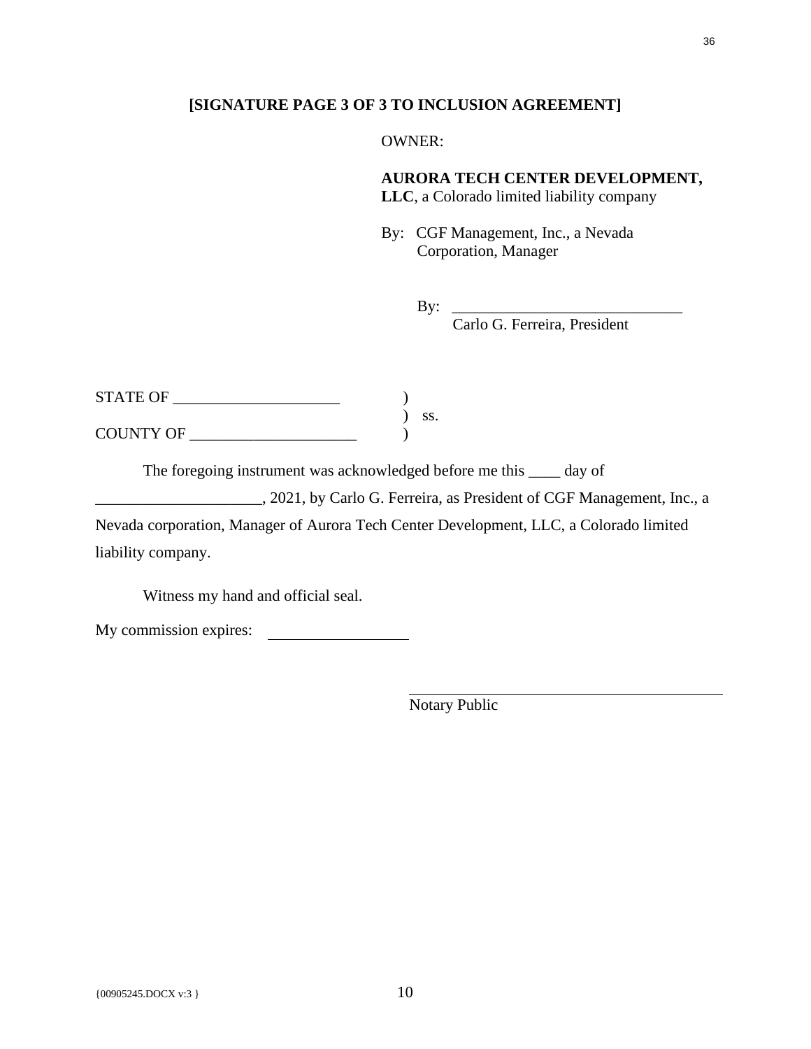**[SIGNATURE PAGE 3 OF 3 TO INCLUSION AGREEMENT]**

OWNER:

**AURORA TECH CENTER DEVELOPMENT, LLC**, a Colorado limited liability company

By: CGF Management, Inc., a Nevada Corporation, Manager

By: ______________________________
Carlo G. Ferreira, President

STATE OF ____________________ )
) ss.
COUNTY OF ____________________ )

The foregoing instrument was acknowledged before me this ____ day of ____________________, 2021, by Carlo G. Ferreira, as President of CGF Management, Inc., a Nevada corporation, Manager of Aurora Tech Center Development, LLC, a Colorado limited liability company.

Witness my hand and official seal.

My commission expires: __________________

________________________________________
Notary Public

{00905245.DOCX v:3 }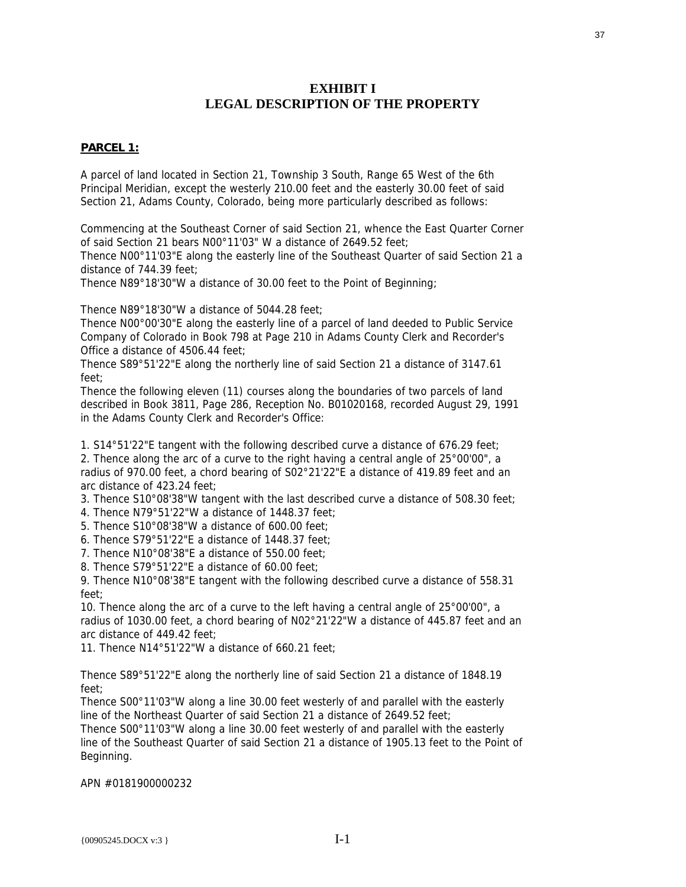# EXHIBIT I
# LEGAL DESCRIPTION OF THE PROPERTY

**PARCEL 1:**

A parcel of land located in Section 21, Township 3 South, Range 65 West of the 6th Principal Meridian, except the westerly 210.00 feet and the easterly 30.00 feet of said Section 21, Adams County, Colorado, being more particularly described as follows:

Commencing at the Southeast Corner of said Section 21, whence the East Quarter Corner of said Section 21 bears N00°11'03" W a distance of 2649.52 feet;
Thence N00°11'03"E along the easterly line of the Southeast Quarter of said Section 21 a distance of 744.39 feet;
Thence N89°18'30"W a distance of 30.00 feet to the Point of Beginning;

Thence N89°18'30"W a distance of 5044.28 feet;
Thence N00°00'30"E along the easterly line of a parcel of land deeded to Public Service Company of Colorado in Book 798 at Page 210 in Adams County Clerk and Recorder's Office a distance of 4506.44 feet;
Thence S89°51'22"E along the northerly line of said Section 21 a distance of 3147.61 feet;
Thence the following eleven (11) courses along the boundaries of two parcels of land described in Book 3811, Page 286, Reception No. B01020168, recorded August 29, 1991 in the Adams County Clerk and Recorder's Office:

1. S14°51'22"E tangent with the following described curve a distance of 676.29 feet;
2. Thence along the arc of a curve to the right having a central angle of 25°00'00", a radius of 970.00 feet, a chord bearing of S02°21'22"E a distance of 419.89 feet and an arc distance of 423.24 feet;
3. Thence S10°08'38"W tangent with the last described curve a distance of 508.30 feet;
4. Thence N79°51'22"W a distance of 1448.37 feet;
5. Thence S10°08'38"W a distance of 600.00 feet;
6. Thence S79°51'22"E a distance of 1448.37 feet;
7. Thence N10°08'38"E a distance of 550.00 feet;
8. Thence S79°51'22"E a distance of 60.00 feet;
9. Thence N10°08'38"E tangent with the following described curve a distance of 558.31 feet;
10. Thence along the arc of a curve to the left having a central angle of 25°00'00", a radius of 1030.00 feet, a chord bearing of N02°21'22"W a distance of 445.87 feet and an arc distance of 449.42 feet;
11. Thence N14°51'22"W a distance of 660.21 feet;

Thence S89°51'22"E along the northerly line of said Section 21 a distance of 1848.19 feet;
Thence S00°11'03"W along a line 30.00 feet westerly of and parallel with the easterly line of the Northeast Quarter of said Section 21 a distance of 2649.52 feet;
Thence S00°11'03"W along a line 30.00 feet westerly of and parallel with the easterly line of the Southeast Quarter of said Section 21 a distance of 1905.13 feet to the Point of Beginning.

APN #0181900000232

{00905245.DOCX v:3 }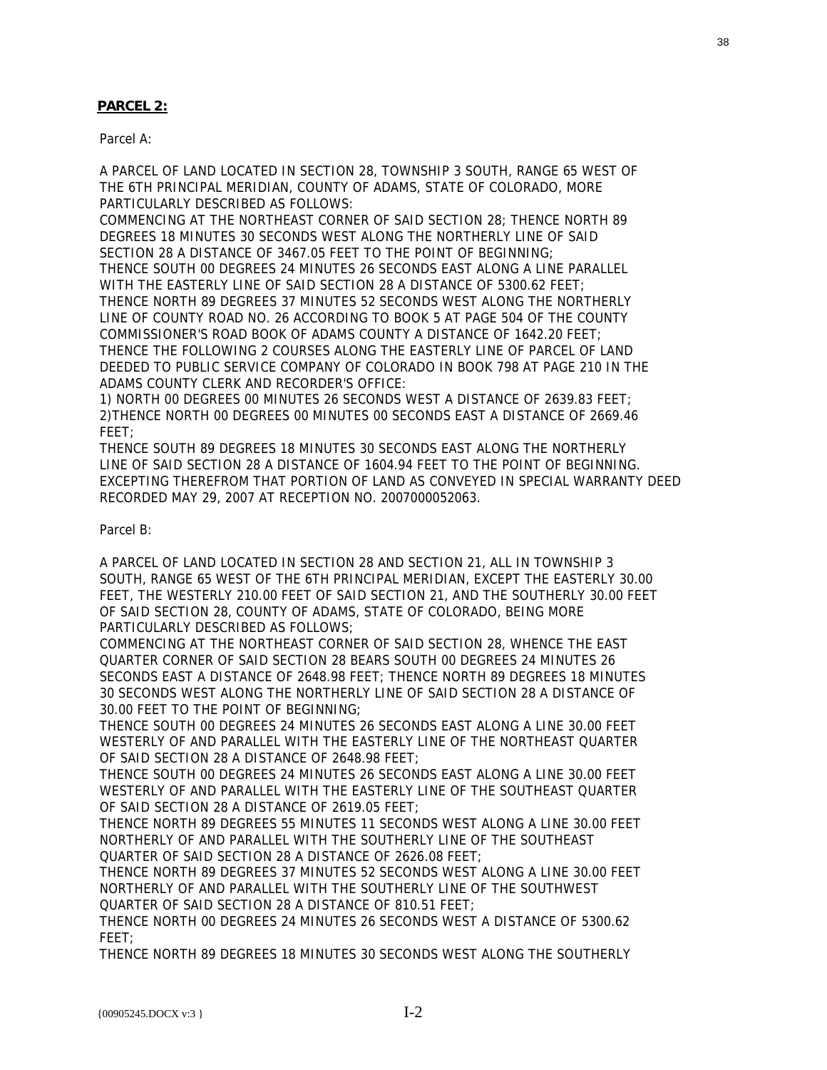**PARCEL 2:**

Parcel A:

A PARCEL OF LAND LOCATED IN SECTION 28, TOWNSHIP 3 SOUTH, RANGE 65 WEST OF THE 6TH PRINCIPAL MERIDIAN, COUNTY OF ADAMS, STATE OF COLORADO, MORE PARTICULARLY DESCRIBED AS FOLLOWS:
COMMENCING AT THE NORTHEAST CORNER OF SAID SECTION 28; THENCE NORTH 89 DEGREES 18 MINUTES 30 SECONDS WEST ALONG THE NORTHERLY LINE OF SAID SECTION 28 A DISTANCE OF 3467.05 FEET TO THE POINT OF BEGINNING;
THENCE SOUTH 00 DEGREES 24 MINUTES 26 SECONDS EAST ALONG A LINE PARALLEL WITH THE EASTERLY LINE OF SAID SECTION 28 A DISTANCE OF 5300.62 FEET;
THENCE NORTH 89 DEGREES 37 MINUTES 52 SECONDS WEST ALONG THE NORTHERLY LINE OF COUNTY ROAD NO. 26 ACCORDING TO BOOK 5 AT PAGE 504 OF THE COUNTY COMMISSIONER'S ROAD BOOK OF ADAMS COUNTY A DISTANCE OF 1642.20 FEET;
THENCE THE FOLLOWING 2 COURSES ALONG THE EASTERLY LINE OF PARCEL OF LAND DEEDED TO PUBLIC SERVICE COMPANY OF COLORADO IN BOOK 798 AT PAGE 210 IN THE ADAMS COUNTY CLERK AND RECORDER'S OFFICE:
1) NORTH 00 DEGREES 00 MINUTES 26 SECONDS WEST A DISTANCE OF 2639.83 FEET;
2)THENCE NORTH 00 DEGREES 00 MINUTES 00 SECONDS EAST A DISTANCE OF 2669.46 FEET;
THENCE SOUTH 89 DEGREES 18 MINUTES 30 SECONDS EAST ALONG THE NORTHERLY LINE OF SAID SECTION 28 A DISTANCE OF 1604.94 FEET TO THE POINT OF BEGINNING.
EXCEPTING THEREFROM THAT PORTION OF LAND AS CONVEYED IN SPECIAL WARRANTY DEED RECORDED MAY 29, 2007 AT RECEPTION NO. 2007000052063.

Parcel B:

A PARCEL OF LAND LOCATED IN SECTION 28 AND SECTION 21, ALL IN TOWNSHIP 3 SOUTH, RANGE 65 WEST OF THE 6TH PRINCIPAL MERIDIAN, EXCEPT THE EASTERLY 30.00 FEET, THE WESTERLY 210.00 FEET OF SAID SECTION 21, AND THE SOUTHERLY 30.00 FEET OF SAID SECTION 28, COUNTY OF ADAMS, STATE OF COLORADO, BEING MORE PARTICULARLY DESCRIBED AS FOLLOWS;
COMMENCING AT THE NORTHEAST CORNER OF SAID SECTION 28, WHENCE THE EAST QUARTER CORNER OF SAID SECTION 28 BEARS SOUTH 00 DEGREES 24 MINUTES 26 SECONDS EAST A DISTANCE OF 2648.98 FEET; THENCE NORTH 89 DEGREES 18 MINUTES 30 SECONDS WEST ALONG THE NORTHERLY LINE OF SAID SECTION 28 A DISTANCE OF 30.00 FEET TO THE POINT OF BEGINNING;
THENCE SOUTH 00 DEGREES 24 MINUTES 26 SECONDS EAST ALONG A LINE 30.00 FEET WESTERLY OF AND PARALLEL WITH THE EASTERLY LINE OF THE NORTHEAST QUARTER OF SAID SECTION 28 A DISTANCE OF 2648.98 FEET;
THENCE SOUTH 00 DEGREES 24 MINUTES 26 SECONDS EAST ALONG A LINE 30.00 FEET WESTERLY OF AND PARALLEL WITH THE EASTERLY LINE OF THE SOUTHEAST QUARTER OF SAID SECTION 28 A DISTANCE OF 2619.05 FEET;
THENCE NORTH 89 DEGREES 55 MINUTES 11 SECONDS WEST ALONG A LINE 30.00 FEET NORTHERLY OF AND PARALLEL WITH THE SOUTHERLY LINE OF THE SOUTHEAST QUARTER OF SAID SECTION 28 A DISTANCE OF 2626.08 FEET;
THENCE NORTH 89 DEGREES 37 MINUTES 52 SECONDS WEST ALONG A LINE 30.00 FEET NORTHERLY OF AND PARALLEL WITH THE SOUTHERLY LINE OF THE SOUTHWEST QUARTER OF SAID SECTION 28 A DISTANCE OF 810.51 FEET;
THENCE NORTH 00 DEGREES 24 MINUTES 26 SECONDS WEST A DISTANCE OF 5300.62 FEET;
THENCE NORTH 89 DEGREES 18 MINUTES 30 SECONDS WEST ALONG THE SOUTHERLY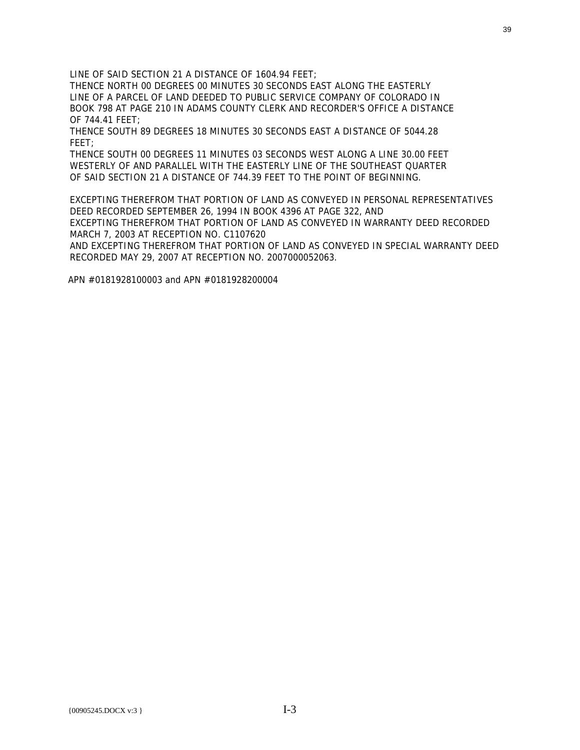LINE OF SAID SECTION 21 A DISTANCE OF 1604.94 FEET;
THENCE NORTH 00 DEGREES 00 MINUTES 30 SECONDS EAST ALONG THE EASTERLY LINE OF A PARCEL OF LAND DEEDED TO PUBLIC SERVICE COMPANY OF COLORADO IN BOOK 798 AT PAGE 210 IN ADAMS COUNTY CLERK AND RECORDER'S OFFICE A DISTANCE OF 744.41 FEET;
THENCE SOUTH 89 DEGREES 18 MINUTES 30 SECONDS EAST A DISTANCE OF 5044.28 FEET;
THENCE SOUTH 00 DEGREES 11 MINUTES 03 SECONDS WEST ALONG A LINE 30.00 FEET WESTERLY OF AND PARALLEL WITH THE EASTERLY LINE OF THE SOUTHEAST QUARTER OF SAID SECTION 21 A DISTANCE OF 744.39 FEET TO THE POINT OF BEGINNING.

EXCEPTING THEREFROM THAT PORTION OF LAND AS CONVEYED IN PERSONAL REPRESENTATIVES DEED RECORDED SEPTEMBER 26, 1994 IN BOOK 4396 AT PAGE 322, AND
EXCEPTING THEREFROM THAT PORTION OF LAND AS CONVEYED IN WARRANTY DEED RECORDED MARCH 7, 2003 AT RECEPTION NO. C1107620
AND EXCEPTING THEREFROM THAT PORTION OF LAND AS CONVEYED IN SPECIAL WARRANTY DEED RECORDED MAY 29, 2007 AT RECEPTION NO. 2007000052063.

APN #0181928100003 and APN #0181928200004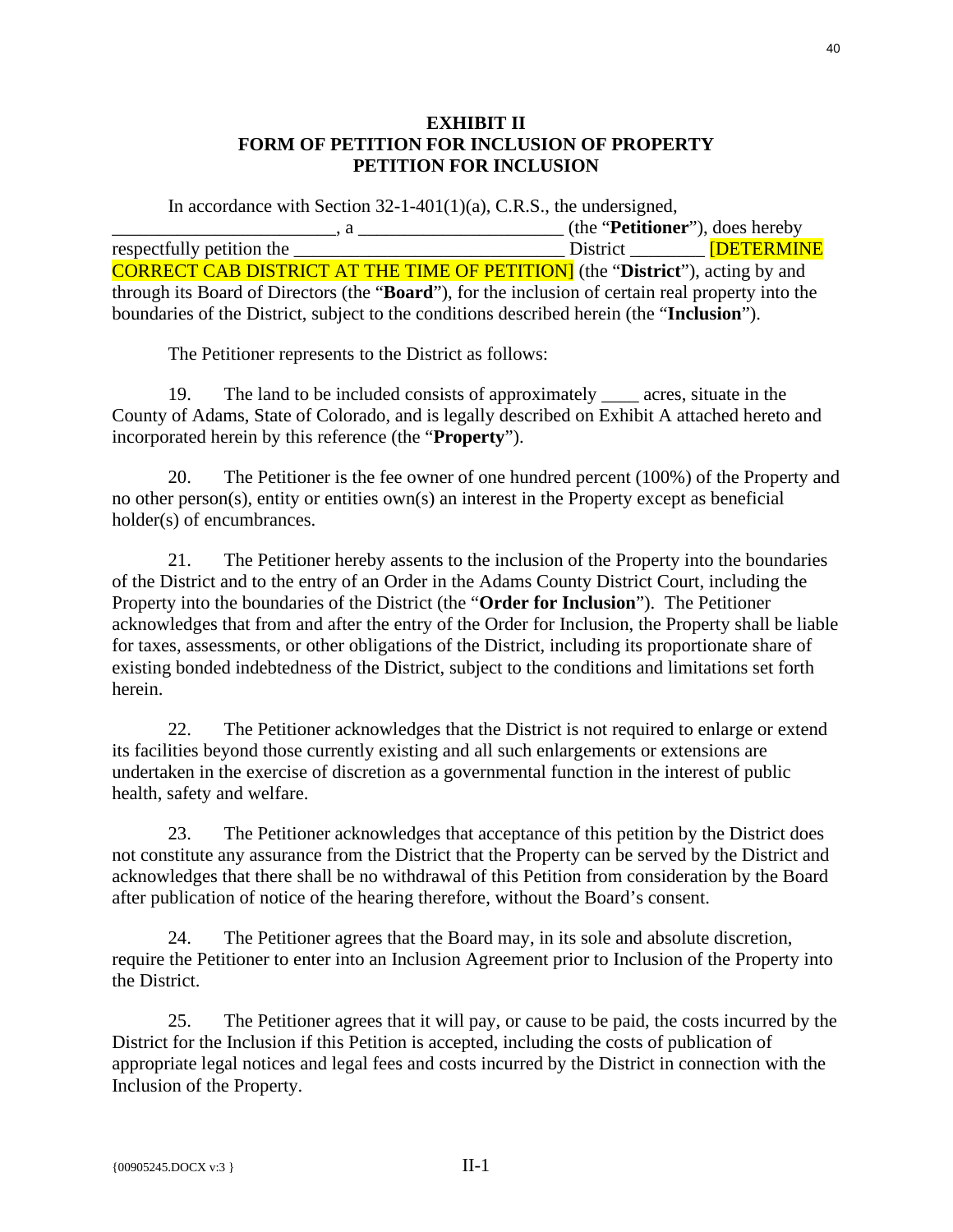# EXHIBIT II
# FORM OF PETITION FOR INCLUSION OF PROPERTY
# PETITION FOR INCLUSION

In accordance with Section 32-1-401(1)(a), C.R.S., the undersigned, ________________________, a ______________________ (the "**Petitioner**"), does hereby respectfully petition the __________________________ District ________ [DETERMINE CORRECT CAB DISTRICT AT THE TIME OF PETITION] (the "**District**"), acting by and through its Board of Directors (the "**Board**"), for the inclusion of certain real property into the boundaries of the District, subject to the conditions described herein (the "**Inclusion**").

The Petitioner represents to the District as follows:

19. The land to be included consists of approximately ____ acres, situate in the County of Adams, State of Colorado, and is legally described on Exhibit A attached hereto and incorporated herein by this reference (the "**Property**").

20. The Petitioner is the fee owner of one hundred percent (100%) of the Property and no other person(s), entity or entities own(s) an interest in the Property except as beneficial holder(s) of encumbrances.

21. The Petitioner hereby assents to the inclusion of the Property into the boundaries of the District and to the entry of an Order in the Adams County District Court, including the Property into the boundaries of the District (the "**Order for Inclusion**"). The Petitioner acknowledges that from and after the entry of the Order for Inclusion, the Property shall be liable for taxes, assessments, or other obligations of the District, including its proportionate share of existing bonded indebtedness of the District, subject to the conditions and limitations set forth herein.

22. The Petitioner acknowledges that the District is not required to enlarge or extend its facilities beyond those currently existing and all such enlargements or extensions are undertaken in the exercise of discretion as a governmental function in the interest of public health, safety and welfare.

23. The Petitioner acknowledges that acceptance of this petition by the District does not constitute any assurance from the District that the Property can be served by the District and acknowledges that there shall be no withdrawal of this Petition from consideration by the Board after publication of notice of the hearing therefore, without the Board's consent.

24. The Petitioner agrees that the Board may, in its sole and absolute discretion, require the Petitioner to enter into an Inclusion Agreement prior to Inclusion of the Property into the District.

25. The Petitioner agrees that it will pay, or cause to be paid, the costs incurred by the District for the Inclusion if this Petition is accepted, including the costs of publication of appropriate legal notices and legal fees and costs incurred by the District in connection with the Inclusion of the Property.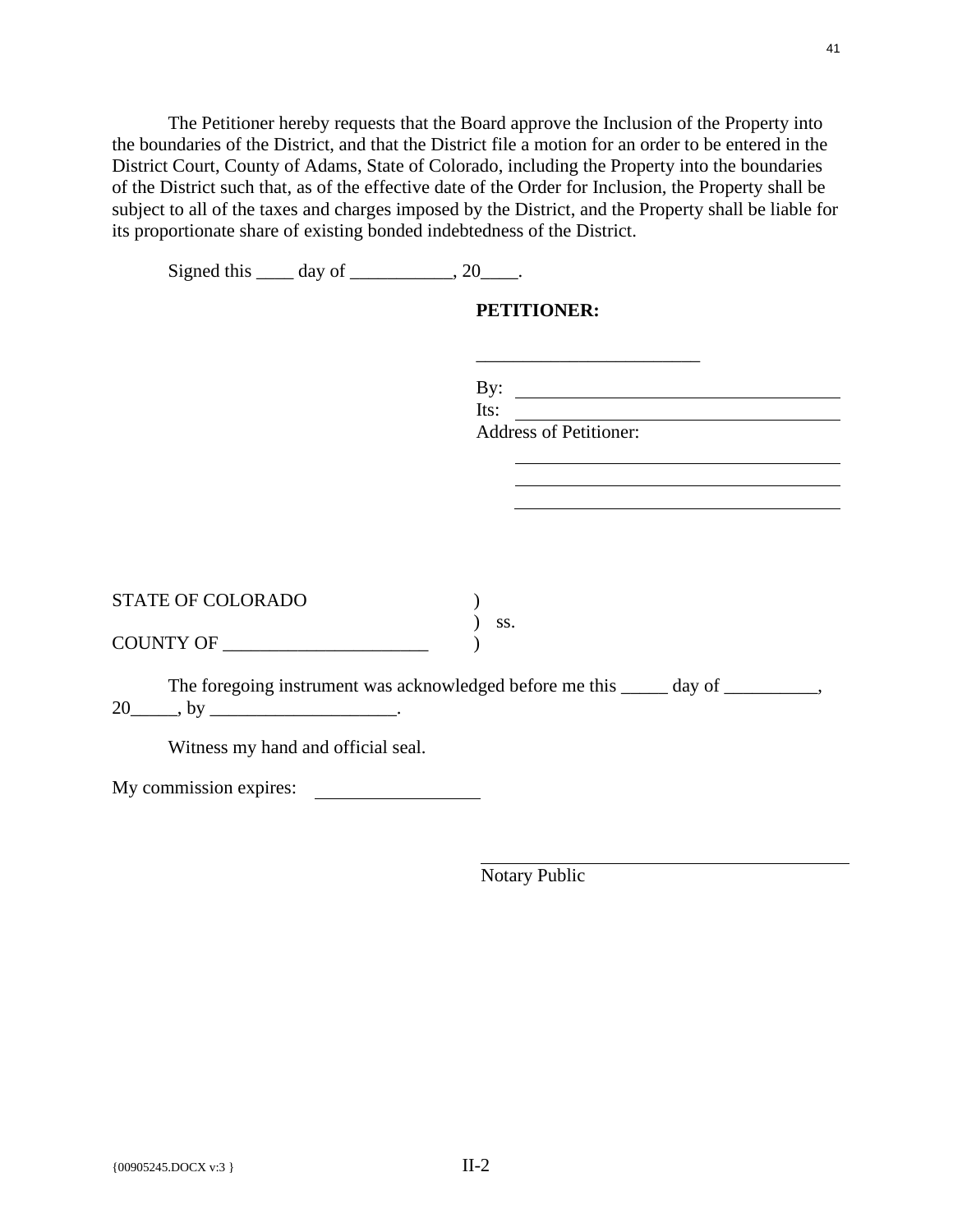The Petitioner hereby requests that the Board approve the Inclusion of the Property into the boundaries of the District, and that the District file a motion for an order to be entered in the District Court, County of Adams, State of Colorado, including the Property into the boundaries of the District such that, as of the effective date of the Order for Inclusion, the Property shall be subject to all of the taxes and charges imposed by the District, and the Property shall be liable for its proportionate share of existing bonded indebtedness of the District.

Signed this ____ day of ___________, 20____.

**PETITIONER:**

________________________

By: ______________________________

Its: ______________________________

Address of Petitioner:

______________________________

______________________________

______________________________

STATE OF COLORADO )
) ss.
COUNTY OF ______________________ )

The foregoing instrument was acknowledged before me this _____ day of __________, 20_____, by ____________________.

Witness my hand and official seal.

My commission expires: __________________

______________________________
Notary Public

{00905245.DOCX v:3 }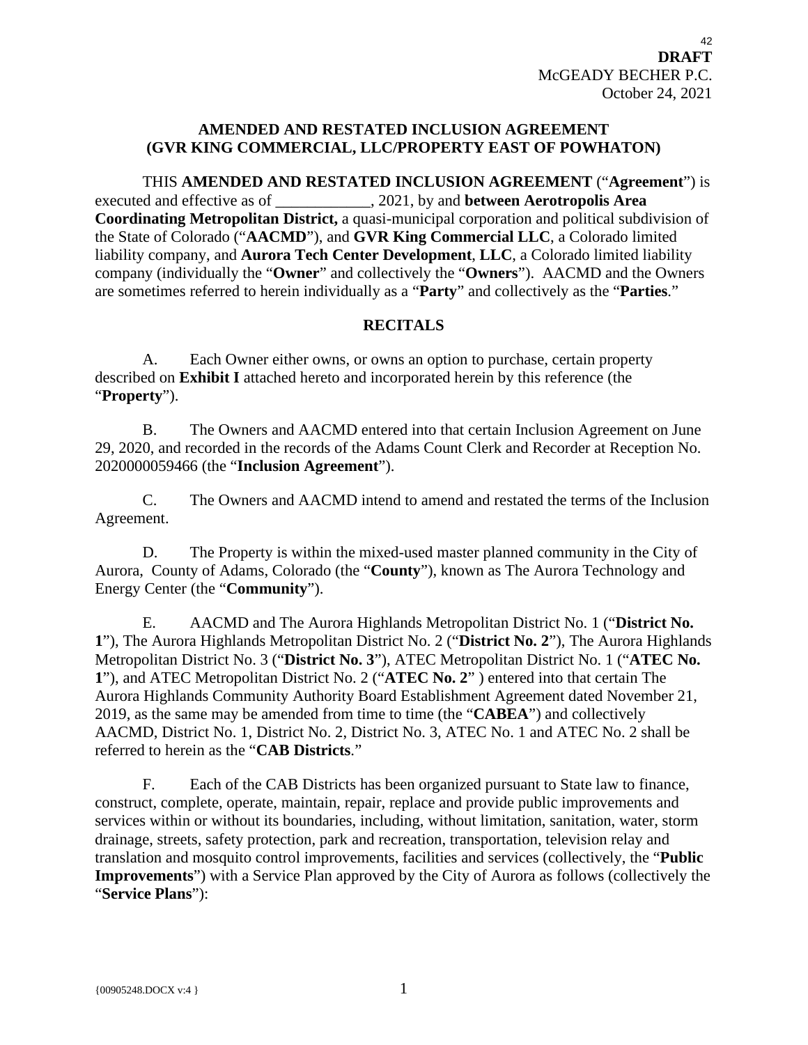**DRAFT**
McGEADY BECHER P.C.
October 24, 2021

# AMENDED AND RESTATED INCLUSION AGREEMENT (GVR KING COMMERCIAL, LLC/PROPERTY EAST OF POWHATON)

THIS **AMENDED AND RESTATED INCLUSION AGREEMENT** ("**Agreement**") is executed and effective as of ____________, 2021, by and **between Aerotropolis Area Coordinating Metropolitan District,** a quasi-municipal corporation and political subdivision of the State of Colorado ("**AACMD**"), and **GVR King Commercial LLC**, a Colorado limited liability company, and **Aurora Tech Center Development**, **LLC**, a Colorado limited liability company (individually the "**Owner**" and collectively the "**Owners**"). AACMD and the Owners are sometimes referred to herein individually as a "**Party**" and collectively as the "**Parties**."

## RECITALS

A. Each Owner either owns, or owns an option to purchase, certain property described on **Exhibit I** attached hereto and incorporated herein by this reference (the "**Property**").

B. The Owners and AACMD entered into that certain Inclusion Agreement on June 29, 2020, and recorded in the records of the Adams Count Clerk and Recorder at Reception No. 2020000059466 (the "**Inclusion Agreement**").

C. The Owners and AACMD intend to amend and restated the terms of the Inclusion Agreement.

D. The Property is within the mixed-used master planned community in the City of Aurora, County of Adams, Colorado (the "**County**"), known as The Aurora Technology and Energy Center (the "**Community**").

E. AACMD and The Aurora Highlands Metropolitan District No. 1 ("**District No. 1**"), The Aurora Highlands Metropolitan District No. 2 ("**District No. 2**"), The Aurora Highlands Metropolitan District No. 3 ("**District No. 3**"), ATEC Metropolitan District No. 1 ("**ATEC No. 1**"), and ATEC Metropolitan District No. 2 ("**ATEC No. 2**" ) entered into that certain The Aurora Highlands Community Authority Board Establishment Agreement dated November 21, 2019, as the same may be amended from time to time (the "**CABEA**") and collectively AACMD, District No. 1, District No. 2, District No. 3, ATEC No. 1 and ATEC No. 2 shall be referred to herein as the "**CAB Districts**."

F. Each of the CAB Districts has been organized pursuant to State law to finance, construct, complete, operate, maintain, repair, replace and provide public improvements and services within or without its boundaries, including, without limitation, sanitation, water, storm drainage, streets, safety protection, park and recreation, transportation, television relay and translation and mosquito control improvements, facilities and services (collectively, the "**Public Improvements**") with a Service Plan approved by the City of Aurora as follows (collectively the "**Service Plans**"):

{00905248.DOCX v:4 }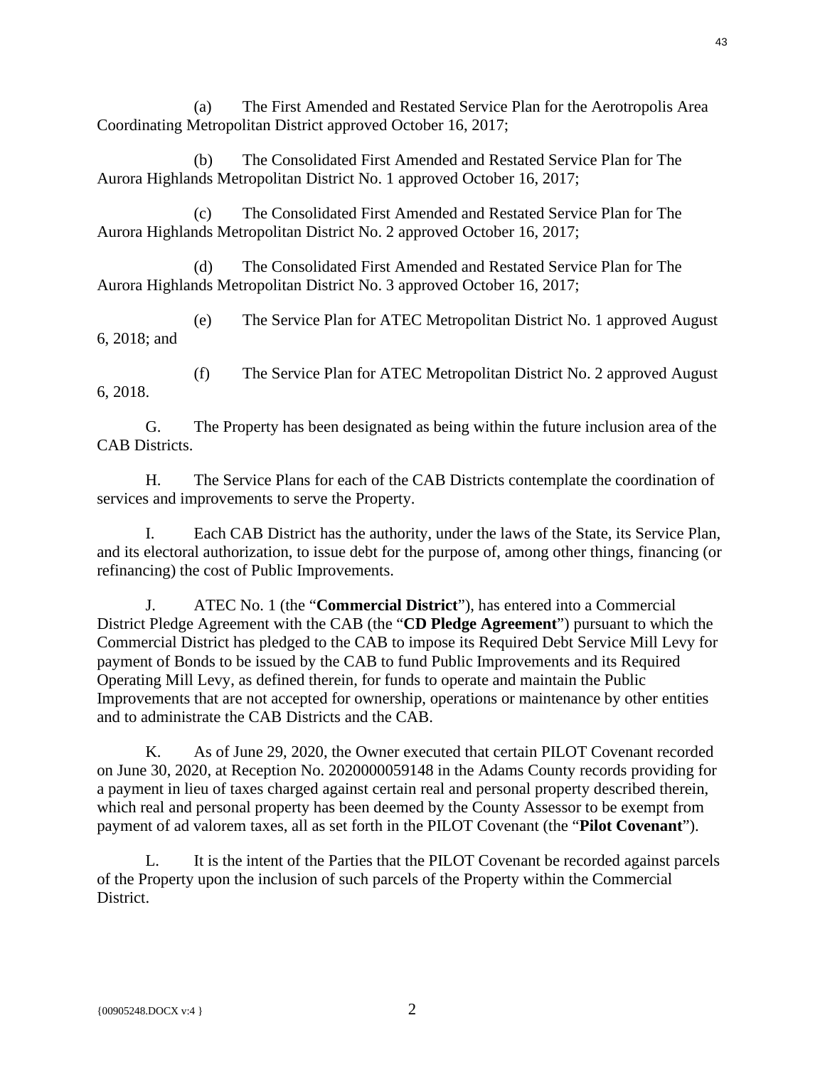(a) The First Amended and Restated Service Plan for the Aerotropolis Area Coordinating Metropolitan District approved October 16, 2017;

(b) The Consolidated First Amended and Restated Service Plan for The Aurora Highlands Metropolitan District No. 1 approved October 16, 2017;

(c) The Consolidated First Amended and Restated Service Plan for The Aurora Highlands Metropolitan District No. 2 approved October 16, 2017;

(d) The Consolidated First Amended and Restated Service Plan for The Aurora Highlands Metropolitan District No. 3 approved October 16, 2017;

(e) The Service Plan for ATEC Metropolitan District No. 1 approved August 6, 2018; and

(f) The Service Plan for ATEC Metropolitan District No. 2 approved August 6, 2018.

G. The Property has been designated as being within the future inclusion area of the CAB Districts.

H. The Service Plans for each of the CAB Districts contemplate the coordination of services and improvements to serve the Property.

I. Each CAB District has the authority, under the laws of the State, its Service Plan, and its electoral authorization, to issue debt for the purpose of, among other things, financing (or refinancing) the cost of Public Improvements.

J. ATEC No. 1 (the "**Commercial District**"), has entered into a Commercial District Pledge Agreement with the CAB (the "**CD Pledge Agreement**") pursuant to which the Commercial District has pledged to the CAB to impose its Required Debt Service Mill Levy for payment of Bonds to be issued by the CAB to fund Public Improvements and its Required Operating Mill Levy, as defined therein, for funds to operate and maintain the Public Improvements that are not accepted for ownership, operations or maintenance by other entities and to administrate the CAB Districts and the CAB.

K. As of June 29, 2020, the Owner executed that certain PILOT Covenant recorded on June 30, 2020, at Reception No. 2020000059148 in the Adams County records providing for a payment in lieu of taxes charged against certain real and personal property described therein, which real and personal property has been deemed by the County Assessor to be exempt from payment of ad valorem taxes, all as set forth in the PILOT Covenant (the "**Pilot Covenant**").

L. It is the intent of the Parties that the PILOT Covenant be recorded against parcels of the Property upon the inclusion of such parcels of the Property within the Commercial District.

{00905248.DOCX v:4 }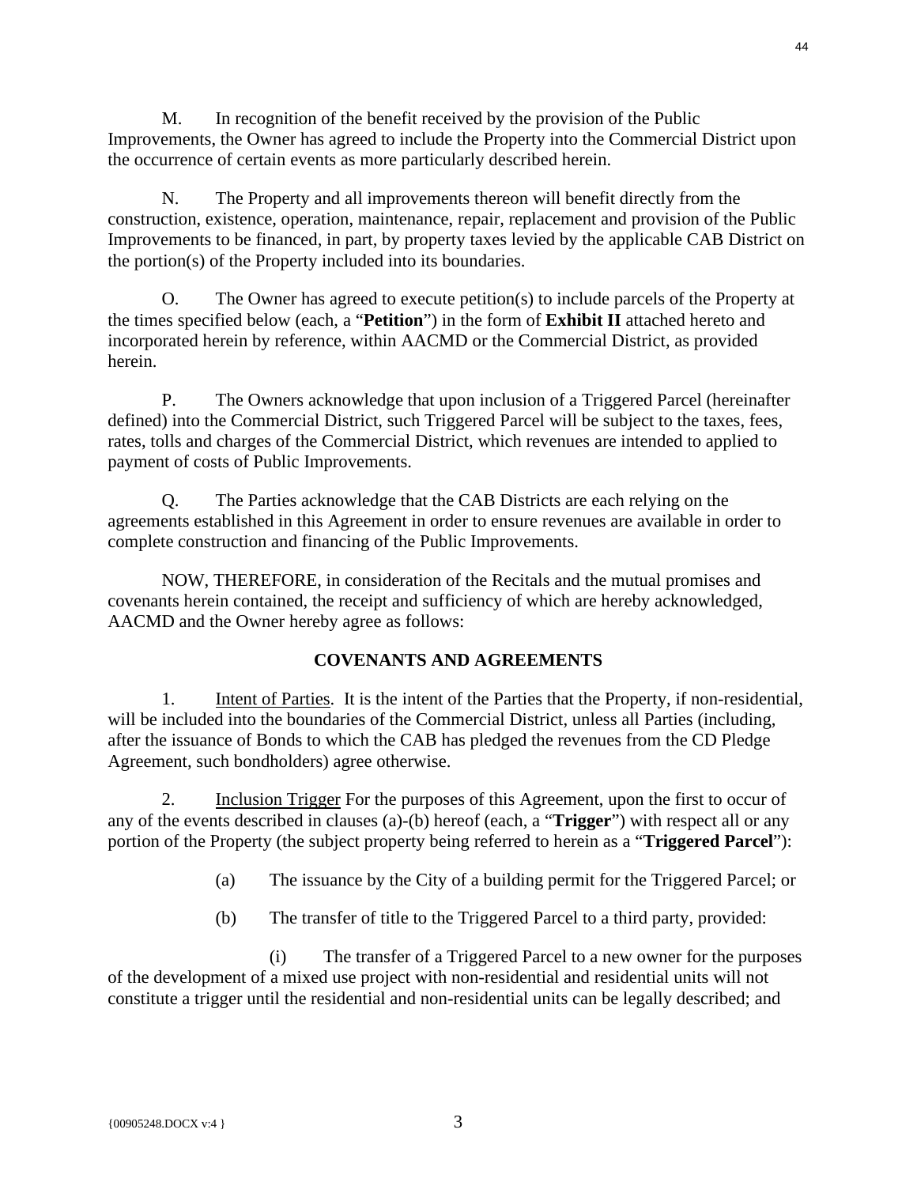M. In recognition of the benefit received by the provision of the Public Improvements, the Owner has agreed to include the Property into the Commercial District upon the occurrence of certain events as more particularly described herein.

N. The Property and all improvements thereon will benefit directly from the construction, existence, operation, maintenance, repair, replacement and provision of the Public Improvements to be financed, in part, by property taxes levied by the applicable CAB District on the portion(s) of the Property included into its boundaries.

O. The Owner has agreed to execute petition(s) to include parcels of the Property at the times specified below (each, a "**Petition**") in the form of **Exhibit II** attached hereto and incorporated herein by reference, within AACMD or the Commercial District, as provided herein.

P. The Owners acknowledge that upon inclusion of a Triggered Parcel (hereinafter defined) into the Commercial District, such Triggered Parcel will be subject to the taxes, fees, rates, tolls and charges of the Commercial District, which revenues are intended to applied to payment of costs of Public Improvements.

Q. The Parties acknowledge that the CAB Districts are each relying on the agreements established in this Agreement in order to ensure revenues are available in order to complete construction and financing of the Public Improvements.

NOW, THEREFORE, in consideration of the Recitals and the mutual promises and covenants herein contained, the receipt and sufficiency of which are hereby acknowledged, AACMD and the Owner hereby agree as follows:

## COVENANTS AND AGREEMENTS

1. Intent of Parties. It is the intent of the Parties that the Property, if non-residential, will be included into the boundaries of the Commercial District, unless all Parties (including, after the issuance of Bonds to which the CAB has pledged the revenues from the CD Pledge Agreement, such bondholders) agree otherwise.

2. Inclusion Trigger For the purposes of this Agreement, upon the first to occur of any of the events described in clauses (a)-(b) hereof (each, a "**Trigger**") with respect all or any portion of the Property (the subject property being referred to herein as a "**Triggered Parcel**"):

   (a) The issuance by the City of a building permit for the Triggered Parcel; or

   (b) The transfer of title to the Triggered Parcel to a third party, provided:

      (i) The transfer of a Triggered Parcel to a new owner for the purposes of the development of a mixed use project with non-residential and residential units will not constitute a trigger until the residential and non-residential units can be legally described; and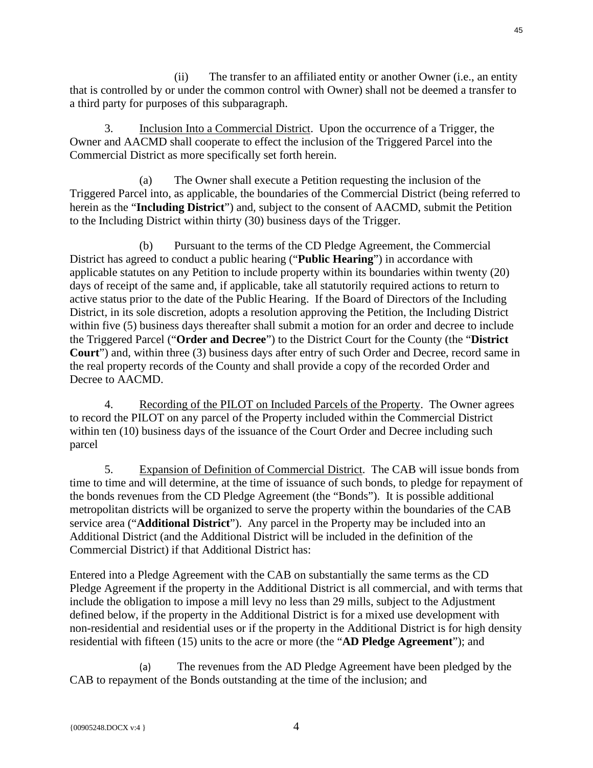(ii) The transfer to an affiliated entity or another Owner (i.e., an entity that is controlled by or under the common control with Owner) shall not be deemed a transfer to a third party for purposes of this subparagraph.

3. Inclusion Into a Commercial District. Upon the occurrence of a Trigger, the Owner and AACMD shall cooperate to effect the inclusion of the Triggered Parcel into the Commercial District as more specifically set forth herein.

(a) The Owner shall execute a Petition requesting the inclusion of the Triggered Parcel into, as applicable, the boundaries of the Commercial District (being referred to herein as the "**Including District**") and, subject to the consent of AACMD, submit the Petition to the Including District within thirty (30) business days of the Trigger.

(b) Pursuant to the terms of the CD Pledge Agreement, the Commercial District has agreed to conduct a public hearing ("**Public Hearing**") in accordance with applicable statutes on any Petition to include property within its boundaries within twenty (20) days of receipt of the same and, if applicable, take all statutorily required actions to return to active status prior to the date of the Public Hearing. If the Board of Directors of the Including District, in its sole discretion, adopts a resolution approving the Petition, the Including District within five (5) business days thereafter shall submit a motion for an order and decree to include the Triggered Parcel ("**Order and Decree**") to the District Court for the County (the "**District Court**") and, within three (3) business days after entry of such Order and Decree, record same in the real property records of the County and shall provide a copy of the recorded Order and Decree to AACMD.

4. Recording of the PILOT on Included Parcels of the Property. The Owner agrees to record the PILOT on any parcel of the Property included within the Commercial District within ten (10) business days of the issuance of the Court Order and Decree including such parcel

5. Expansion of Definition of Commercial District. The CAB will issue bonds from time to time and will determine, at the time of issuance of such bonds, to pledge for repayment of the bonds revenues from the CD Pledge Agreement (the "Bonds"). It is possible additional metropolitan districts will be organized to serve the property within the boundaries of the CAB service area ("**Additional District**"). Any parcel in the Property may be included into an Additional District (and the Additional District will be included in the definition of the Commercial District) if that Additional District has:

Entered into a Pledge Agreement with the CAB on substantially the same terms as the CD Pledge Agreement if the property in the Additional District is all commercial, and with terms that include the obligation to impose a mill levy no less than 29 mills, subject to the Adjustment defined below, if the property in the Additional District is for a mixed use development with non-residential and residential uses or if the property in the Additional District is for high density residential with fifteen (15) units to the acre or more (the "**AD Pledge Agreement**"); and

(a) The revenues from the AD Pledge Agreement have been pledged by the CAB to repayment of the Bonds outstanding at the time of the inclusion; and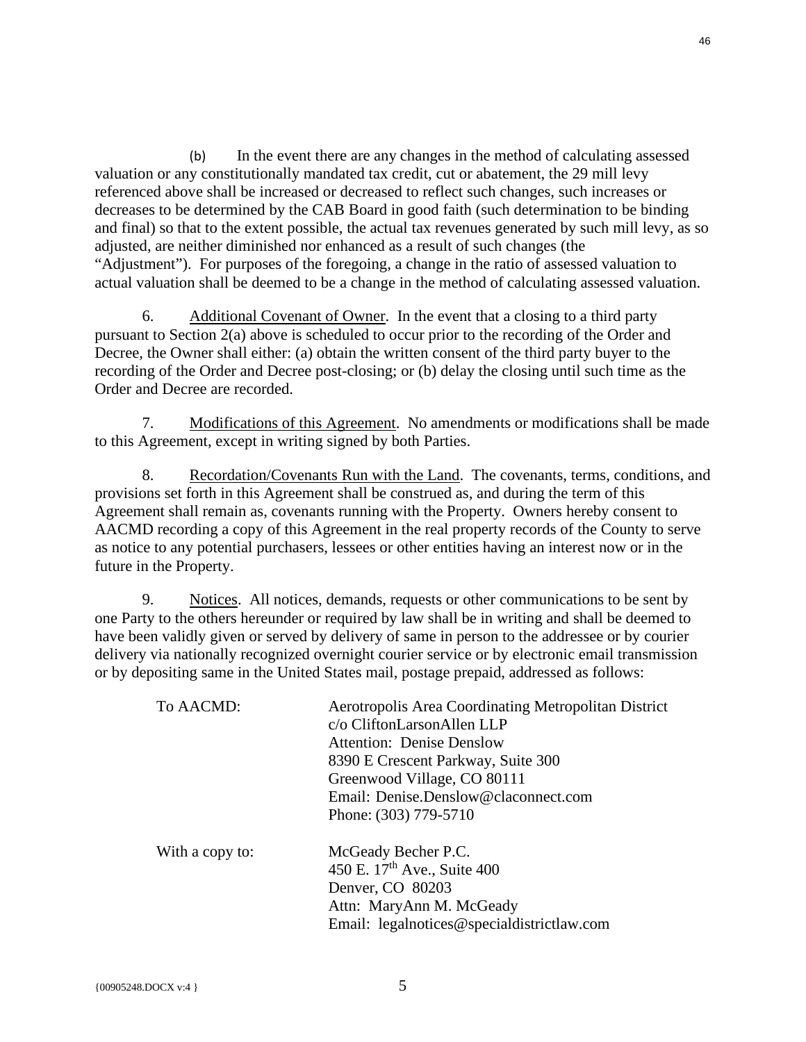(b) In the event there are any changes in the method of calculating assessed valuation or any constitutionally mandated tax credit, cut or abatement, the 29 mill levy referenced above shall be increased or decreased to reflect such changes, such increases or decreases to be determined by the CAB Board in good faith (such determination to be binding and final) so that to the extent possible, the actual tax revenues generated by such mill levy, as so adjusted, are neither diminished nor enhanced as a result of such changes (the "Adjustment"). For purposes of the foregoing, a change in the ratio of assessed valuation to actual valuation shall be deemed to be a change in the method of calculating assessed valuation.

6. Additional Covenant of Owner. In the event that a closing to a third party pursuant to Section 2(a) above is scheduled to occur prior to the recording of the Order and Decree, the Owner shall either: (a) obtain the written consent of the third party buyer to the recording of the Order and Decree post-closing; or (b) delay the closing until such time as the Order and Decree are recorded.

7. Modifications of this Agreement. No amendments or modifications shall be made to this Agreement, except in writing signed by both Parties.

8. Recordation/Covenants Run with the Land. The covenants, terms, conditions, and provisions set forth in this Agreement shall be construed as, and during the term of this Agreement shall remain as, covenants running with the Property. Owners hereby consent to AACMD recording a copy of this Agreement in the real property records of the County to serve as notice to any potential purchasers, lessees or other entities having an interest now or in the future in the Property.

9. Notices. All notices, demands, requests or other communications to be sent by one Party to the others hereunder or required by law shall be in writing and shall be deemed to have been validly given or served by delivery of same in person to the addressee or by courier delivery via nationally recognized overnight courier service or by electronic email transmission or by depositing same in the United States mail, postage prepaid, addressed as follows:

To AACMD:

Aerotropolis Area Coordinating Metropolitan District
c/o CliftonLarsonAllen LLP
Attention: Denise Denslow
8390 E Crescent Parkway, Suite 300
Greenwood Village, CO 80111
Email: Denise.Denslow@claconnect.com
Phone: (303) 779-5710

With a copy to:

McGeady Becher P.C.
450 E. 17th Ave., Suite 400
Denver, CO 80203
Attn: MaryAnn M. McGeady
Email: legalnotices@specialdistrictlaw.com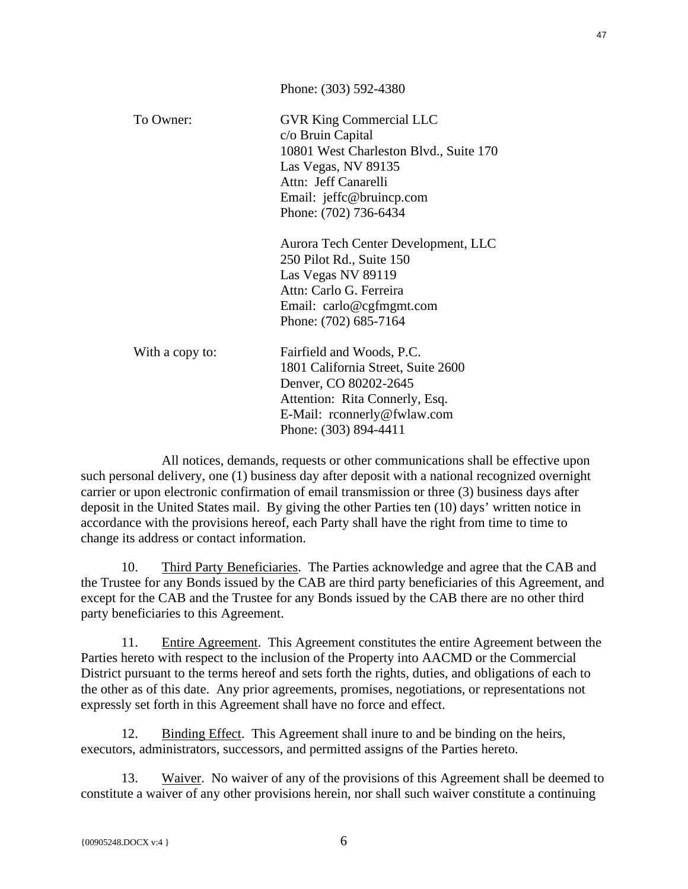Phone: (303) 592-4380

| | |
|---|---|
| To Owner: | GVR King Commercial LLC<br>c/o Bruin Capital<br>10801 West Charleston Blvd., Suite 170<br>Las Vegas, NV 89135<br>Attn: Jeff Canarelli<br>Email: jeffc@bruincp.com<br>Phone: (702) 736-6434 |
| | Aurora Tech Center Development, LLC<br>250 Pilot Rd., Suite 150<br>Las Vegas NV 89119<br>Attn: Carlo G. Ferreira<br>Email: carlo@cgfmgmt.com<br>Phone: (702) 685-7164 |
| With a copy to: | Fairfield and Woods, P.C.<br>1801 California Street, Suite 2600<br>Denver, CO 80202-2645<br>Attention: Rita Connerly, Esq.<br>E-Mail: rconnerly@fwlaw.com<br>Phone: (303) 894-4411 |

All notices, demands, requests or other communications shall be effective upon such personal delivery, one (1) business day after deposit with a national recognized overnight carrier or upon electronic confirmation of email transmission or three (3) business days after deposit in the United States mail. By giving the other Parties ten (10) days' written notice in accordance with the provisions hereof, each Party shall have the right from time to time to change its address or contact information.

10. Third Party Beneficiaries. The Parties acknowledge and agree that the CAB and the Trustee for any Bonds issued by the CAB are third party beneficiaries of this Agreement, and except for the CAB and the Trustee for any Bonds issued by the CAB there are no other third party beneficiaries to this Agreement.

11. Entire Agreement. This Agreement constitutes the entire Agreement between the Parties hereto with respect to the inclusion of the Property into AACMD or the Commercial District pursuant to the terms hereof and sets forth the rights, duties, and obligations of each to the other as of this date. Any prior agreements, promises, negotiations, or representations not expressly set forth in this Agreement shall have no force and effect.

12. Binding Effect. This Agreement shall inure to and be binding on the heirs, executors, administrators, successors, and permitted assigns of the Parties hereto.

13. Waiver. No waiver of any of the provisions of this Agreement shall be deemed to constitute a waiver of any other provisions herein, nor shall such waiver constitute a continuing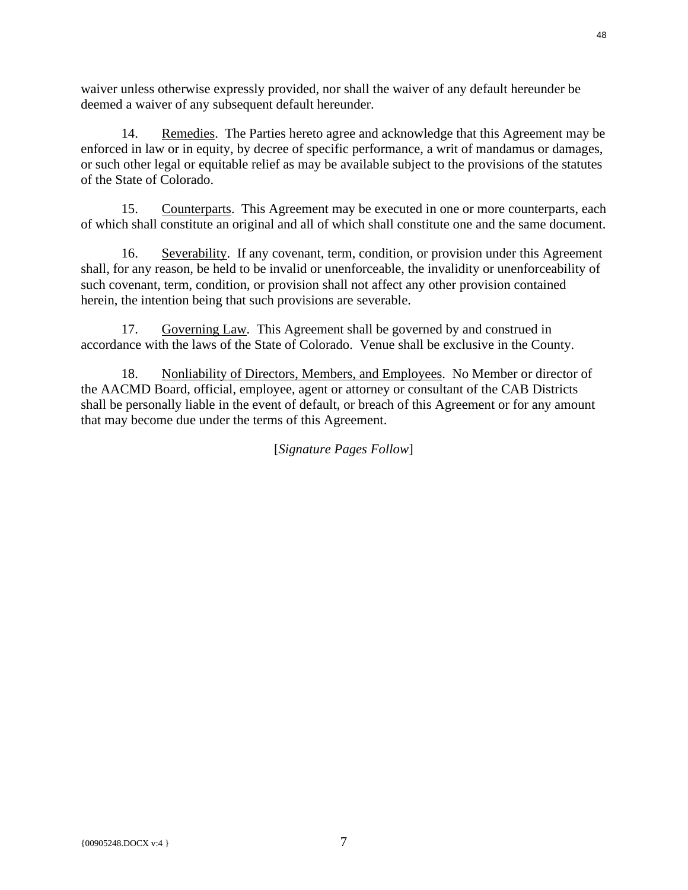waiver unless otherwise expressly provided, nor shall the waiver of any default hereunder be deemed a waiver of any subsequent default hereunder.

14. Remedies. The Parties hereto agree and acknowledge that this Agreement may be enforced in law or in equity, by decree of specific performance, a writ of mandamus or damages, or such other legal or equitable relief as may be available subject to the provisions of the statutes of the State of Colorado.

15. Counterparts. This Agreement may be executed in one or more counterparts, each of which shall constitute an original and all of which shall constitute one and the same document.

16. Severability. If any covenant, term, condition, or provision under this Agreement shall, for any reason, be held to be invalid or unenforceable, the invalidity or unenforceability of such covenant, term, condition, or provision shall not affect any other provision contained herein, the intention being that such provisions are severable.

17. Governing Law. This Agreement shall be governed by and construed in accordance with the laws of the State of Colorado. Venue shall be exclusive in the County.

18. Nonliability of Directors, Members, and Employees. No Member or director of the AACMD Board, official, employee, agent or attorney or consultant of the CAB Districts shall be personally liable in the event of default, or breach of this Agreement or for any amount that may become due under the terms of this Agreement.

[*Signature Pages Follow*]

{00905248.DOCX v:4 }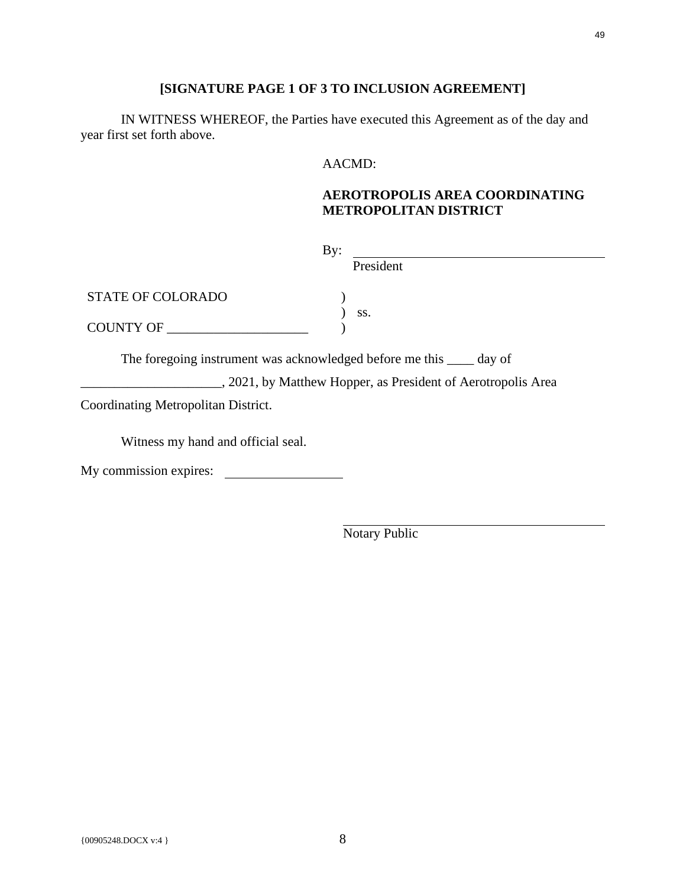**[SIGNATURE PAGE 1 OF 3 TO INCLUSION AGREEMENT]**

IN WITNESS WHEREOF, the Parties have executed this Agreement as of the day and year first set forth above.

AACMD:

**AEROTROPOLIS AREA COORDINATING METROPOLITAN DISTRICT**

By: ______________________________________
President

STATE OF COLORADO )
) ss.
COUNTY OF ____________________ )

The foregoing instrument was acknowledged before me this ____ day of ____________________, 2021, by Matthew Hopper, as President of Aerotropolis Area Coordinating Metropolitan District.

Witness my hand and official seal.

My commission expires: ________________

______________________________________
Notary Public

{00905248.DOCX v:4 }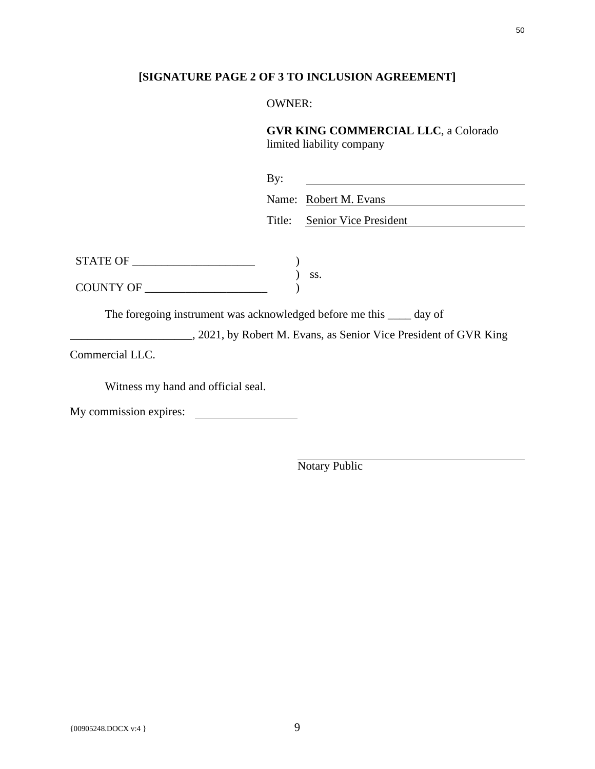**[SIGNATURE PAGE 2 OF 3 TO INCLUSION AGREEMENT]**

OWNER:

**GVR KING COMMERCIAL LLC**, a Colorado limited liability company

By: ______________________________________

Name: Robert M. Evans

Title: Senior Vice President

STATE OF ____________________ )
) ss.
COUNTY OF ____________________ )

The foregoing instrument was acknowledged before me this ____ day of ____________________, 2021, by Robert M. Evans, as Senior Vice President of GVR King Commercial LLC.

Witness my hand and official seal.

My commission expires: ________________

______________________________________
Notary Public

{00905248.DOCX v:4 }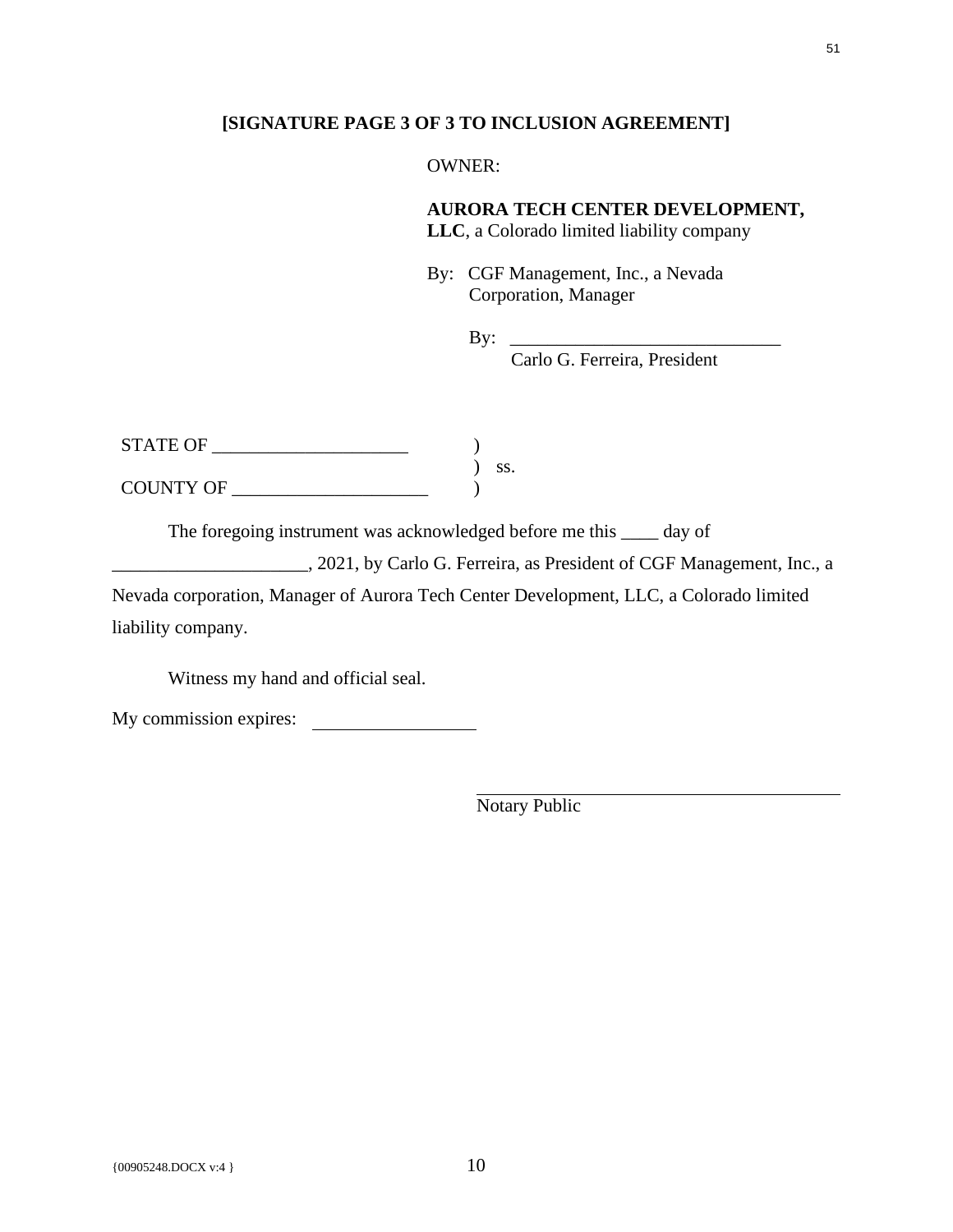**[SIGNATURE PAGE 3 OF 3 TO INCLUSION AGREEMENT]**

OWNER:

**AURORA TECH CENTER DEVELOPMENT, LLC**, a Colorado limited liability company

By: CGF Management, Inc., a Nevada Corporation, Manager

By: _____________________________
Carlo G. Ferreira, President

STATE OF _____________________ )
) ss.
COUNTY OF _____________________ )

The foregoing instrument was acknowledged before me this ____ day of _____________________, 2021, by Carlo G. Ferreira, as President of CGF Management, Inc., a Nevada corporation, Manager of Aurora Tech Center Development, LLC, a Colorado limited liability company.

Witness my hand and official seal.

My commission expires: __________________

_________________________________________
Notary Public

{00905248.DOCX v:4 }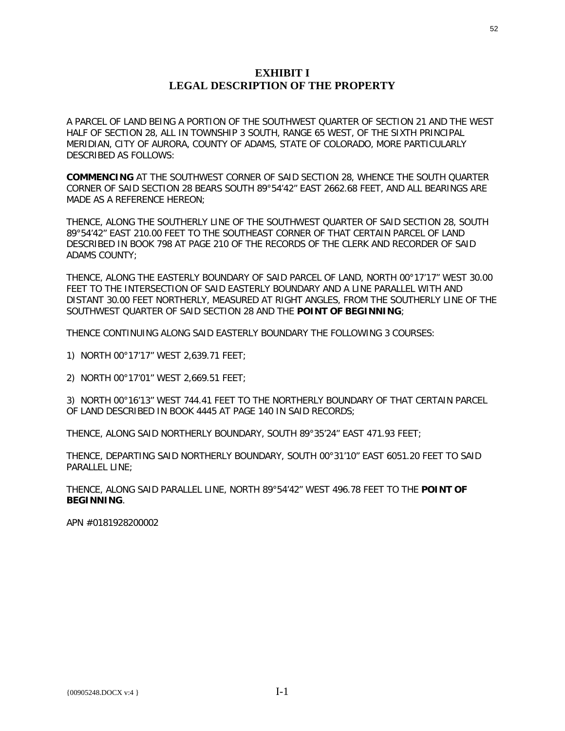# EXHIBIT I
# LEGAL DESCRIPTION OF THE PROPERTY

A PARCEL OF LAND BEING A PORTION OF THE SOUTHWEST QUARTER OF SECTION 21 AND THE WEST HALF OF SECTION 28, ALL IN TOWNSHIP 3 SOUTH, RANGE 65 WEST, OF THE SIXTH PRINCIPAL MERIDIAN, CITY OF AURORA, COUNTY OF ADAMS, STATE OF COLORADO, MORE PARTICULARLY DESCRIBED AS FOLLOWS:

**COMMENCING** AT THE SOUTHWEST CORNER OF SAID SECTION 28, WHENCE THE SOUTH QUARTER CORNER OF SAID SECTION 28 BEARS SOUTH 89°54'42" EAST 2662.68 FEET, AND ALL BEARINGS ARE MADE AS A REFERENCE HEREON;

THENCE, ALONG THE SOUTHERLY LINE OF THE SOUTHWEST QUARTER OF SAID SECTION 28, SOUTH 89°54'42" EAST 210.00 FEET TO THE SOUTHEAST CORNER OF THAT CERTAIN PARCEL OF LAND DESCRIBED IN BOOK 798 AT PAGE 210 OF THE RECORDS OF THE CLERK AND RECORDER OF SAID ADAMS COUNTY;

THENCE, ALONG THE EASTERLY BOUNDARY OF SAID PARCEL OF LAND, NORTH 00°17'17" WEST 30.00 FEET TO THE INTERSECTION OF SAID EASTERLY BOUNDARY AND A LINE PARALLEL WITH AND DISTANT 30.00 FEET NORTHERLY, MEASURED AT RIGHT ANGLES, FROM THE SOUTHERLY LINE OF THE SOUTHWEST QUARTER OF SAID SECTION 28 AND THE **POINT OF BEGINNING**;

THENCE CONTINUING ALONG SAID EASTERLY BOUNDARY THE FOLLOWING 3 COURSES:

1) NORTH 00°17'17" WEST 2,639.71 FEET;

2) NORTH 00°17'01" WEST 2,669.51 FEET;

3) NORTH 00°16'13" WEST 744.41 FEET TO THE NORTHERLY BOUNDARY OF THAT CERTAIN PARCEL OF LAND DESCRIBED IN BOOK 4445 AT PAGE 140 IN SAID RECORDS;

THENCE, ALONG SAID NORTHERLY BOUNDARY, SOUTH 89°35'24" EAST 471.93 FEET;

THENCE, DEPARTING SAID NORTHERLY BOUNDARY, SOUTH 00°31'10" EAST 6051.20 FEET TO SAID PARALLEL LINE;

THENCE, ALONG SAID PARALLEL LINE, NORTH 89°54'42" WEST 496.78 FEET TO THE **POINT OF BEGINNING**.

APN #0181928200002

{00905248.DOCX v:4 }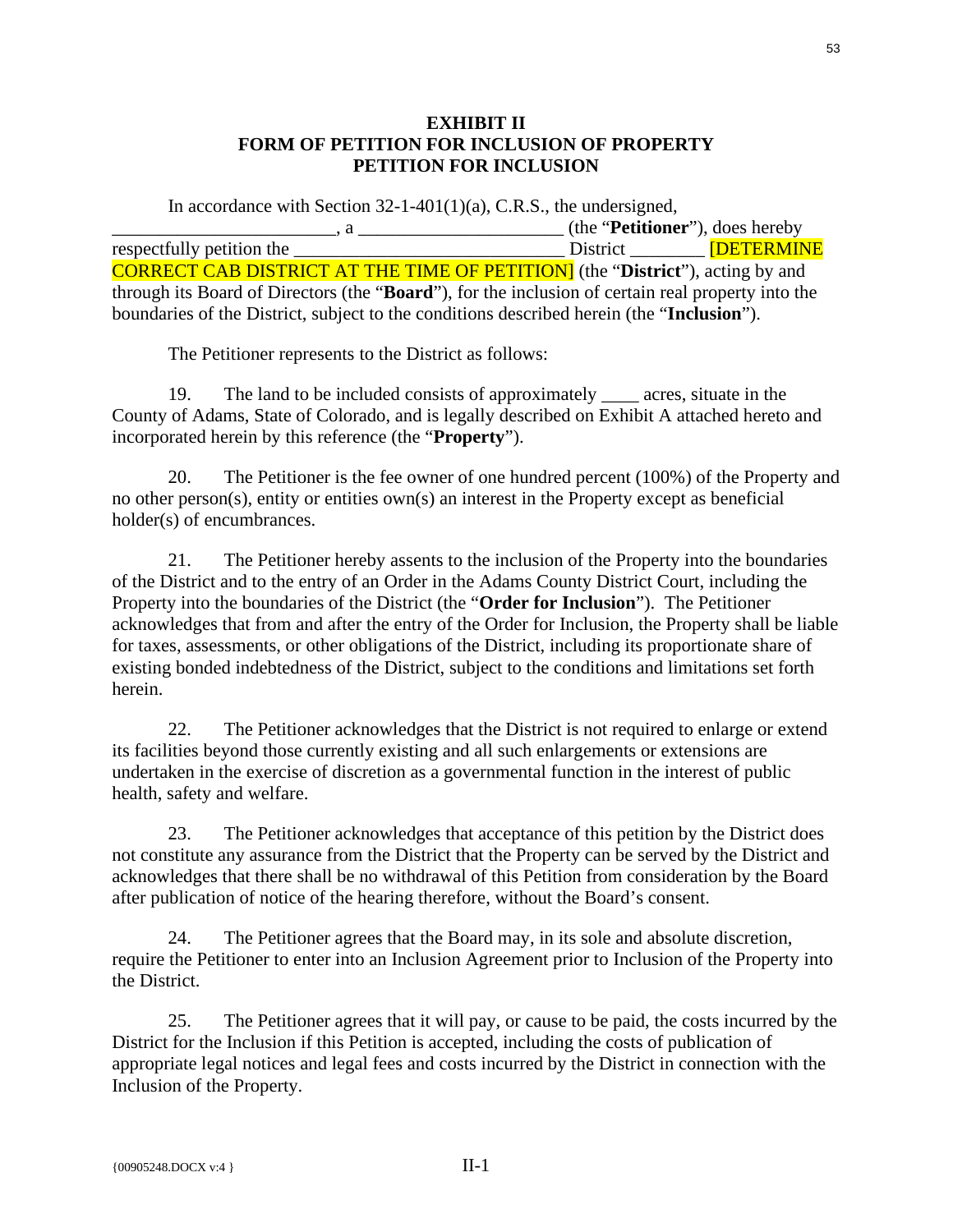**EXHIBIT II**
**FORM OF PETITION FOR INCLUSION OF PROPERTY**
**PETITION FOR INCLUSION**

In accordance with Section 32-1-401(1)(a), C.R.S., the undersigned, ________________________, a ______________________ (the "**Petitioner**"), does hereby respectfully petition the __________________________ District ________ [DETERMINE CORRECT CAB DISTRICT AT THE TIME OF PETITION] (the "**District**"), acting by and through its Board of Directors (the "**Board**"), for the inclusion of certain real property into the boundaries of the District, subject to the conditions described herein (the "**Inclusion**").

The Petitioner represents to the District as follows:

19. The land to be included consists of approximately ____ acres, situate in the County of Adams, State of Colorado, and is legally described on Exhibit A attached hereto and incorporated herein by this reference (the "**Property**").

20. The Petitioner is the fee owner of one hundred percent (100%) of the Property and no other person(s), entity or entities own(s) an interest in the Property except as beneficial holder(s) of encumbrances.

21. The Petitioner hereby assents to the inclusion of the Property into the boundaries of the District and to the entry of an Order in the Adams County District Court, including the Property into the boundaries of the District (the "**Order for Inclusion**"). The Petitioner acknowledges that from and after the entry of the Order for Inclusion, the Property shall be liable for taxes, assessments, or other obligations of the District, including its proportionate share of existing bonded indebtedness of the District, subject to the conditions and limitations set forth herein.

22. The Petitioner acknowledges that the District is not required to enlarge or extend its facilities beyond those currently existing and all such enlargements or extensions are undertaken in the exercise of discretion as a governmental function in the interest of public health, safety and welfare.

23. The Petitioner acknowledges that acceptance of this petition by the District does not constitute any assurance from the District that the Property can be served by the District and acknowledges that there shall be no withdrawal of this Petition from consideration by the Board after publication of notice of the hearing therefore, without the Board's consent.

24. The Petitioner agrees that the Board may, in its sole and absolute discretion, require the Petitioner to enter into an Inclusion Agreement prior to Inclusion of the Property into the District.

25. The Petitioner agrees that it will pay, or cause to be paid, the costs incurred by the District for the Inclusion if this Petition is accepted, including the costs of publication of appropriate legal notices and legal fees and costs incurred by the District in connection with the Inclusion of the Property.

{00905248.DOCX v:4 }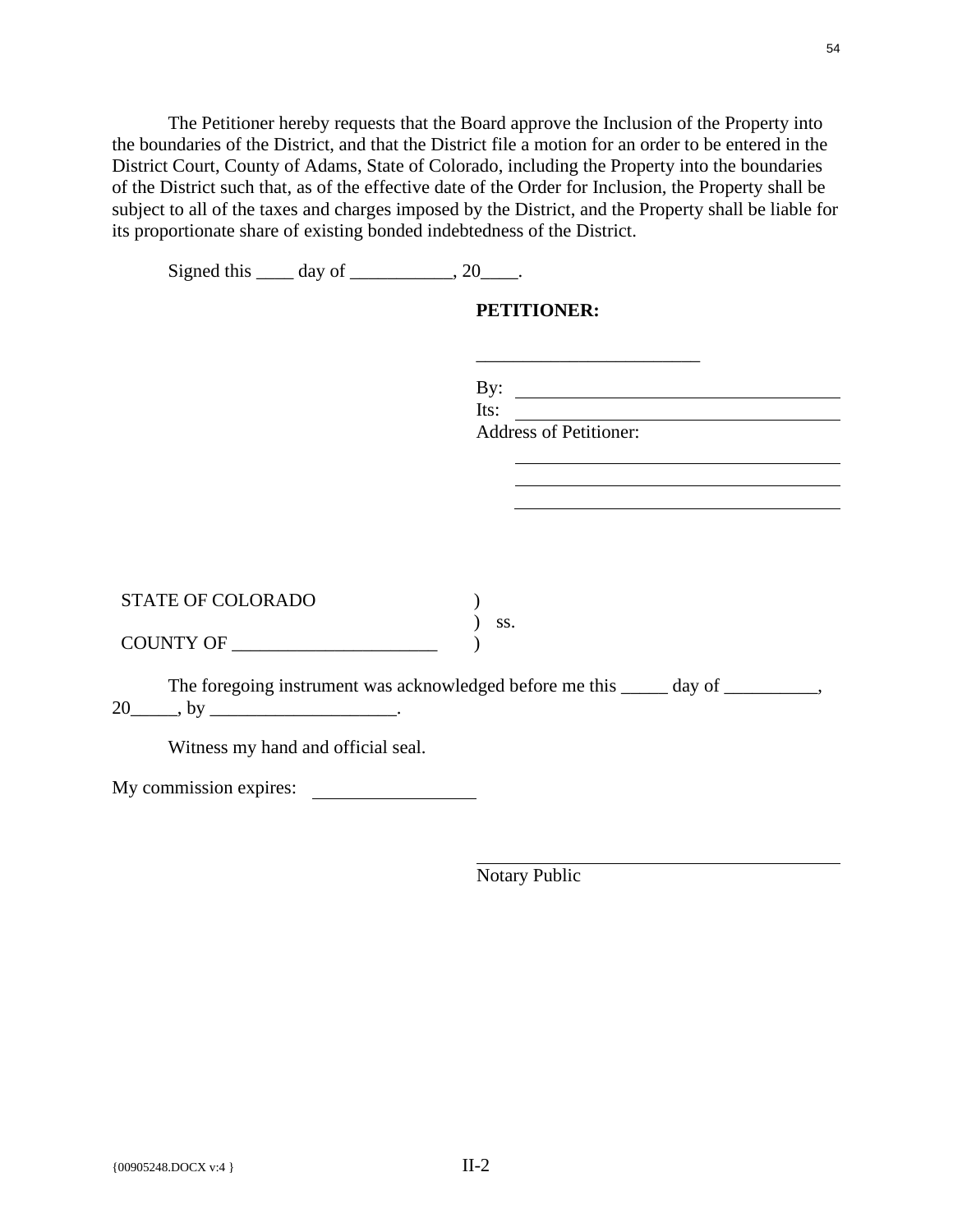The Petitioner hereby requests that the Board approve the Inclusion of the Property into the boundaries of the District, and that the District file a motion for an order to be entered in the District Court, County of Adams, State of Colorado, including the Property into the boundaries of the District such that, as of the effective date of the Order for Inclusion, the Property shall be subject to all of the taxes and charges imposed by the District, and the Property shall be liable for its proportionate share of existing bonded indebtedness of the District.

Signed this ____ day of ___________, 20____.

**PETITIONER:**

________________________

By: ___________________________________

Its: ___________________________________

Address of Petitioner:

___________________________________

___________________________________

___________________________________

STATE OF COLORADO )
) ss.
COUNTY OF ______________________ )

The foregoing instrument was acknowledged before me this _____ day of __________, 20_____, by ____________________.

Witness my hand and official seal.

My commission expires: _________________

_________________________________________

Notary Public

{00905248.DOCX v:4 } II-2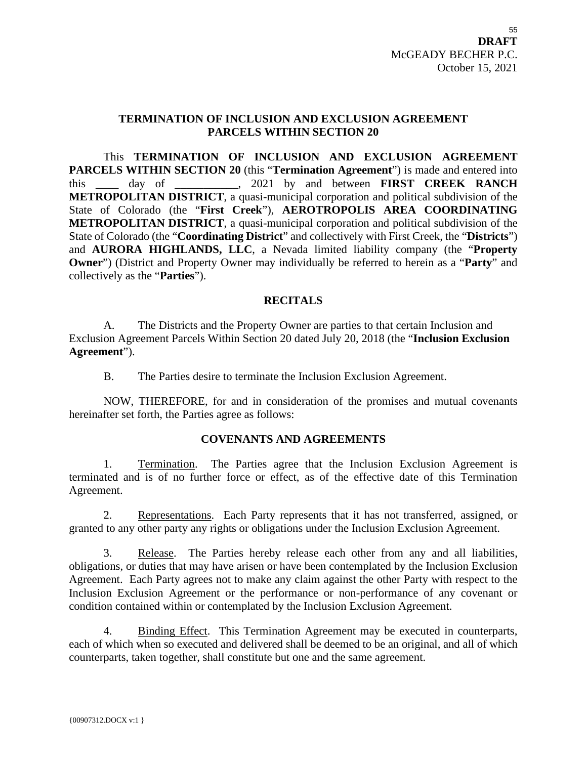**DRAFT**
McGEADY BECHER P.C.
October 15, 2021

# TERMINATION OF INCLUSION AND EXCLUSION AGREEMENT PARCELS WITHIN SECTION 20

This **TERMINATION OF INCLUSION AND EXCLUSION AGREEMENT PARCELS WITHIN SECTION 20** (this "**Termination Agreement**") is made and entered into this ____ day of ___________, 2021 by and between **FIRST CREEK RANCH METROPOLITAN DISTRICT**, a quasi-municipal corporation and political subdivision of the State of Colorado (the "**First Creek**"), **AEROTROPOLIS AREA COORDINATING METROPOLITAN DISTRICT**, a quasi-municipal corporation and political subdivision of the State of Colorado (the "**Coordinating District**" and collectively with First Creek, the "**Districts**") and **AURORA HIGHLANDS, LLC**, a Nevada limited liability company (the "**Property Owner**") (District and Property Owner may individually be referred to herein as a "**Party**" and collectively as the "**Parties**").

## RECITALS

A. The Districts and the Property Owner are parties to that certain Inclusion and Exclusion Agreement Parcels Within Section 20 dated July 20, 2018 (the "**Inclusion Exclusion Agreement**").

B. The Parties desire to terminate the Inclusion Exclusion Agreement.

NOW, THEREFORE, for and in consideration of the promises and mutual covenants hereinafter set forth, the Parties agree as follows:

## COVENANTS AND AGREEMENTS

1. Termination. The Parties agree that the Inclusion Exclusion Agreement is terminated and is of no further force or effect, as of the effective date of this Termination Agreement.

2. Representations. Each Party represents that it has not transferred, assigned, or granted to any other party any rights or obligations under the Inclusion Exclusion Agreement.

3. Release. The Parties hereby release each other from any and all liabilities, obligations, or duties that may have arisen or have been contemplated by the Inclusion Exclusion Agreement. Each Party agrees not to make any claim against the other Party with respect to the Inclusion Exclusion Agreement or the performance or non-performance of any covenant or condition contained within or contemplated by the Inclusion Exclusion Agreement.

4. Binding Effect. This Termination Agreement may be executed in counterparts, each of which when so executed and delivered shall be deemed to be an original, and all of which counterparts, taken together, shall constitute but one and the same agreement.

{00907312.DOCX v:1 }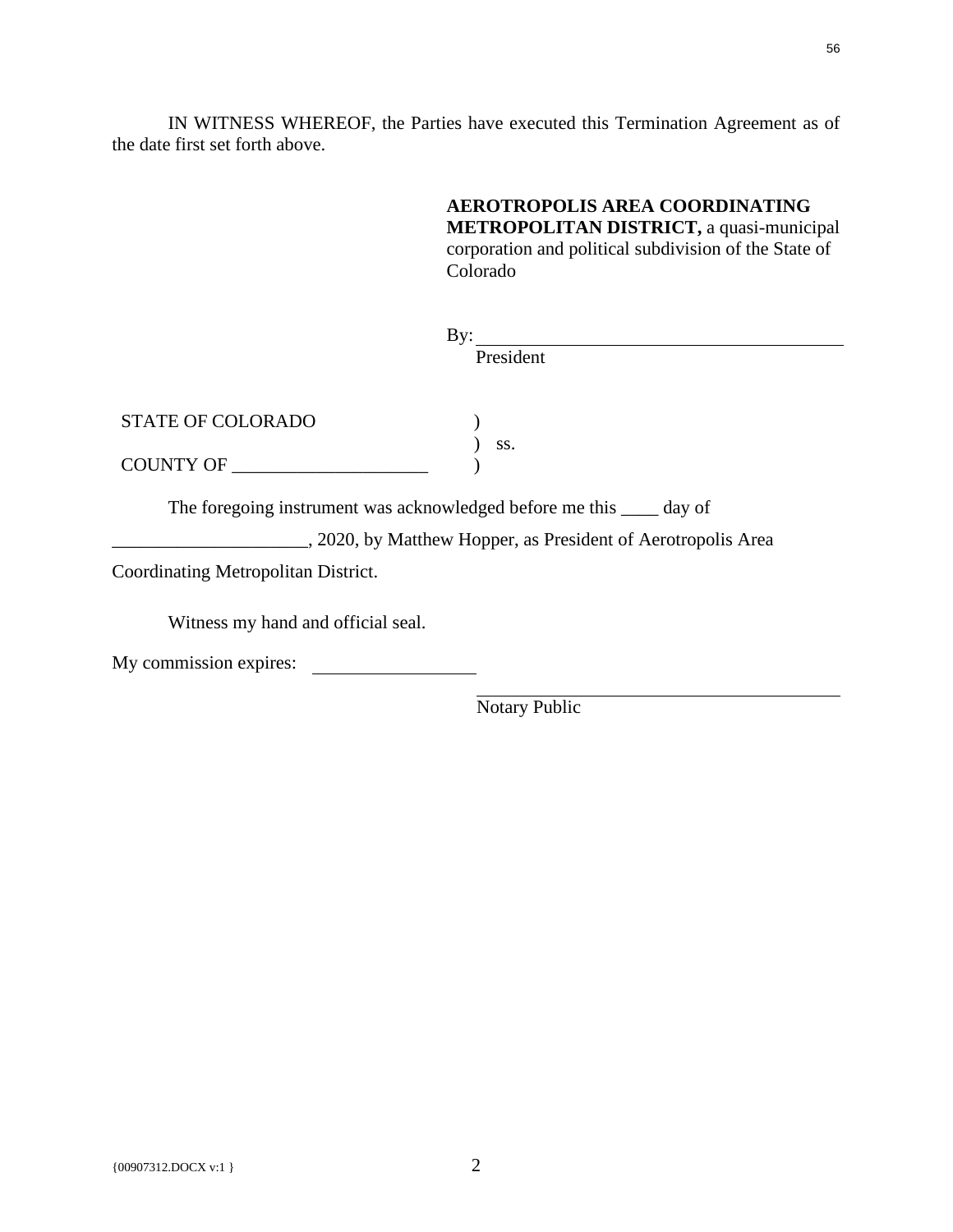IN WITNESS WHEREOF, the Parties have executed this Termination Agreement as of the date first set forth above.

**AEROTROPOLIS AREA COORDINATING METROPOLITAN DISTRICT,** a quasi-municipal corporation and political subdivision of the State of Colorado

By: ________________________________________
President

STATE OF COLORADO )
) ss.
COUNTY OF _____________________ )

The foregoing instrument was acknowledged before me this ____ day of _____________________, 2020, by Matthew Hopper, as President of Aerotropolis Area Coordinating Metropolitan District.

Witness my hand and official seal.

My commission expires: __________________

________________________________________
Notary Public

{00907312.DOCX v:1 }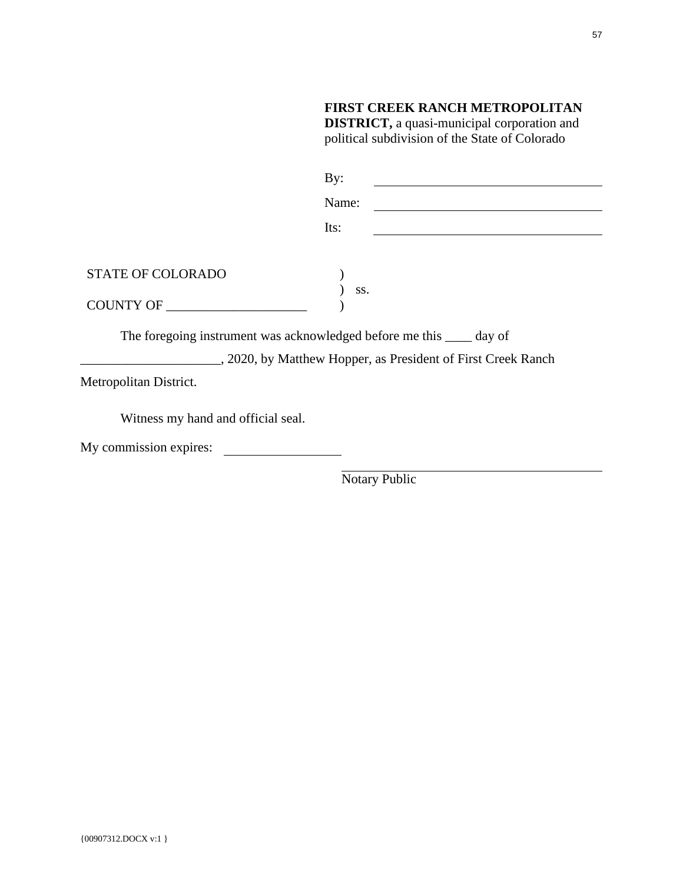**FIRST CREEK RANCH METROPOLITAN DISTRICT,** a quasi-municipal corporation and political subdivision of the State of Colorado

By: ______________________________

Name: ______________________________

Its: ______________________________

STATE OF COLORADO )
) ss.
COUNTY OF ____________________ )

The foregoing instrument was acknowledged before me this ____ day of ____________________, 2020, by Matthew Hopper, as President of First Creek Ranch Metropolitan District.

Witness my hand and official seal.

My commission expires: ________________

______________________________
Notary Public

{00907312.DOCX v:1 }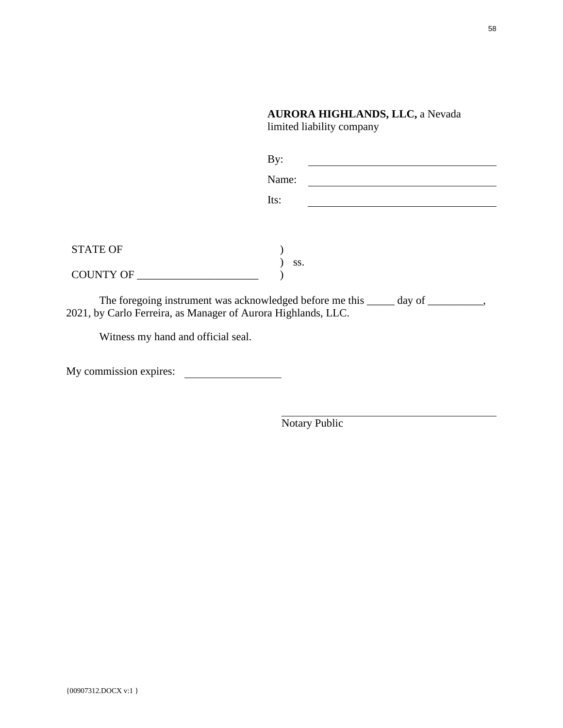**AURORA HIGHLANDS, LLC,** a Nevada limited liability company

By: \_\_\_\_\_\_\_\_\_\_\_\_\_\_\_\_\_\_\_\_\_\_\_\_\_\_\_\_\_\_\_\_\_\_\_

Name: \_\_\_\_\_\_\_\_\_\_\_\_\_\_\_\_\_\_\_\_\_\_\_\_\_\_\_\_\_\_\_\_\_\_\_

Its: \_\_\_\_\_\_\_\_\_\_\_\_\_\_\_\_\_\_\_\_\_\_\_\_\_\_\_\_\_\_\_\_\_\_\_

STATE OF )
) ss.
COUNTY OF \_\_\_\_\_\_\_\_\_\_\_\_\_\_\_\_\_\_\_\_\_\_ )

The foregoing instrument was acknowledged before me this \_\_\_\_\_ day of \_\_\_\_\_\_\_\_\_\_, 2021, by Carlo Ferreira, as Manager of Aurora Highlands, LLC.

Witness my hand and official seal.

My commission expires: \_\_\_\_\_\_\_\_\_\_\_\_\_\_\_\_\_\_

\_\_\_\_\_\_\_\_\_\_\_\_\_\_\_\_\_\_\_\_\_\_\_\_\_\_\_\_\_\_\_\_\_\_\_\_\_\_\_\_
Notary Public

{00907312.DOCX v:1 }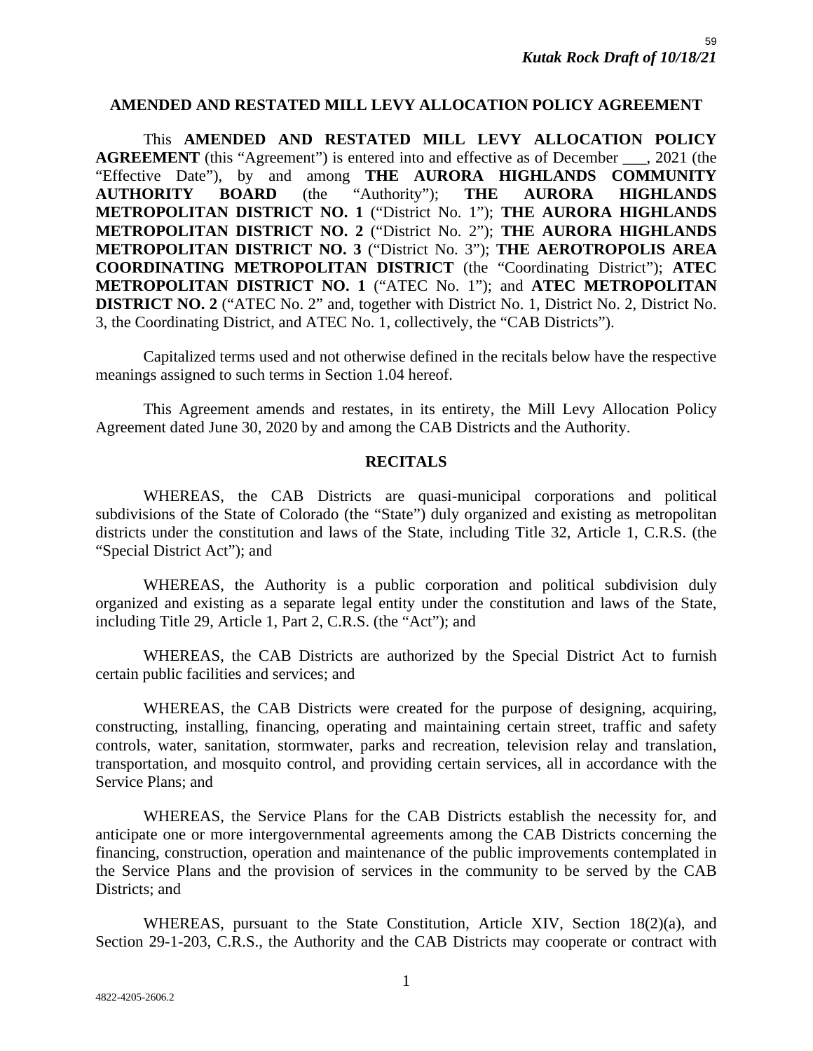## AMENDED AND RESTATED MILL LEVY ALLOCATION POLICY AGREEMENT

This **AMENDED AND RESTATED MILL LEVY ALLOCATION POLICY AGREEMENT** (this "Agreement") is entered into and effective as of December ___, 2021 (the "Effective Date"), by and among **THE AURORA HIGHLANDS COMMUNITY AUTHORITY BOARD** (the "Authority"); **THE AURORA HIGHLANDS METROPOLITAN DISTRICT NO. 1** ("District No. 1"); **THE AURORA HIGHLANDS METROPOLITAN DISTRICT NO. 2** ("District No. 2"); **THE AURORA HIGHLANDS METROPOLITAN DISTRICT NO. 3** ("District No. 3"); **THE AEROTROPOLIS AREA COORDINATING METROPOLITAN DISTRICT** (the "Coordinating District"); **ATEC METROPOLITAN DISTRICT NO. 1** ("ATEC No. 1"); and **ATEC METROPOLITAN DISTRICT NO. 2** ("ATEC No. 2" and, together with District No. 1, District No. 2, District No. 3, the Coordinating District, and ATEC No. 1, collectively, the "CAB Districts").

Capitalized terms used and not otherwise defined in the recitals below have the respective meanings assigned to such terms in Section 1.04 hereof.

This Agreement amends and restates, in its entirety, the Mill Levy Allocation Policy Agreement dated June 30, 2020 by and among the CAB Districts and the Authority.

### RECITALS

WHEREAS, the CAB Districts are quasi-municipal corporations and political subdivisions of the State of Colorado (the "State") duly organized and existing as metropolitan districts under the constitution and laws of the State, including Title 32, Article 1, C.R.S. (the "Special District Act"); and

WHEREAS, the Authority is a public corporation and political subdivision duly organized and existing as a separate legal entity under the constitution and laws of the State, including Title 29, Article 1, Part 2, C.R.S. (the "Act"); and

WHEREAS, the CAB Districts are authorized by the Special District Act to furnish certain public facilities and services; and

WHEREAS, the CAB Districts were created for the purpose of designing, acquiring, constructing, installing, financing, operating and maintaining certain street, traffic and safety controls, water, sanitation, stormwater, parks and recreation, television relay and translation, transportation, and mosquito control, and providing certain services, all in accordance with the Service Plans; and

WHEREAS, the Service Plans for the CAB Districts establish the necessity for, and anticipate one or more intergovernmental agreements among the CAB Districts concerning the financing, construction, operation and maintenance of the public improvements contemplated in the Service Plans and the provision of services in the community to be served by the CAB Districts; and

WHEREAS, pursuant to the State Constitution, Article XIV, Section 18(2)(a), and Section 29-1-203, C.R.S., the Authority and the CAB Districts may cooperate or contract with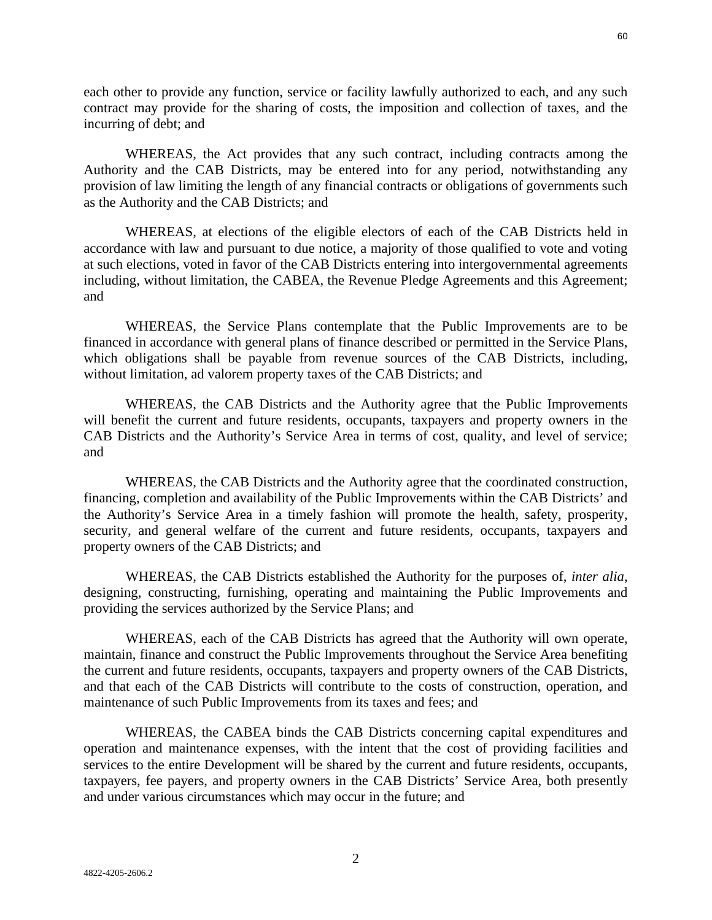each other to provide any function, service or facility lawfully authorized to each, and any such contract may provide for the sharing of costs, the imposition and collection of taxes, and the incurring of debt; and

WHEREAS, the Act provides that any such contract, including contracts among the Authority and the CAB Districts, may be entered into for any period, notwithstanding any provision of law limiting the length of any financial contracts or obligations of governments such as the Authority and the CAB Districts; and

WHEREAS, at elections of the eligible electors of each of the CAB Districts held in accordance with law and pursuant to due notice, a majority of those qualified to vote and voting at such elections, voted in favor of the CAB Districts entering into intergovernmental agreements including, without limitation, the CABEA, the Revenue Pledge Agreements and this Agreement; and

WHEREAS, the Service Plans contemplate that the Public Improvements are to be financed in accordance with general plans of finance described or permitted in the Service Plans, which obligations shall be payable from revenue sources of the CAB Districts, including, without limitation, ad valorem property taxes of the CAB Districts; and

WHEREAS, the CAB Districts and the Authority agree that the Public Improvements will benefit the current and future residents, occupants, taxpayers and property owners in the CAB Districts and the Authority's Service Area in terms of cost, quality, and level of service; and

WHEREAS, the CAB Districts and the Authority agree that the coordinated construction, financing, completion and availability of the Public Improvements within the CAB Districts' and the Authority's Service Area in a timely fashion will promote the health, safety, prosperity, security, and general welfare of the current and future residents, occupants, taxpayers and property owners of the CAB Districts; and

WHEREAS, the CAB Districts established the Authority for the purposes of, *inter alia*, designing, constructing, furnishing, operating and maintaining the Public Improvements and providing the services authorized by the Service Plans; and

WHEREAS, each of the CAB Districts has agreed that the Authority will own operate, maintain, finance and construct the Public Improvements throughout the Service Area benefiting the current and future residents, occupants, taxpayers and property owners of the CAB Districts, and that each of the CAB Districts will contribute to the costs of construction, operation, and maintenance of such Public Improvements from its taxes and fees; and

WHEREAS, the CABEA binds the CAB Districts concerning capital expenditures and operation and maintenance expenses, with the intent that the cost of providing facilities and services to the entire Development will be shared by the current and future residents, occupants, taxpayers, fee payers, and property owners in the CAB Districts' Service Area, both presently and under various circumstances which may occur in the future; and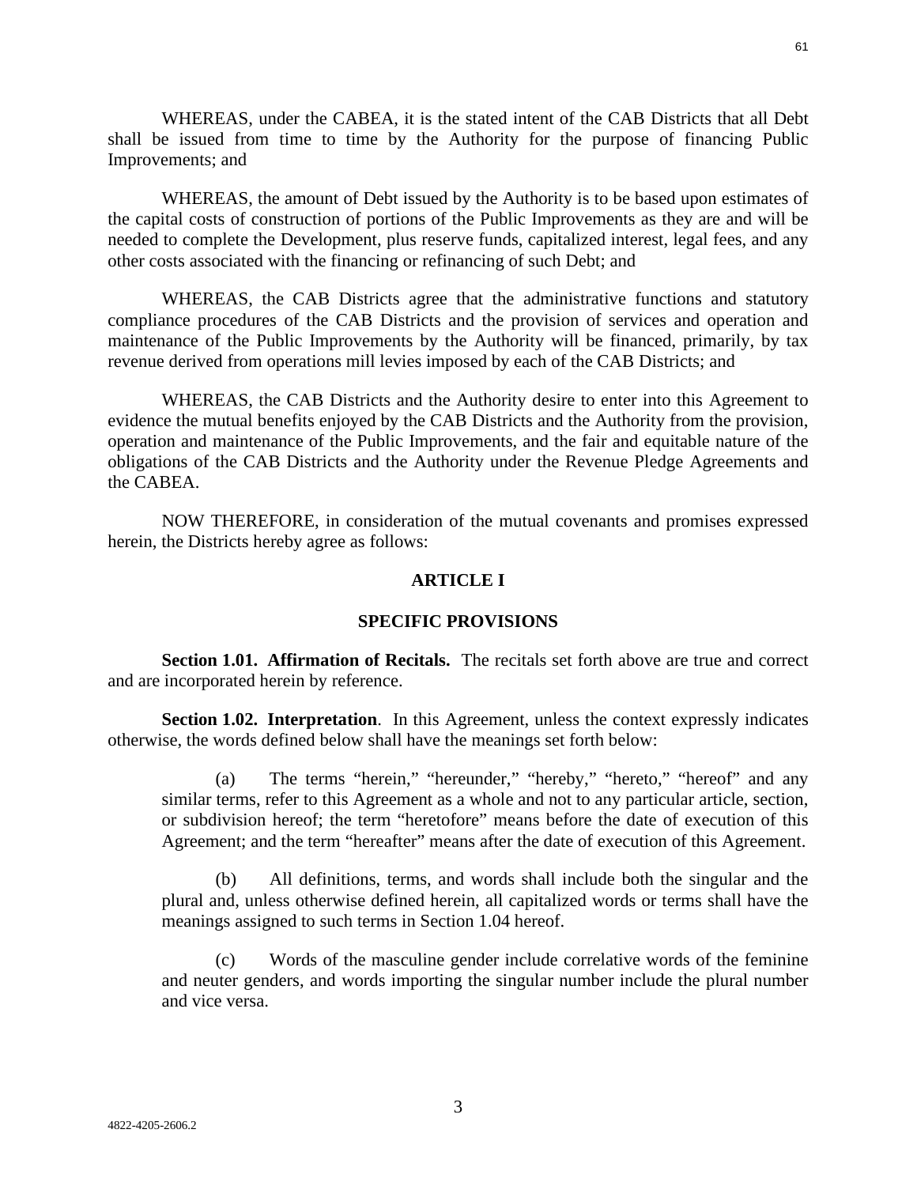WHEREAS, under the CABEA, it is the stated intent of the CAB Districts that all Debt shall be issued from time to time by the Authority for the purpose of financing Public Improvements; and

WHEREAS, the amount of Debt issued by the Authority is to be based upon estimates of the capital costs of construction of portions of the Public Improvements as they are and will be needed to complete the Development, plus reserve funds, capitalized interest, legal fees, and any other costs associated with the financing or refinancing of such Debt; and

WHEREAS, the CAB Districts agree that the administrative functions and statutory compliance procedures of the CAB Districts and the provision of services and operation and maintenance of the Public Improvements by the Authority will be financed, primarily, by tax revenue derived from operations mill levies imposed by each of the CAB Districts; and

WHEREAS, the CAB Districts and the Authority desire to enter into this Agreement to evidence the mutual benefits enjoyed by the CAB Districts and the Authority from the provision, operation and maintenance of the Public Improvements, and the fair and equitable nature of the obligations of the CAB Districts and the Authority under the Revenue Pledge Agreements and the CABEA.

NOW THEREFORE, in consideration of the mutual covenants and promises expressed herein, the Districts hereby agree as follows:

## ARTICLE I

## SPECIFIC PROVISIONS

**Section 1.01. Affirmation of Recitals.** The recitals set forth above are true and correct and are incorporated herein by reference.

**Section 1.02. Interpretation**. In this Agreement, unless the context expressly indicates otherwise, the words defined below shall have the meanings set forth below:

(a) The terms "herein," "hereunder," "hereby," "hereto," "hereof" and any similar terms, refer to this Agreement as a whole and not to any particular article, section, or subdivision hereof; the term "heretofore" means before the date of execution of this Agreement; and the term "hereafter" means after the date of execution of this Agreement.

(b) All definitions, terms, and words shall include both the singular and the plural and, unless otherwise defined herein, all capitalized words or terms shall have the meanings assigned to such terms in Section 1.04 hereof.

(c) Words of the masculine gender include correlative words of the feminine and neuter genders, and words importing the singular number include the plural number and vice versa.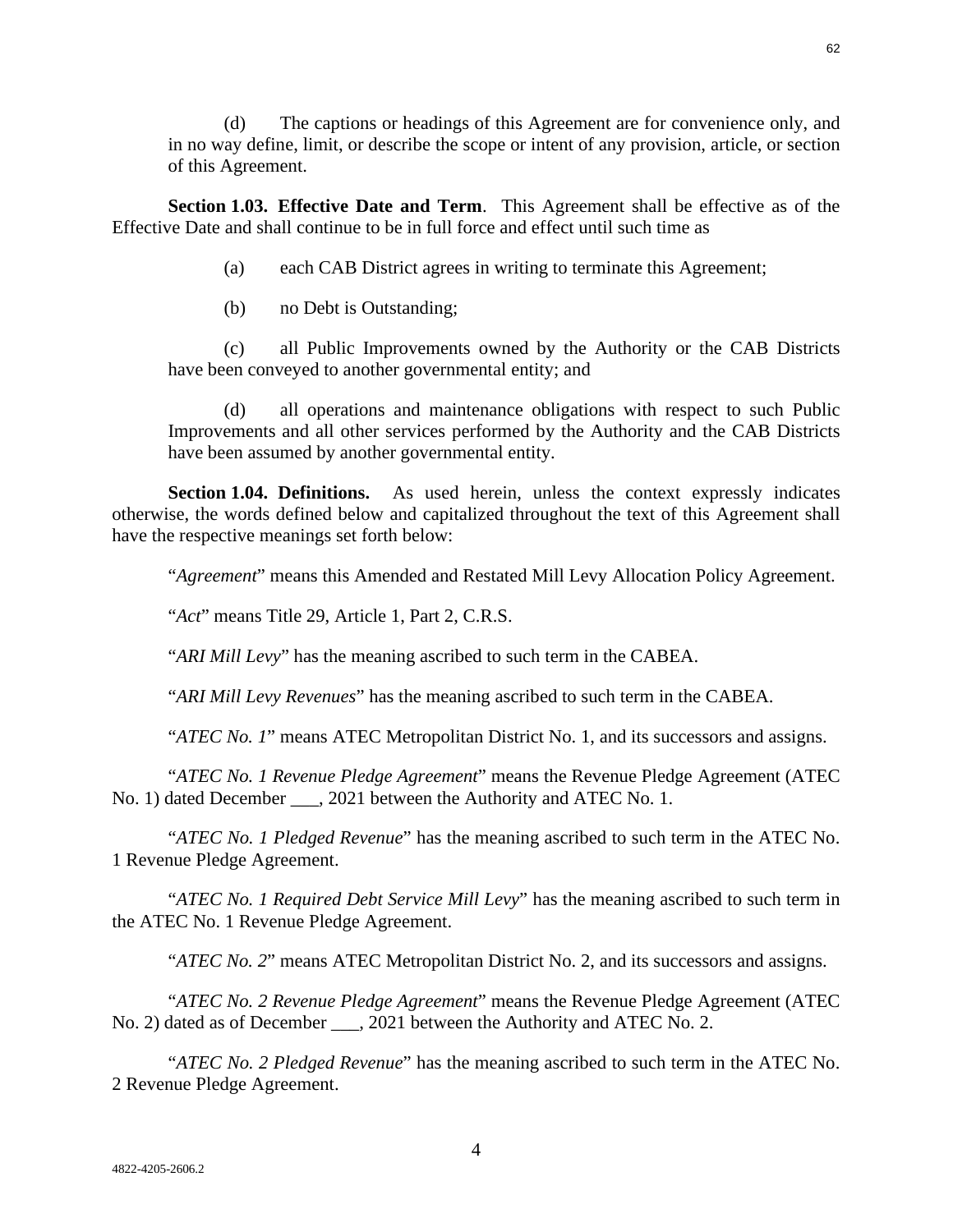(d) The captions or headings of this Agreement are for convenience only, and in no way define, limit, or describe the scope or intent of any provision, article, or section of this Agreement.

**Section 1.03. Effective Date and Term**. This Agreement shall be effective as of the Effective Date and shall continue to be in full force and effect until such time as

(a) each CAB District agrees in writing to terminate this Agreement;

(b) no Debt is Outstanding;

(c) all Public Improvements owned by the Authority or the CAB Districts have been conveyed to another governmental entity; and

(d) all operations and maintenance obligations with respect to such Public Improvements and all other services performed by the Authority and the CAB Districts have been assumed by another governmental entity.

**Section 1.04. Definitions.** As used herein, unless the context expressly indicates otherwise, the words defined below and capitalized throughout the text of this Agreement shall have the respective meanings set forth below:

"*Agreement*" means this Amended and Restated Mill Levy Allocation Policy Agreement.

"*Act*" means Title 29, Article 1, Part 2, C.R.S.

"*ARI Mill Levy*" has the meaning ascribed to such term in the CABEA.

"*ARI Mill Levy Revenues*" has the meaning ascribed to such term in the CABEA.

"*ATEC No. 1*" means ATEC Metropolitan District No. 1, and its successors and assigns.

"*ATEC No. 1 Revenue Pledge Agreement*" means the Revenue Pledge Agreement (ATEC No. 1) dated December ___, 2021 between the Authority and ATEC No. 1.

"*ATEC No. 1 Pledged Revenue*" has the meaning ascribed to such term in the ATEC No. 1 Revenue Pledge Agreement.

"*ATEC No. 1 Required Debt Service Mill Levy*" has the meaning ascribed to such term in the ATEC No. 1 Revenue Pledge Agreement.

"*ATEC No. 2*" means ATEC Metropolitan District No. 2, and its successors and assigns.

"*ATEC No. 2 Revenue Pledge Agreement*" means the Revenue Pledge Agreement (ATEC No. 2) dated as of December ___, 2021 between the Authority and ATEC No. 2.

"*ATEC No. 2 Pledged Revenue*" has the meaning ascribed to such term in the ATEC No. 2 Revenue Pledge Agreement.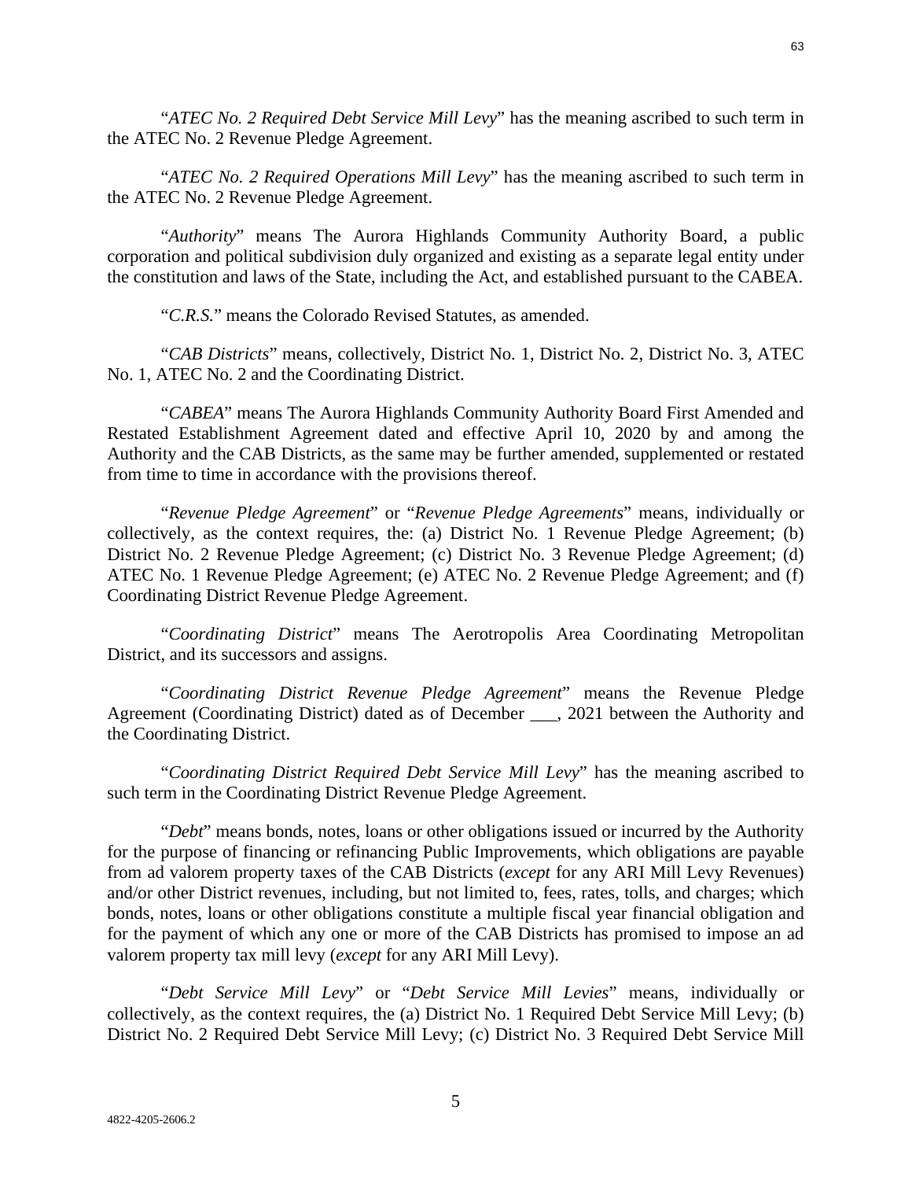"*ATEC No. 2 Required Debt Service Mill Levy*" has the meaning ascribed to such term in the ATEC No. 2 Revenue Pledge Agreement.

"*ATEC No. 2 Required Operations Mill Levy*" has the meaning ascribed to such term in the ATEC No. 2 Revenue Pledge Agreement.

"*Authority*" means The Aurora Highlands Community Authority Board, a public corporation and political subdivision duly organized and existing as a separate legal entity under the constitution and laws of the State, including the Act, and established pursuant to the CABEA.

"*C.R.S.*" means the Colorado Revised Statutes, as amended.

"*CAB Districts*" means, collectively, District No. 1, District No. 2, District No. 3, ATEC No. 1, ATEC No. 2 and the Coordinating District.

"*CABEA*" means The Aurora Highlands Community Authority Board First Amended and Restated Establishment Agreement dated and effective April 10, 2020 by and among the Authority and the CAB Districts, as the same may be further amended, supplemented or restated from time to time in accordance with the provisions thereof.

"*Revenue Pledge Agreement*" or "*Revenue Pledge Agreements*" means, individually or collectively, as the context requires, the: (a) District No. 1 Revenue Pledge Agreement; (b) District No. 2 Revenue Pledge Agreement; (c) District No. 3 Revenue Pledge Agreement; (d) ATEC No. 1 Revenue Pledge Agreement; (e) ATEC No. 2 Revenue Pledge Agreement; and (f) Coordinating District Revenue Pledge Agreement.

"*Coordinating District*" means The Aerotropolis Area Coordinating Metropolitan District, and its successors and assigns.

"*Coordinating District Revenue Pledge Agreement*" means the Revenue Pledge Agreement (Coordinating District) dated as of December ___, 2021 between the Authority and the Coordinating District.

"*Coordinating District Required Debt Service Mill Levy*" has the meaning ascribed to such term in the Coordinating District Revenue Pledge Agreement.

"*Debt*" means bonds, notes, loans or other obligations issued or incurred by the Authority for the purpose of financing or refinancing Public Improvements, which obligations are payable from ad valorem property taxes of the CAB Districts (*except* for any ARI Mill Levy Revenues) and/or other District revenues, including, but not limited to, fees, rates, tolls, and charges; which bonds, notes, loans or other obligations constitute a multiple fiscal year financial obligation and for the payment of which any one or more of the CAB Districts has promised to impose an ad valorem property tax mill levy (*except* for any ARI Mill Levy).

"*Debt Service Mill Levy*" or "*Debt Service Mill Levies*" means, individually or collectively, as the context requires, the (a) District No. 1 Required Debt Service Mill Levy; (b) District No. 2 Required Debt Service Mill Levy; (c) District No. 3 Required Debt Service Mill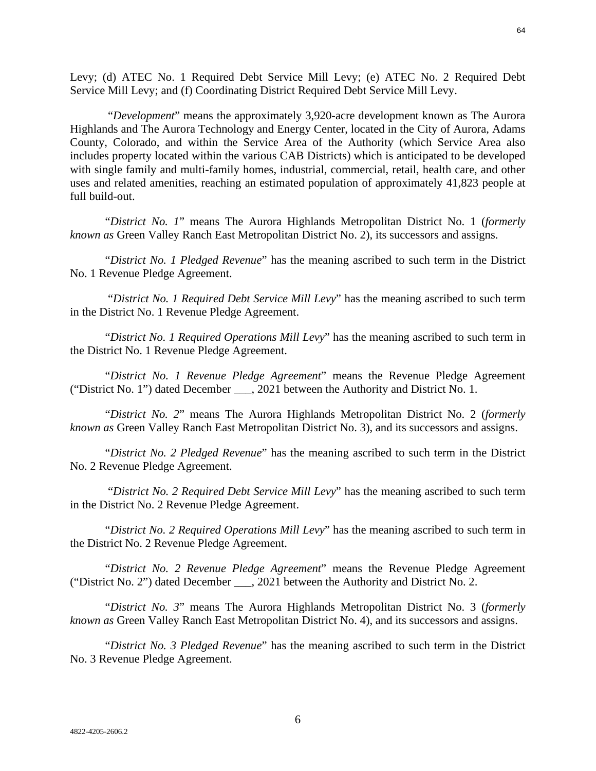Levy; (d) ATEC No. 1 Required Debt Service Mill Levy; (e) ATEC No. 2 Required Debt Service Mill Levy; and (f) Coordinating District Required Debt Service Mill Levy.

"*Development*" means the approximately 3,920-acre development known as The Aurora Highlands and The Aurora Technology and Energy Center, located in the City of Aurora, Adams County, Colorado, and within the Service Area of the Authority (which Service Area also includes property located within the various CAB Districts) which is anticipated to be developed with single family and multi-family homes, industrial, commercial, retail, health care, and other uses and related amenities, reaching an estimated population of approximately 41,823 people at full build-out.

"*District No. 1*" means The Aurora Highlands Metropolitan District No. 1 (*formerly known as* Green Valley Ranch East Metropolitan District No. 2), its successors and assigns.

"*District No. 1 Pledged Revenue*" has the meaning ascribed to such term in the District No. 1 Revenue Pledge Agreement.

"*District No. 1 Required Debt Service Mill Levy*" has the meaning ascribed to such term in the District No. 1 Revenue Pledge Agreement.

"*District No. 1 Required Operations Mill Levy*" has the meaning ascribed to such term in the District No. 1 Revenue Pledge Agreement.

"*District No. 1 Revenue Pledge Agreement*" means the Revenue Pledge Agreement ("District No. 1") dated December ___, 2021 between the Authority and District No. 1.

"*District No. 2*" means The Aurora Highlands Metropolitan District No. 2 (*formerly known as* Green Valley Ranch East Metropolitan District No. 3), and its successors and assigns.

"*District No. 2 Pledged Revenue*" has the meaning ascribed to such term in the District No. 2 Revenue Pledge Agreement.

"*District No. 2 Required Debt Service Mill Levy*" has the meaning ascribed to such term in the District No. 2 Revenue Pledge Agreement.

"*District No. 2 Required Operations Mill Levy*" has the meaning ascribed to such term in the District No. 2 Revenue Pledge Agreement.

"*District No. 2 Revenue Pledge Agreement*" means the Revenue Pledge Agreement ("District No. 2") dated December ___, 2021 between the Authority and District No. 2.

"*District No. 3*" means The Aurora Highlands Metropolitan District No. 3 (*formerly known as* Green Valley Ranch East Metropolitan District No. 4), and its successors and assigns.

"*District No. 3 Pledged Revenue*" has the meaning ascribed to such term in the District No. 3 Revenue Pledge Agreement.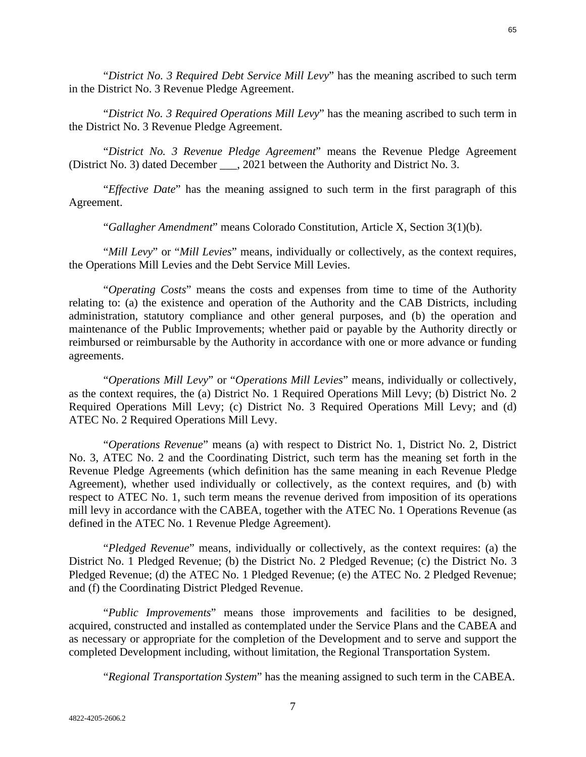"*District No. 3 Required Debt Service Mill Levy*" has the meaning ascribed to such term in the District No. 3 Revenue Pledge Agreement.

"*District No. 3 Required Operations Mill Levy*" has the meaning ascribed to such term in the District No. 3 Revenue Pledge Agreement.

"*District No. 3 Revenue Pledge Agreement*" means the Revenue Pledge Agreement (District No. 3) dated December ___, 2021 between the Authority and District No. 3.

"*Effective Date*" has the meaning assigned to such term in the first paragraph of this Agreement.

"*Gallagher Amendment*" means Colorado Constitution, Article X, Section 3(1)(b).

"*Mill Levy*" or "*Mill Levies*" means, individually or collectively, as the context requires, the Operations Mill Levies and the Debt Service Mill Levies.

"*Operating Costs*" means the costs and expenses from time to time of the Authority relating to: (a) the existence and operation of the Authority and the CAB Districts, including administration, statutory compliance and other general purposes, and (b) the operation and maintenance of the Public Improvements; whether paid or payable by the Authority directly or reimbursed or reimbursable by the Authority in accordance with one or more advance or funding agreements.

"*Operations Mill Levy*" or "*Operations Mill Levies*" means, individually or collectively, as the context requires, the (a) District No. 1 Required Operations Mill Levy; (b) District No. 2 Required Operations Mill Levy; (c) District No. 3 Required Operations Mill Levy; and (d) ATEC No. 2 Required Operations Mill Levy.

"*Operations Revenue*" means (a) with respect to District No. 1, District No. 2, District No. 3, ATEC No. 2 and the Coordinating District, such term has the meaning set forth in the Revenue Pledge Agreements (which definition has the same meaning in each Revenue Pledge Agreement), whether used individually or collectively, as the context requires, and (b) with respect to ATEC No. 1, such term means the revenue derived from imposition of its operations mill levy in accordance with the CABEA, together with the ATEC No. 1 Operations Revenue (as defined in the ATEC No. 1 Revenue Pledge Agreement).

"*Pledged Revenue*" means, individually or collectively, as the context requires: (a) the District No. 1 Pledged Revenue; (b) the District No. 2 Pledged Revenue; (c) the District No. 3 Pledged Revenue; (d) the ATEC No. 1 Pledged Revenue; (e) the ATEC No. 2 Pledged Revenue; and (f) the Coordinating District Pledged Revenue.

"*Public Improvements*" means those improvements and facilities to be designed, acquired, constructed and installed as contemplated under the Service Plans and the CABEA and as necessary or appropriate for the completion of the Development and to serve and support the completed Development including, without limitation, the Regional Transportation System.

"*Regional Transportation System*" has the meaning assigned to such term in the CABEA.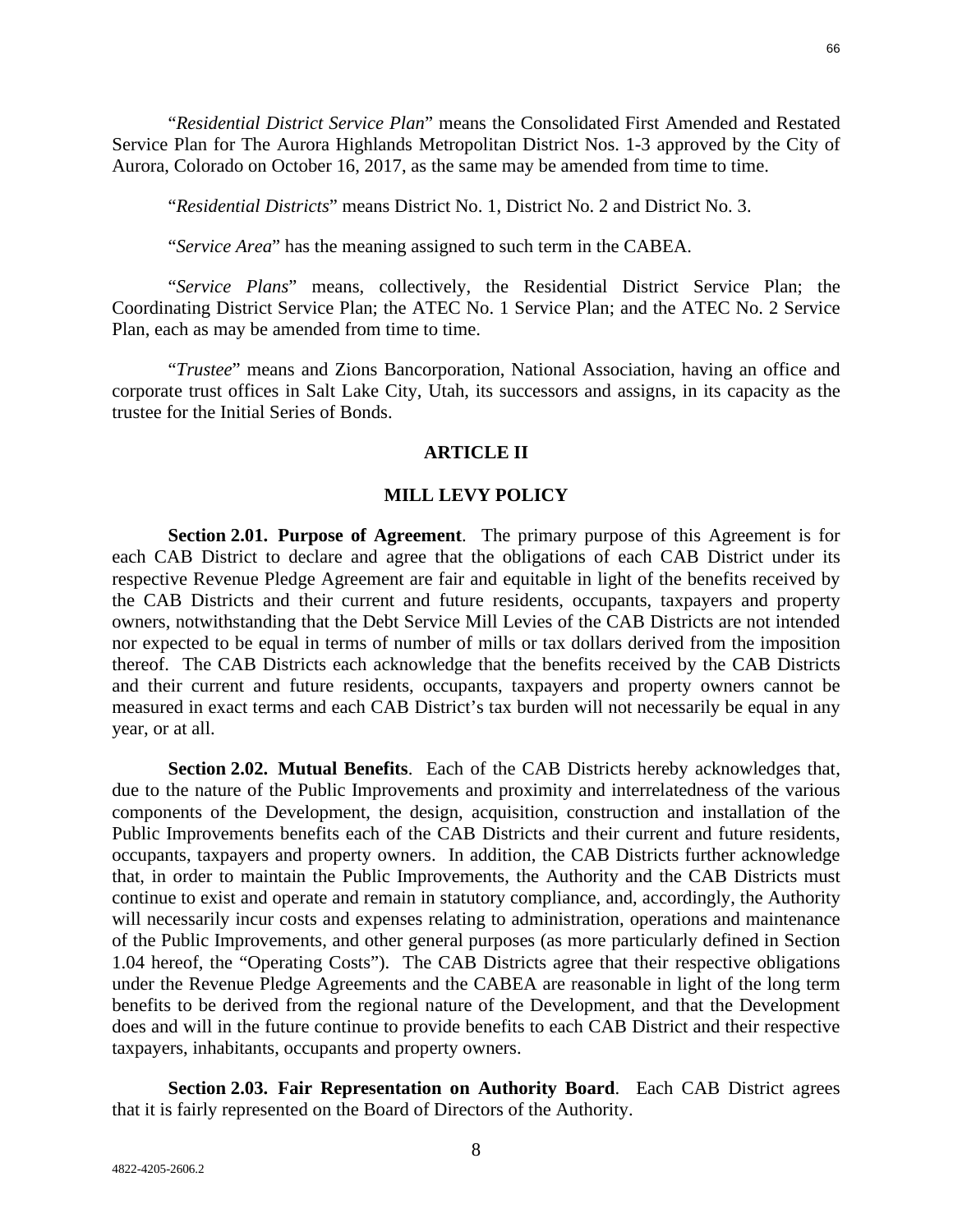"*Residential District Service Plan*" means the Consolidated First Amended and Restated Service Plan for The Aurora Highlands Metropolitan District Nos. 1-3 approved by the City of Aurora, Colorado on October 16, 2017, as the same may be amended from time to time.

"*Residential Districts*" means District No. 1, District No. 2 and District No. 3.

"*Service Area*" has the meaning assigned to such term in the CABEA.

"*Service Plans*" means, collectively, the Residential District Service Plan; the Coordinating District Service Plan; the ATEC No. 1 Service Plan; and the ATEC No. 2 Service Plan, each as may be amended from time to time.

"*Trustee*" means and Zions Bancorporation, National Association, having an office and corporate trust offices in Salt Lake City, Utah, its successors and assigns, in its capacity as the trustee for the Initial Series of Bonds.

## ARTICLE II

## MILL LEVY POLICY

**Section 2.01. Purpose of Agreement**. The primary purpose of this Agreement is for each CAB District to declare and agree that the obligations of each CAB District under its respective Revenue Pledge Agreement are fair and equitable in light of the benefits received by the CAB Districts and their current and future residents, occupants, taxpayers and property owners, notwithstanding that the Debt Service Mill Levies of the CAB Districts are not intended nor expected to be equal in terms of number of mills or tax dollars derived from the imposition thereof. The CAB Districts each acknowledge that the benefits received by the CAB Districts and their current and future residents, occupants, taxpayers and property owners cannot be measured in exact terms and each CAB District's tax burden will not necessarily be equal in any year, or at all.

**Section 2.02. Mutual Benefits**. Each of the CAB Districts hereby acknowledges that, due to the nature of the Public Improvements and proximity and interrelatedness of the various components of the Development, the design, acquisition, construction and installation of the Public Improvements benefits each of the CAB Districts and their current and future residents, occupants, taxpayers and property owners. In addition, the CAB Districts further acknowledge that, in order to maintain the Public Improvements, the Authority and the CAB Districts must continue to exist and operate and remain in statutory compliance, and, accordingly, the Authority will necessarily incur costs and expenses relating to administration, operations and maintenance of the Public Improvements, and other general purposes (as more particularly defined in Section 1.04 hereof, the "Operating Costs"). The CAB Districts agree that their respective obligations under the Revenue Pledge Agreements and the CABEA are reasonable in light of the long term benefits to be derived from the regional nature of the Development, and that the Development does and will in the future continue to provide benefits to each CAB District and their respective taxpayers, inhabitants, occupants and property owners.

**Section 2.03. Fair Representation on Authority Board**. Each CAB District agrees that it is fairly represented on the Board of Directors of the Authority.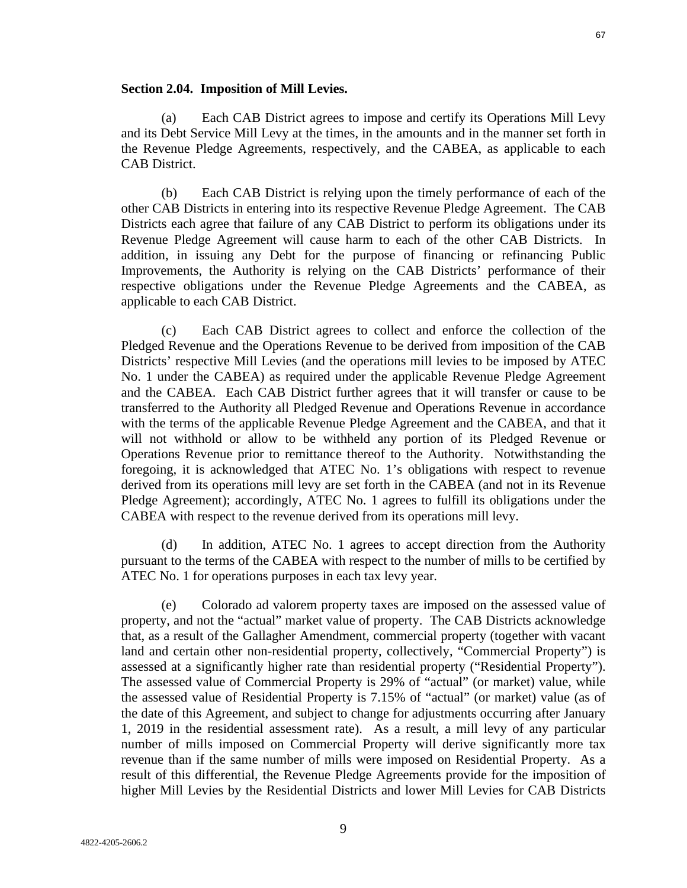**Section 2.04. Imposition of Mill Levies.**

(a) Each CAB District agrees to impose and certify its Operations Mill Levy and its Debt Service Mill Levy at the times, in the amounts and in the manner set forth in the Revenue Pledge Agreements, respectively, and the CABEA, as applicable to each CAB District.

(b) Each CAB District is relying upon the timely performance of each of the other CAB Districts in entering into its respective Revenue Pledge Agreement. The CAB Districts each agree that failure of any CAB District to perform its obligations under its Revenue Pledge Agreement will cause harm to each of the other CAB Districts. In addition, in issuing any Debt for the purpose of financing or refinancing Public Improvements, the Authority is relying on the CAB Districts' performance of their respective obligations under the Revenue Pledge Agreements and the CABEA, as applicable to each CAB District.

(c) Each CAB District agrees to collect and enforce the collection of the Pledged Revenue and the Operations Revenue to be derived from imposition of the CAB Districts' respective Mill Levies (and the operations mill levies to be imposed by ATEC No. 1 under the CABEA) as required under the applicable Revenue Pledge Agreement and the CABEA. Each CAB District further agrees that it will transfer or cause to be transferred to the Authority all Pledged Revenue and Operations Revenue in accordance with the terms of the applicable Revenue Pledge Agreement and the CABEA, and that it will not withhold or allow to be withheld any portion of its Pledged Revenue or Operations Revenue prior to remittance thereof to the Authority. Notwithstanding the foregoing, it is acknowledged that ATEC No. 1's obligations with respect to revenue derived from its operations mill levy are set forth in the CABEA (and not in its Revenue Pledge Agreement); accordingly, ATEC No. 1 agrees to fulfill its obligations under the CABEA with respect to the revenue derived from its operations mill levy.

(d) In addition, ATEC No. 1 agrees to accept direction from the Authority pursuant to the terms of the CABEA with respect to the number of mills to be certified by ATEC No. 1 for operations purposes in each tax levy year.

(e) Colorado ad valorem property taxes are imposed on the assessed value of property, and not the "actual" market value of property. The CAB Districts acknowledge that, as a result of the Gallagher Amendment, commercial property (together with vacant land and certain other non-residential property, collectively, "Commercial Property") is assessed at a significantly higher rate than residential property ("Residential Property"). The assessed value of Commercial Property is 29% of "actual" (or market) value, while the assessed value of Residential Property is 7.15% of "actual" (or market) value (as of the date of this Agreement, and subject to change for adjustments occurring after January 1, 2019 in the residential assessment rate). As a result, a mill levy of any particular number of mills imposed on Commercial Property will derive significantly more tax revenue than if the same number of mills were imposed on Residential Property. As a result of this differential, the Revenue Pledge Agreements provide for the imposition of higher Mill Levies by the Residential Districts and lower Mill Levies for CAB Districts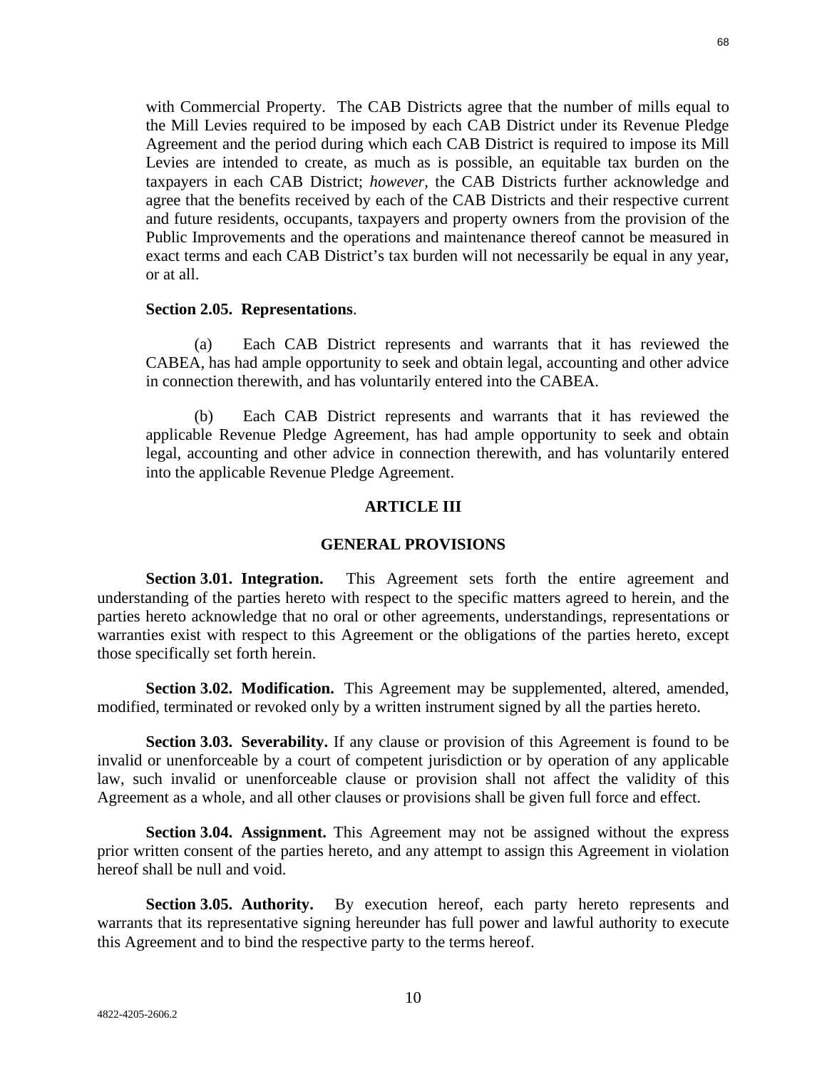with Commercial Property. The CAB Districts agree that the number of mills equal to the Mill Levies required to be imposed by each CAB District under its Revenue Pledge Agreement and the period during which each CAB District is required to impose its Mill Levies are intended to create, as much as is possible, an equitable tax burden on the taxpayers in each CAB District; *however,* the CAB Districts further acknowledge and agree that the benefits received by each of the CAB Districts and their respective current and future residents, occupants, taxpayers and property owners from the provision of the Public Improvements and the operations and maintenance thereof cannot be measured in exact terms and each CAB District's tax burden will not necessarily be equal in any year, or at all.

**Section 2.05. Representations**.

(a) Each CAB District represents and warrants that it has reviewed the CABEA, has had ample opportunity to seek and obtain legal, accounting and other advice in connection therewith, and has voluntarily entered into the CABEA.

(b) Each CAB District represents and warrants that it has reviewed the applicable Revenue Pledge Agreement, has had ample opportunity to seek and obtain legal, accounting and other advice in connection therewith, and has voluntarily entered into the applicable Revenue Pledge Agreement.

## ARTICLE III

## GENERAL PROVISIONS

**Section 3.01. Integration.** This Agreement sets forth the entire agreement and understanding of the parties hereto with respect to the specific matters agreed to herein, and the parties hereto acknowledge that no oral or other agreements, understandings, representations or warranties exist with respect to this Agreement or the obligations of the parties hereto, except those specifically set forth herein.

**Section 3.02. Modification.** This Agreement may be supplemented, altered, amended, modified, terminated or revoked only by a written instrument signed by all the parties hereto.

**Section 3.03. Severability.** If any clause or provision of this Agreement is found to be invalid or unenforceable by a court of competent jurisdiction or by operation of any applicable law, such invalid or unenforceable clause or provision shall not affect the validity of this Agreement as a whole, and all other clauses or provisions shall be given full force and effect.

**Section 3.04. Assignment.** This Agreement may not be assigned without the express prior written consent of the parties hereto, and any attempt to assign this Agreement in violation hereof shall be null and void.

**Section 3.05. Authority.** By execution hereof, each party hereto represents and warrants that its representative signing hereunder has full power and lawful authority to execute this Agreement and to bind the respective party to the terms hereof.

4822-4205-2606.2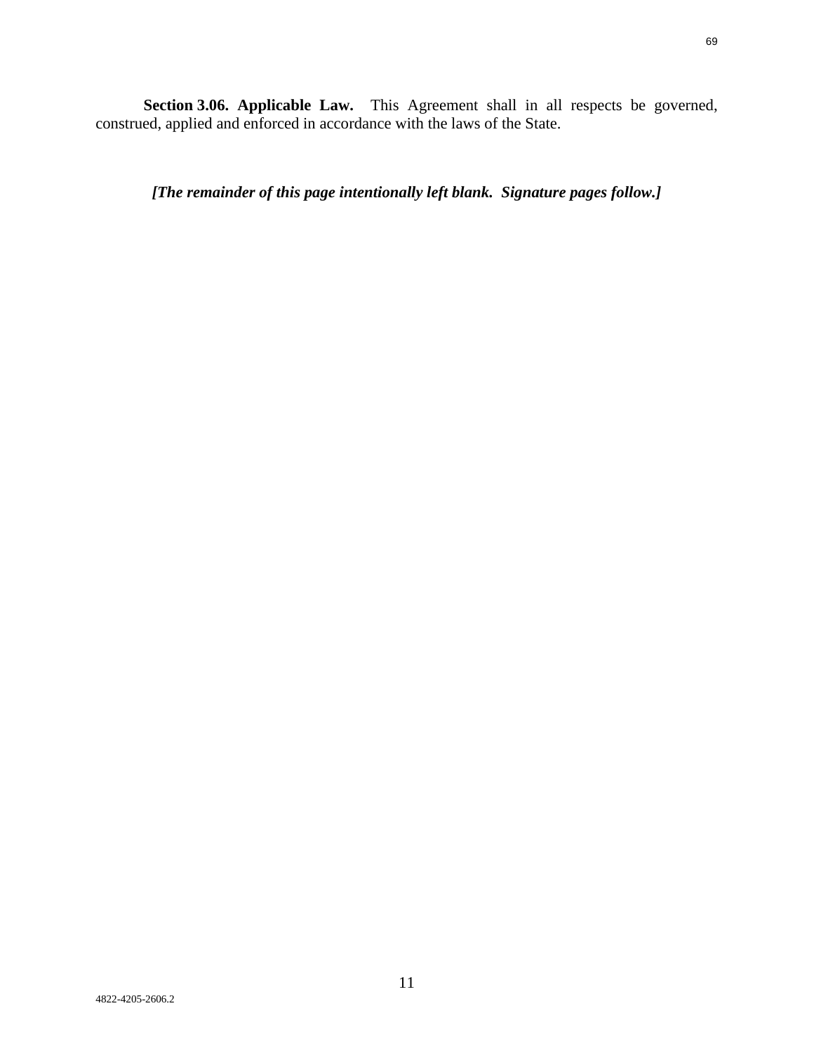**Section 3.06. Applicable Law.** This Agreement shall in all respects be governed, construed, applied and enforced in accordance with the laws of the State.

***[The remainder of this page intentionally left blank. Signature pages follow.]***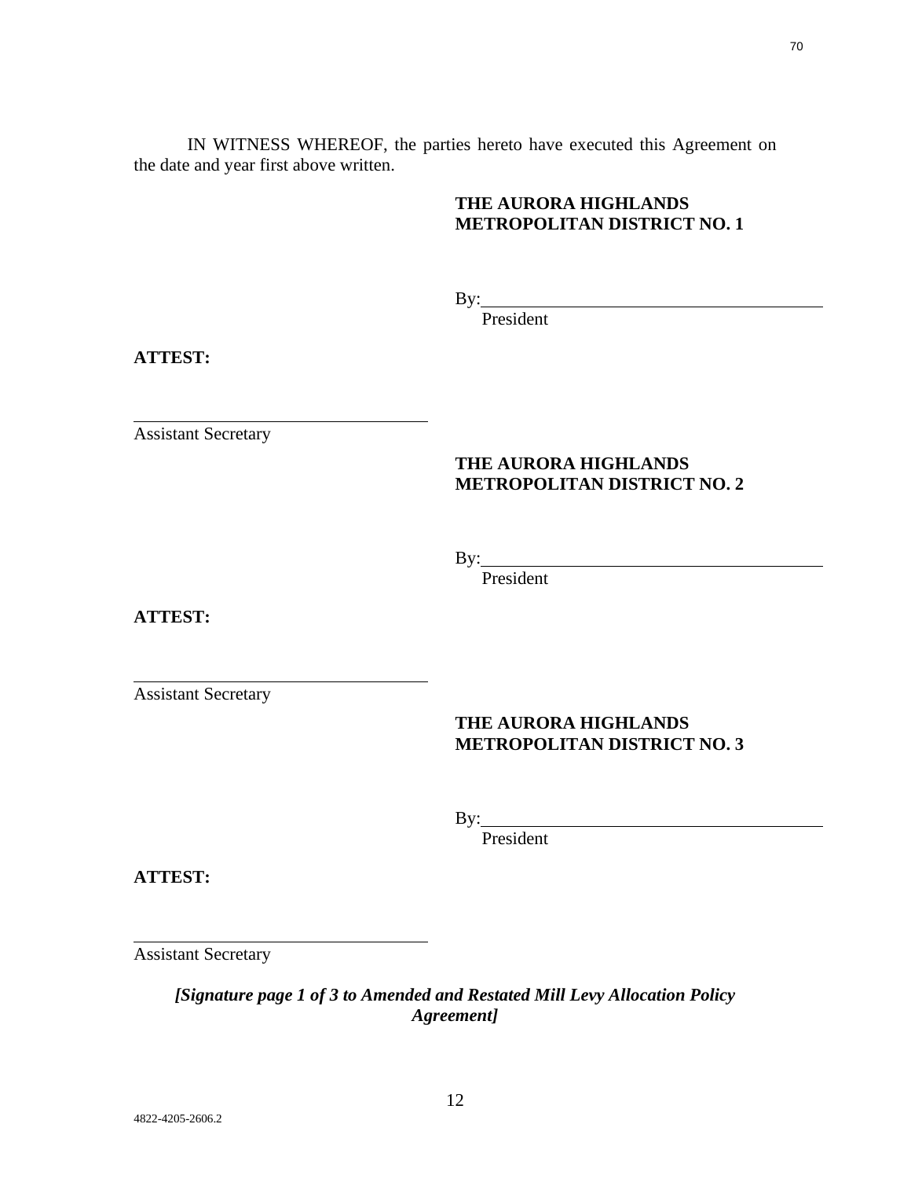IN WITNESS WHEREOF, the parties hereto have executed this Agreement on the date and year first above written.

**THE AURORA HIGHLANDS METROPOLITAN DISTRICT NO. 1**

By:\_\_\_\_\_\_\_\_\_\_\_\_\_\_\_\_\_\_\_\_\_\_\_\_\_\_\_\_\_\_\_\_\_\_\_\_\_\_\_\_
President

**ATTEST:**

\_\_\_\_\_\_\_\_\_\_\_\_\_\_\_\_\_\_\_\_\_\_\_\_\_\_\_\_\_\_\_\_\_\_\_\_
Assistant Secretary

**THE AURORA HIGHLANDS METROPOLITAN DISTRICT NO. 2**

By:\_\_\_\_\_\_\_\_\_\_\_\_\_\_\_\_\_\_\_\_\_\_\_\_\_\_\_\_\_\_\_\_\_\_\_\_\_\_\_\_
President

**ATTEST:**

\_\_\_\_\_\_\_\_\_\_\_\_\_\_\_\_\_\_\_\_\_\_\_\_\_\_\_\_\_\_\_\_\_\_\_\_
Assistant Secretary

**THE AURORA HIGHLANDS METROPOLITAN DISTRICT NO. 3**

By:\_\_\_\_\_\_\_\_\_\_\_\_\_\_\_\_\_\_\_\_\_\_\_\_\_\_\_\_\_\_\_\_\_\_\_\_\_\_\_\_
President

**ATTEST:**

\_\_\_\_\_\_\_\_\_\_\_\_\_\_\_\_\_\_\_\_\_\_\_\_\_\_\_\_\_\_\_\_\_\_\_\_
Assistant Secretary

***[Signature page 1 of 3 to Amended and Restated Mill Levy Allocation Policy Agreement]***

4822-4205-2606.2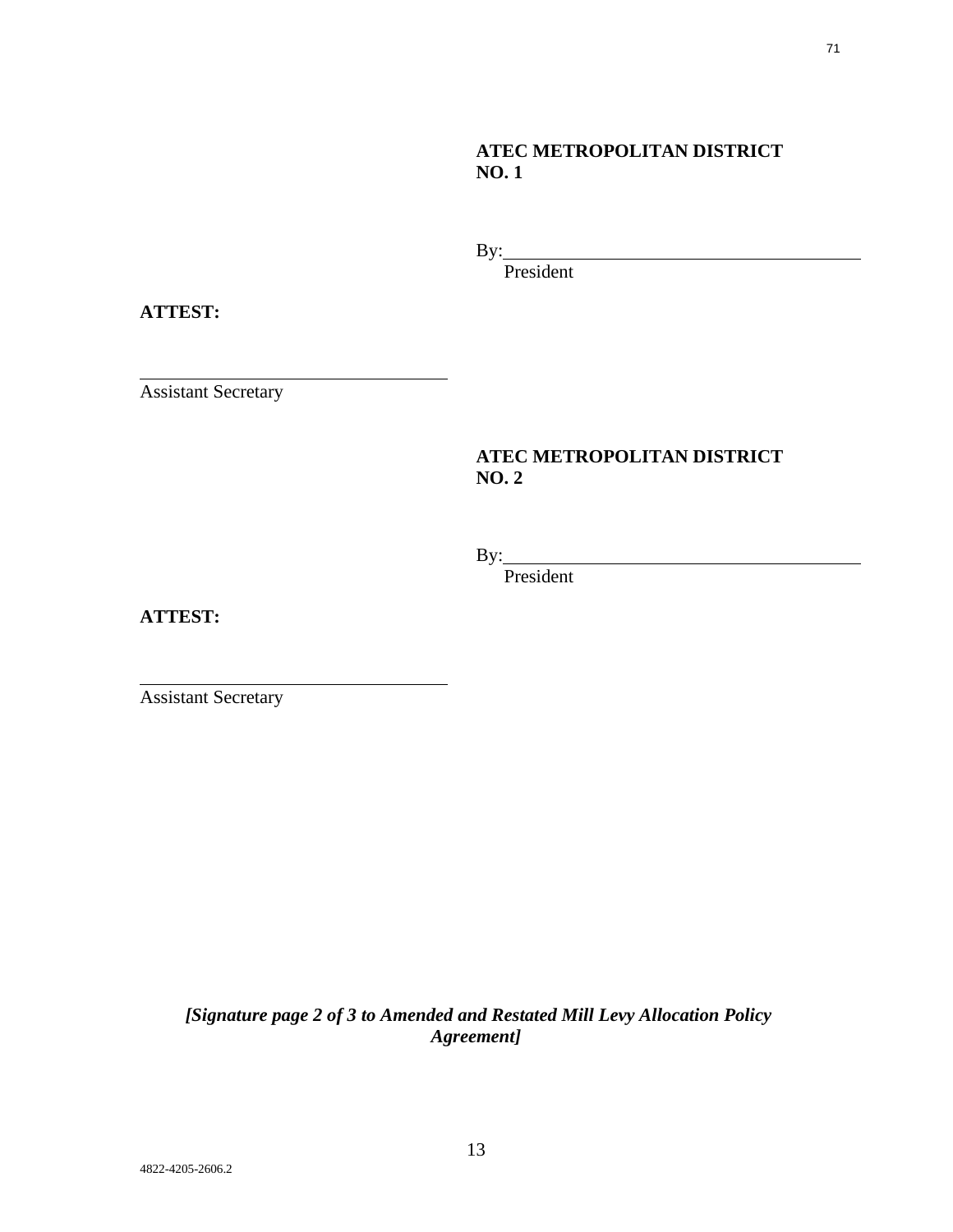**ATEC METROPOLITAN DISTRICT NO. 1**

By:\_\_\_\_\_\_\_\_\_\_\_\_\_\_\_\_\_\_\_\_\_\_\_\_\_\_\_\_\_\_\_\_\_\_\_\_\_\_
President

**ATTEST:**

\_\_\_\_\_\_\_\_\_\_\_\_\_\_\_\_\_\_\_\_\_\_\_\_\_\_\_\_\_\_\_\_\_\_
Assistant Secretary

**ATEC METROPOLITAN DISTRICT NO. 2**

By:\_\_\_\_\_\_\_\_\_\_\_\_\_\_\_\_\_\_\_\_\_\_\_\_\_\_\_\_\_\_\_\_\_\_\_\_\_\_
President

**ATTEST:**

\_\_\_\_\_\_\_\_\_\_\_\_\_\_\_\_\_\_\_\_\_\_\_\_\_\_\_\_\_\_\_\_\_\_
Assistant Secretary

***[Signature page 2 of 3 to Amended and Restated Mill Levy Allocation Policy Agreement]***

4822-4205-2606.2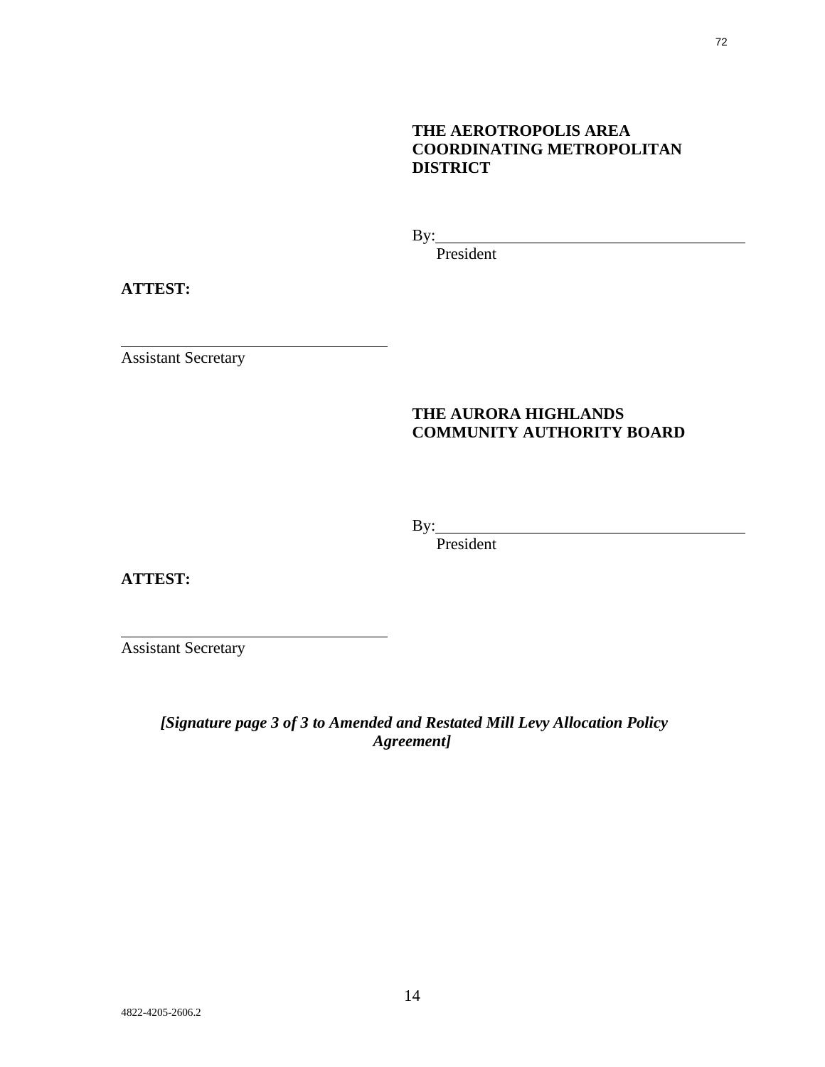**THE AEROTROPOLIS AREA COORDINATING METROPOLITAN DISTRICT**

By:\_\_\_\_\_\_\_\_\_\_\_\_\_\_\_\_\_\_\_\_\_\_\_\_\_\_\_\_\_\_\_\_\_\_\_\_\_\_\_\_
President

**ATTEST:**

\_\_\_\_\_\_\_\_\_\_\_\_\_\_\_\_\_\_\_\_\_\_\_\_\_\_\_\_\_\_\_\_\_\_\_\_
Assistant Secretary

**THE AURORA HIGHLANDS COMMUNITY AUTHORITY BOARD**

By:\_\_\_\_\_\_\_\_\_\_\_\_\_\_\_\_\_\_\_\_\_\_\_\_\_\_\_\_\_\_\_\_\_\_\_\_\_\_\_\_
President

**ATTEST:**

\_\_\_\_\_\_\_\_\_\_\_\_\_\_\_\_\_\_\_\_\_\_\_\_\_\_\_\_\_\_\_\_\_\_\_\_
Assistant Secretary

***[Signature page 3 of 3 to Amended and Restated Mill Levy Allocation Policy Agreement]***

4822-4205-2606.2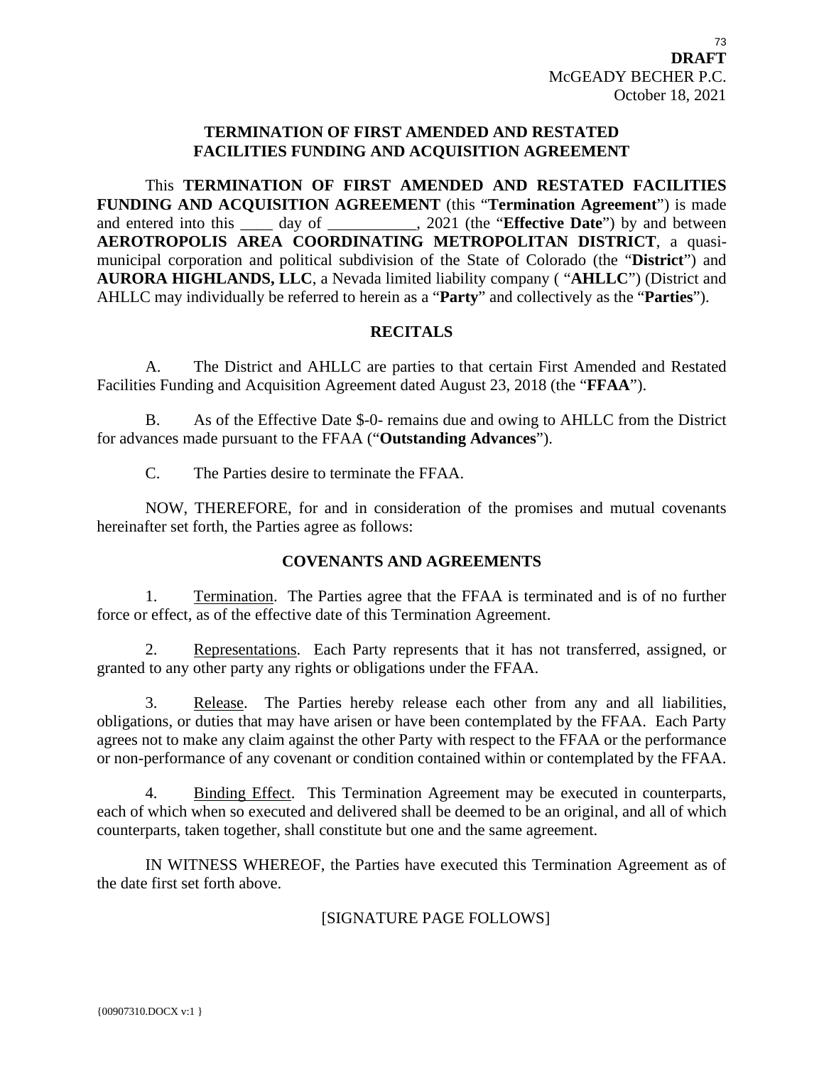**DRAFT**
McGEADY BECHER P.C.
October 18, 2021

# TERMINATION OF FIRST AMENDED AND RESTATED FACILITIES FUNDING AND ACQUISITION AGREEMENT

This **TERMINATION OF FIRST AMENDED AND RESTATED FACILITIES FUNDING AND ACQUISITION AGREEMENT** (this "**Termination Agreement**") is made and entered into this ____ day of ___________, 2021 (the "**Effective Date**") by and between **AEROTROPOLIS AREA COORDINATING METROPOLITAN DISTRICT**, a quasi-municipal corporation and political subdivision of the State of Colorado (the "**District**") and **AURORA HIGHLANDS, LLC**, a Nevada limited liability company ( "**AHLLC**") (District and AHLLC may individually be referred to herein as a "**Party**" and collectively as the "**Parties**").

## RECITALS

A. The District and AHLLC are parties to that certain First Amended and Restated Facilities Funding and Acquisition Agreement dated August 23, 2018 (the "**FFAA**").

B. As of the Effective Date $-0- remains due and owing to AHLLC from the District for advances made pursuant to the FFAA ("**Outstanding Advances**").

C. The Parties desire to terminate the FFAA.

NOW, THEREFORE, for and in consideration of the promises and mutual covenants hereinafter set forth, the Parties agree as follows:

## COVENANTS AND AGREEMENTS

1. Termination. The Parties agree that the FFAA is terminated and is of no further force or effect, as of the effective date of this Termination Agreement.

2. Representations. Each Party represents that it has not transferred, assigned, or granted to any other party any rights or obligations under the FFAA.

3. Release. The Parties hereby release each other from any and all liabilities, obligations, or duties that may have arisen or have been contemplated by the FFAA. Each Party agrees not to make any claim against the other Party with respect to the FFAA or the performance or non-performance of any covenant or condition contained within or contemplated by the FFAA.

4. Binding Effect. This Termination Agreement may be executed in counterparts, each of which when so executed and delivered shall be deemed to be an original, and all of which counterparts, taken together, shall constitute but one and the same agreement.

IN WITNESS WHEREOF, the Parties have executed this Termination Agreement as of the date first set forth above.

[SIGNATURE PAGE FOLLOWS]

{00907310.DOCX v:1 }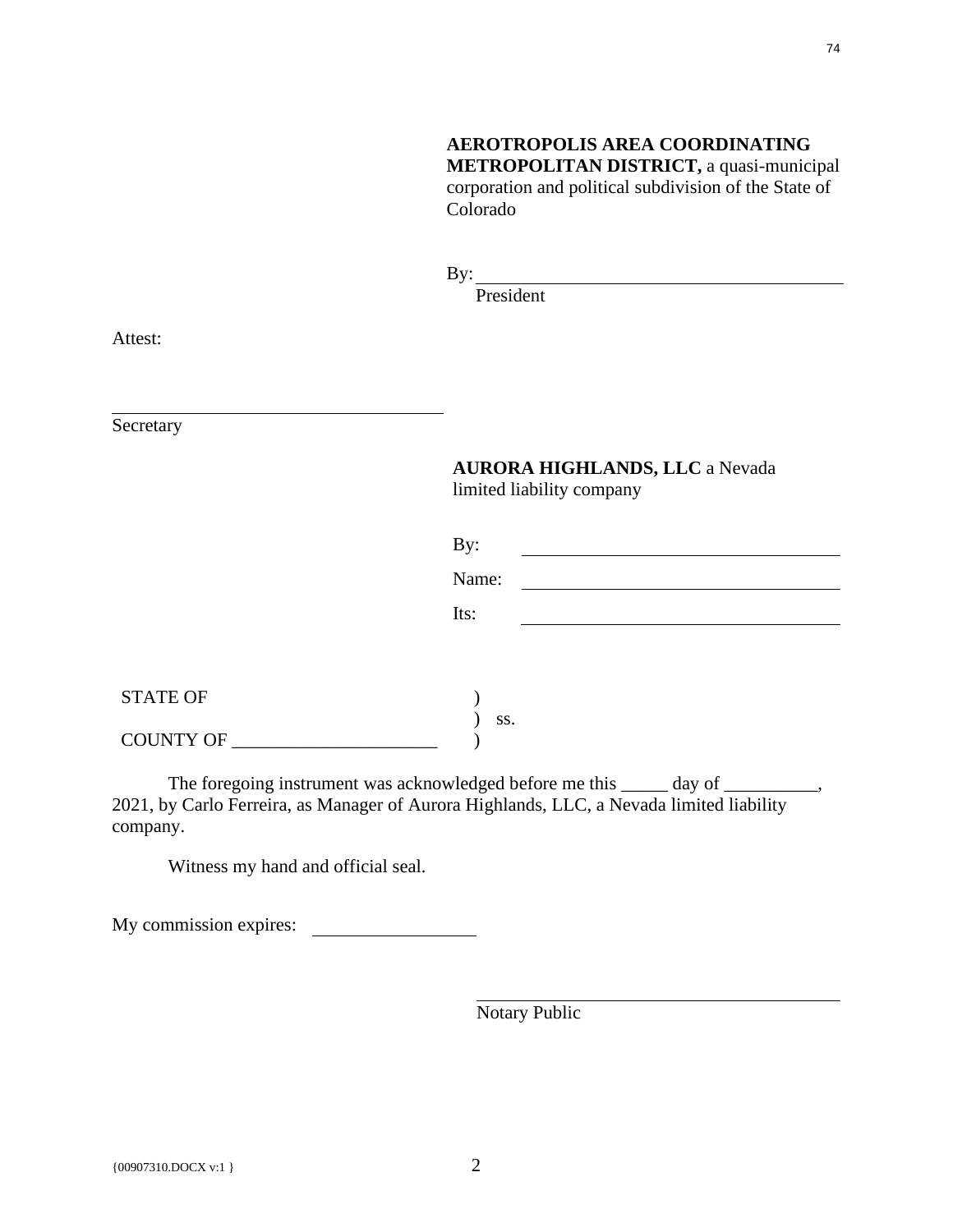**AEROTROPOLIS AREA COORDINATING METROPOLITAN DISTRICT,** a quasi-municipal corporation and political subdivision of the State of Colorado

By: ______________________________________
President

Attest:

______________________________________
Secretary

**AURORA HIGHLANDS, LLC** a Nevada limited liability company

By: ______________________________________

Name: ______________________________________

Its: ______________________________________

STATE OF )
) ss.
COUNTY OF ______________________ )

The foregoing instrument was acknowledged before me this _____ day of __________, 2021, by Carlo Ferreira, as Manager of Aurora Highlands, LLC, a Nevada limited liability company.

Witness my hand and official seal.

My commission expires: __________________

______________________________________
Notary Public

{00907310.DOCX v:1 }